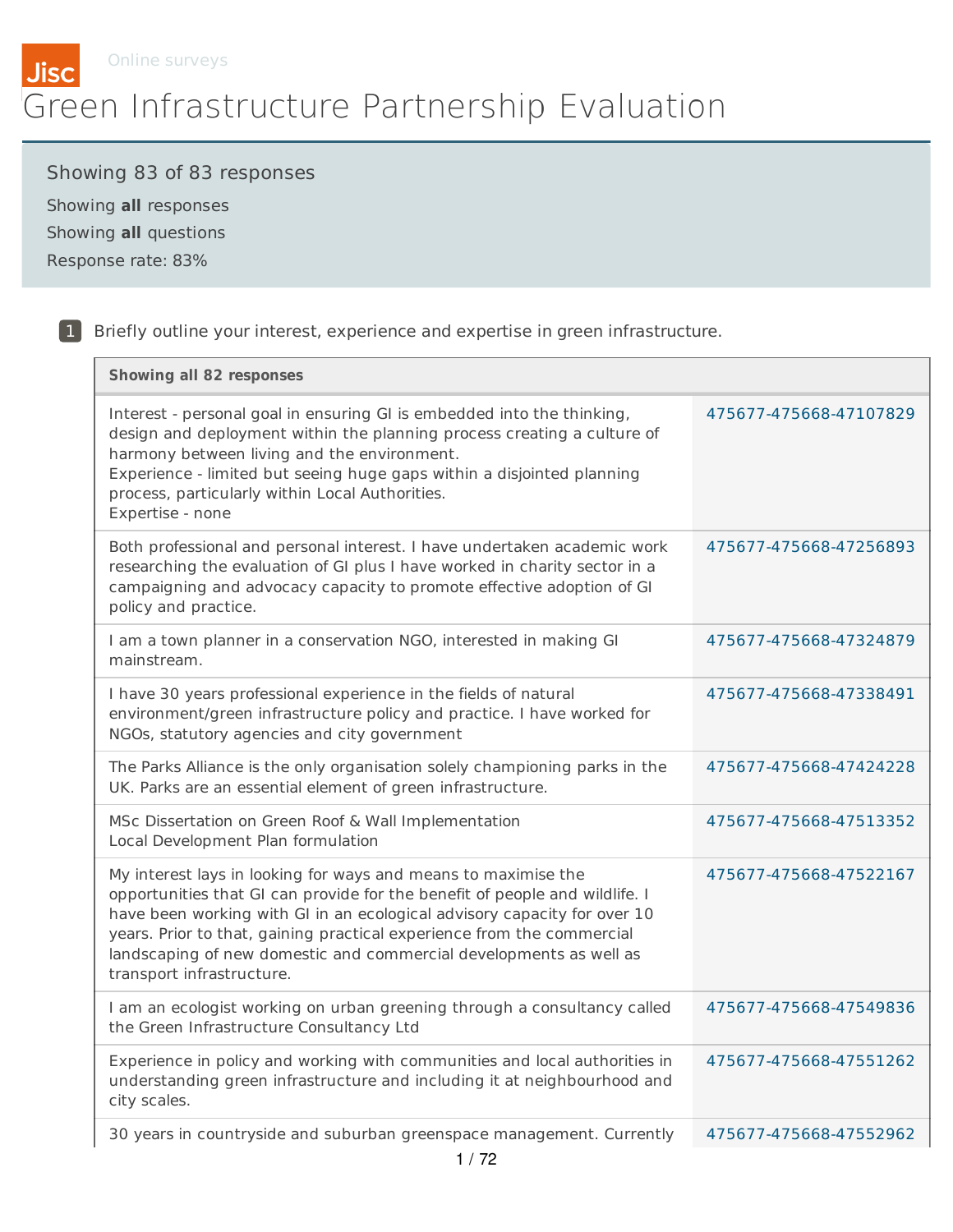Jisc Online surveys

# Green Infrastructure Partnership Evaluation

Showing 83 of 83 responses

Showing **all** responses

Showing **all** questions

Response rate: 83%

## 1 Briefly outline your interest, experience and expertise in green infrastructure.

| Showing all 82 responses | |
|---|---|
| Interest - personal goal in ensuring GI is embedded into the thinking, design and deployment within the planning process creating a culture of harmony between living and the environment.<br>Experience - limited but seeing huge gaps within a disjointed planning process, particularly within Local Authorities.<br>Expertise - none | 475677-475668-47107829 |
| Both professional and personal interest. I have undertaken academic work researching the evaluation of GI plus I have worked in charity sector in a campaigning and advocacy capacity to promote effective adoption of GI policy and practice. | 475677-475668-47256893 |
| I am a town planner in a conservation NGO, interested in making GI mainstream. | 475677-475668-47324879 |
| I have 30 years professional experience in the fields of natural environment/green infrastructure policy and practice. I have worked for NGOs, statutory agencies and city government | 475677-475668-47338491 |
| The Parks Alliance is the only organisation solely championing parks in the UK. Parks are an essential element of green infrastructure. | 475677-475668-47424228 |
| MSc Dissertation on Green Roof & Wall Implementation<br>Local Development Plan formulation | 475677-475668-47513352 |
| My interest lays in looking for ways and means to maximise the opportunities that GI can provide for the benefit of people and wildlife. I have been working with GI in an ecological advisory capacity for over 10 years. Prior to that, gaining practical experience from the commercial landscaping of new domestic and commercial developments as well as transport infrastructure. | 475677-475668-47522167 |
| I am an ecologist working on urban greening through a consultancy called the Green Infrastructure Consultancy Ltd | 475677-475668-47549836 |
| Experience in policy and working with communities and local authorities in understanding green infrastructure and including it at neighbourhood and city scales. | 475677-475668-47551262 |
| 30 years in countryside and suburban greenspace management. Currently | 475677-475668-47552962 |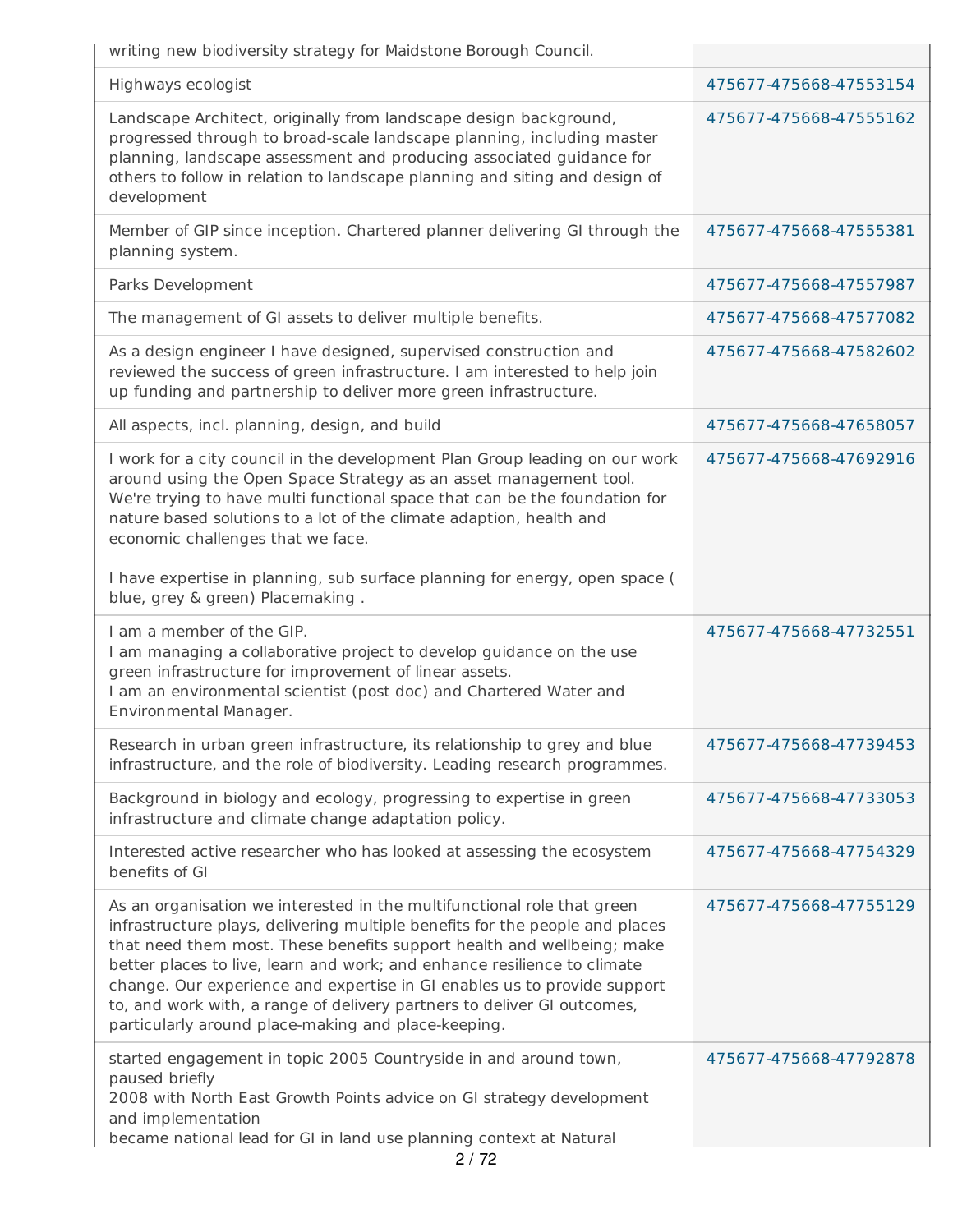| | |
|---|---|
| writing new biodiversity strategy for Maidstone Borough Council. | |
| Highways ecologist | 475677-475668-47553154 |
| Landscape Architect, originally from landscape design background, progressed through to broad-scale landscape planning, including master planning, landscape assessment and producing associated guidance for others to follow in relation to landscape planning and siting and design of development | 475677-475668-47555162 |
| Member of GIP since inception. Chartered planner delivering GI through the planning system. | 475677-475668-47555381 |
| Parks Development | 475677-475668-47557987 |
| The management of GI assets to deliver multiple benefits. | 475677-475668-47577082 |
| As a design engineer I have designed, supervised construction and reviewed the success of green infrastructure. I am interested to help join up funding and partnership to deliver more green infrastructure. | 475677-475668-47582602 |
| All aspects, incl. planning, design, and build | 475677-475668-47658057 |
| I work for a city council in the development Plan Group leading on our work around using the Open Space Strategy as an asset management tool. We're trying to have multi functional space that can be the foundation for nature based solutions to a lot of the climate adaption, health and economic challenges that we face.<br><br>I have expertise in planning, sub surface planning for energy, open space ( blue, grey & green) Placemaking . | 475677-475668-47692916 |
| I am a member of the GIP.<br>I am managing a collaborative project to develop guidance on the use green infrastructure for improvement of linear assets.<br>I am an environmental scientist (post doc) and Chartered Water and Environmental Manager. | 475677-475668-47732551 |
| Research in urban green infrastructure, its relationship to grey and blue infrastructure, and the role of biodiversity. Leading research programmes. | 475677-475668-47739453 |
| Background in biology and ecology, progressing to expertise in green infrastructure and climate change adaptation policy. | 475677-475668-47733053 |
| Interested active researcher who has looked at assessing the ecosystem benefits of GI | 475677-475668-47754329 |
| As an organisation we interested in the multifunctional role that green infrastructure plays, delivering multiple benefits for the people and places that need them most. These benefits support health and wellbeing; make better places to live, learn and work; and enhance resilience to climate change. Our experience and expertise in GI enables us to provide support to, and work with, a range of delivery partners to deliver GI outcomes, particularly around place-making and place-keeping. | 475677-475668-47755129 |
| started engagement in topic 2005 Countryside in and around town, paused briefly<br>2008 with North East Growth Points advice on GI strategy development and implementation<br>became national lead for GI in land use planning context at Natural | 475677-475668-47792878 |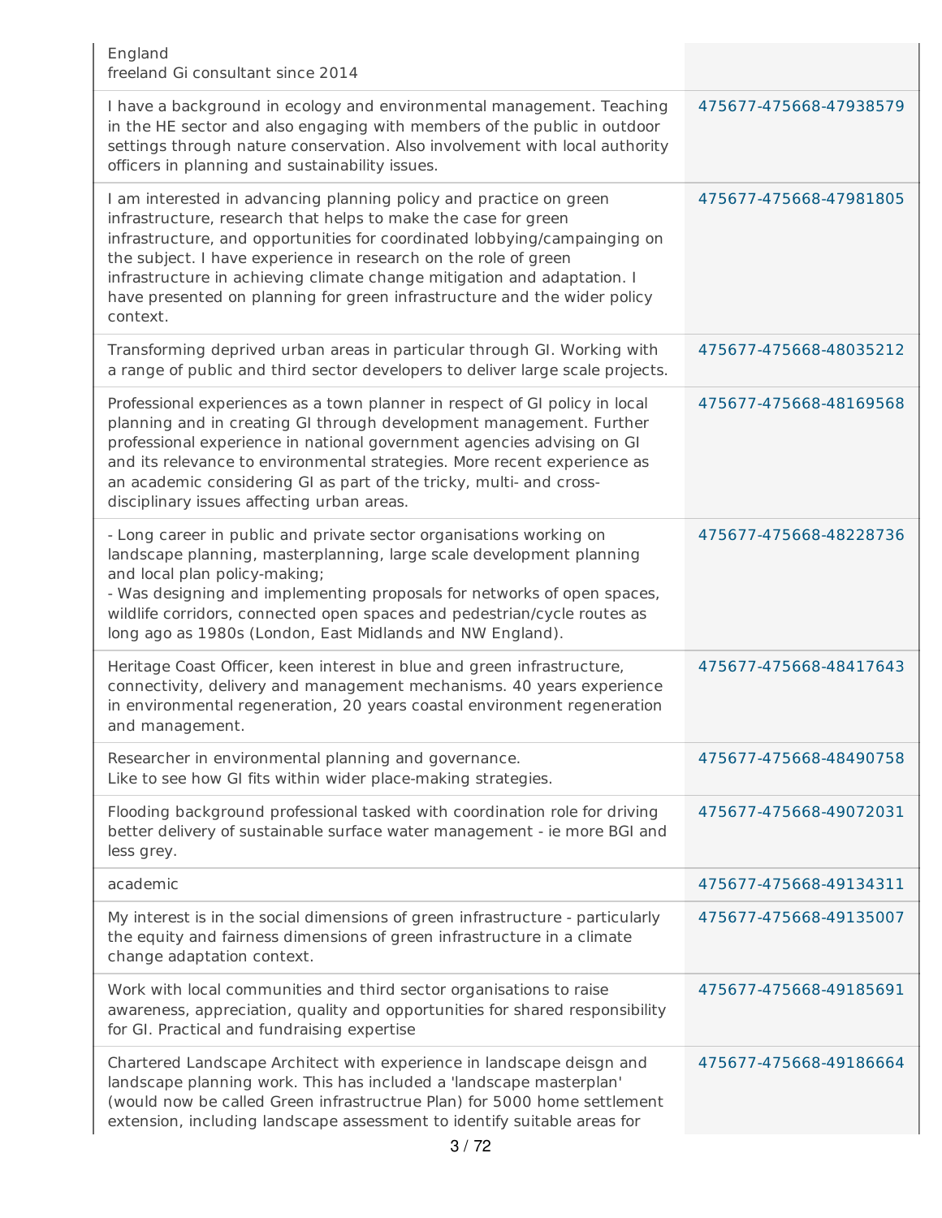| | |
|---|---|
| England<br>freeland Gi consultant since 2014 | |
| I have a background in ecology and environmental management. Teaching in the HE sector and also engaging with members of the public in outdoor settings through nature conservation. Also involvement with local authority officers in planning and sustainability issues. | 475677-475668-47938579 |
| I am interested in advancing planning policy and practice on green infrastructure, research that helps to make the case for green infrastructure, and opportunities for coordinated lobbying/campaigning on the subject. I have experience in research on the role of green infrastructure in achieving climate change mitigation and adaptation. I have presented on planning for green infrastructure and the wider policy context. | 475677-475668-47981805 |
| Transforming deprived urban areas in particular through GI. Working with a range of public and third sector developers to deliver large scale projects. | 475677-475668-48035212 |
| Professional experiences as a town planner in respect of GI policy in local planning and in creating GI through development management. Further professional experience in national government agencies advising on GI and its relevance to environmental strategies. More recent experience as an academic considering GI as part of the tricky, multi- and cross-disciplinary issues affecting urban areas. | 475677-475668-48169568 |
| - Long career in public and private sector organisations working on landscape planning, masterplanning, large scale development planning and local plan policy-making;<br>- Was designing and implementing proposals for networks of open spaces, wildlife corridors, connected open spaces and pedestrian/cycle routes as long ago as 1980s (London, East Midlands and NW England). | 475677-475668-48228736 |
| Heritage Coast Officer, keen interest in blue and green infrastructure, connectivity, delivery and management mechanisms. 40 years experience in environmental regeneration, 20 years coastal environment regeneration and management. | 475677-475668-48417643 |
| Researcher in environmental planning and governance.<br>Like to see how GI fits within wider place-making strategies. | 475677-475668-48490758 |
| Flooding background professional tasked with coordination role for driving better delivery of sustainable surface water management - ie more BGI and less grey. | 475677-475668-49072031 |
| academic | 475677-475668-49134311 |
| My interest is in the social dimensions of green infrastructure - particularly the equity and fairness dimensions of green infrastructure in a climate change adaptation context. | 475677-475668-49135007 |
| Work with local communities and third sector organisations to raise awareness, appreciation, quality and opportunities for shared responsibility for GI. Practical and fundraising expertise | 475677-475668-49185691 |
| Chartered Landscape Architect with experience in landscape deisgn and landscape planning work. This has included a 'landscape masterplan' (would now be called Green infrastructrue Plan) for 5000 home settlement extension, including landscape assessment to identify suitable areas for | 475677-475668-49186664 |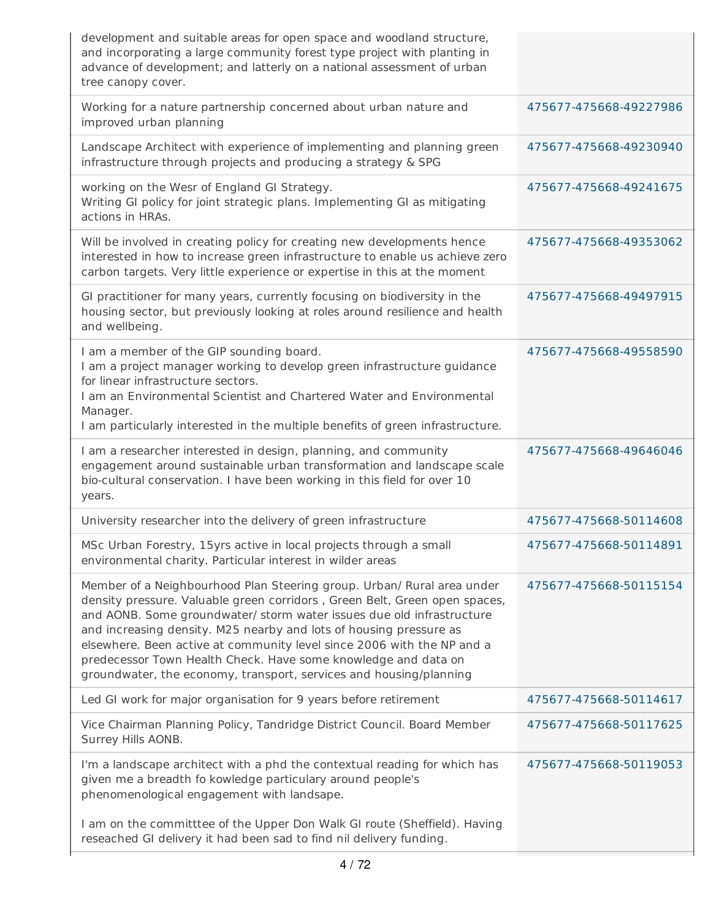| | |
|---|---|
| development and suitable areas for open space and woodland structure, and incorporating a large community forest type project with planting in advance of development; and latterly on a national assessment of urban tree canopy cover. | |
| Working for a nature partnership concerned about urban nature and improved urban planning | 475677-475668-49227986 |
| Landscape Architect with experience of implementing and planning green infrastructure through projects and producing a strategy & SPG | 475677-475668-49230940 |
| working on the Wesr of England GI Strategy.<br>Writing GI policy for joint strategic plans. Implementing GI as mitigating actions in HRAs. | 475677-475668-49241675 |
| Will be involved in creating policy for creating new developments hence interested in how to increase green infrastructure to enable us achieve zero carbon targets. Very little experience or expertise in this at the moment | 475677-475668-49353062 |
| GI practitioner for many years, currently focusing on biodiversity in the housing sector, but previously looking at roles around resilience and health and wellbeing. | 475677-475668-49497915 |
| I am a member of the GIP sounding board.<br>I am a project manager working to develop green infrastructure guidance for linear infrastructure sectors.<br>I am an Environmental Scientist and Chartered Water and Environmental Manager.<br>I am particularly interested in the multiple benefits of green infrastructure. | 475677-475668-49558590 |
| I am a researcher interested in design, planning, and community engagement around sustainable urban transformation and landscape scale bio-cultural conservation. I have been working in this field for over 10 years. | 475677-475668-49646046 |
| University researcher into the delivery of green infrastructure | 475677-475668-50114608 |
| MSc Urban Forestry, 15yrs active in local projects through a small environmental charity. Particular interest in wilder areas | 475677-475668-50114891 |
| Member of a Neighbourhood Plan Steering group. Urban/ Rural area under density pressure. Valuable green corridors , Green Belt, Green open spaces, and AONB. Some groundwater/ storm water issues due old infrastructure and increasing density. M25 nearby and lots of housing pressure as elsewhere. Been active at community level since 2006 with the NP and a predecessor Town Health Check. Have some knowledge and data on groundwater, the economy, transport, services and housing/planning | 475677-475668-50115154 |
| Led GI work for major organisation for 9 years before retirement | 475677-475668-50114617 |
| Vice Chairman Planning Policy, Tandridge District Council. Board Member Surrey Hills AONB. | 475677-475668-50117625 |
| I'm a landscape architect with a phd the contextual reading for which has given me a breadth fo kowledge particulary around people's phenomenological engagement with landsape.<br><br>I am on the committtee of the Upper Don Walk GI route (Sheffield). Having reseached GI delivery it had been sad to find nil delivery funding. | 475677-475668-50119053 |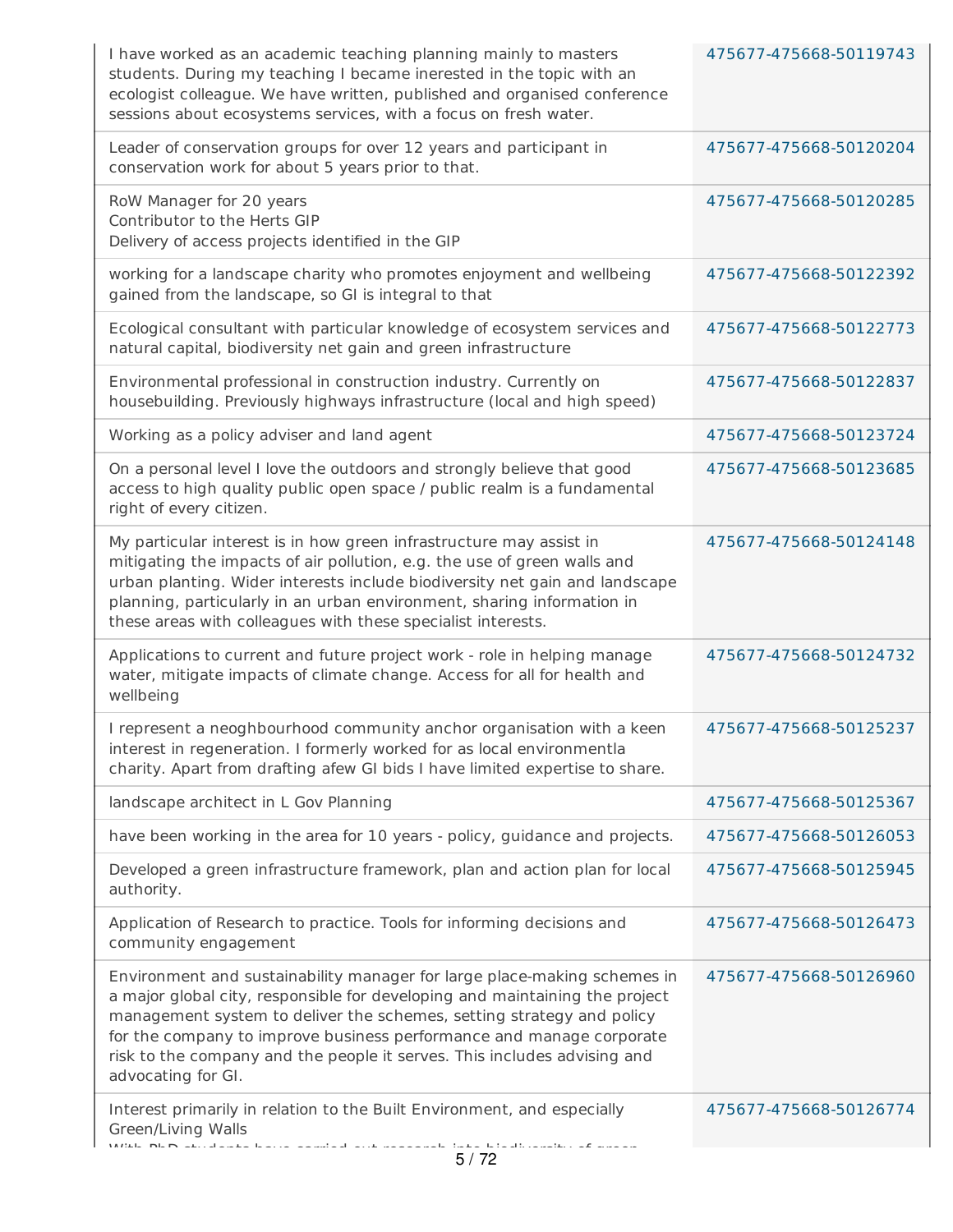| | |
|---|---|
| I have worked as an academic teaching planning mainly to masters students. During my teaching I became inerested in the topic with an ecologist colleague. We have written, published and organised conference sessions about ecosystems services, with a focus on fresh water. | 475677-475668-50119743 |
| Leader of conservation groups for over 12 years and participant in conservation work for about 5 years prior to that. | 475677-475668-50120204 |
| RoW Manager for 20 years<br>Contributor to the Herts GIP<br>Delivery of access projects identified in the GIP | 475677-475668-50120285 |
| working for a landscape charity who promotes enjoyment and wellbeing gained from the landscape, so GI is integral to that | 475677-475668-50122392 |
| Ecological consultant with particular knowledge of ecosystem services and natural capital, biodiversity net gain and green infrastructure | 475677-475668-50122773 |
| Environmental professional in construction industry. Currently on housebuilding. Previously highways infrastructure (local and high speed) | 475677-475668-50122837 |
| Working as a policy adviser and land agent | 475677-475668-50123724 |
| On a personal level I love the outdoors and strongly believe that good access to high quality public open space / public realm is a fundamental right of every citizen. | 475677-475668-50123685 |
| My particular interest is in how green infrastructure may assist in mitigating the impacts of air pollution, e.g. the use of green walls and urban planting. Wider interests include biodiversity net gain and landscape planning, particularly in an urban environment, sharing information in these areas with colleagues with these specialist interests. | 475677-475668-50124148 |
| Applications to current and future project work - role in helping manage water, mitigate impacts of climate change. Access for all for health and wellbeing | 475677-475668-50124732 |
| I represent a neoghbourhood community anchor organisation with a keen interest in regeneration. I formerly worked for as local environmentla charity. Apart from drafting afew GI bids I have limited expertise to share. | 475677-475668-50125237 |
| landscape architect in L Gov Planning | 475677-475668-50125367 |
| have been working in the area for 10 years - policy, guidance and projects. | 475677-475668-50126053 |
| Developed a green infrastructure framework, plan and action plan for local authority. | 475677-475668-50125945 |
| Application of Research to practice. Tools for informing decisions and community engagement | 475677-475668-50126473 |
| Environment and sustainability manager for large place-making schemes in a major global city, responsible for developing and maintaining the project management system to deliver the schemes, setting strategy and policy for the company to improve business performance and manage corporate risk to the company and the people it serves. This includes advising and advocating for GI. | 475677-475668-50126960 |
| Interest primarily in relation to the Built Environment, and especially Green/Living Walls<br>With PhD students have carried out research into biodiversity of green | 475677-475668-50126774 |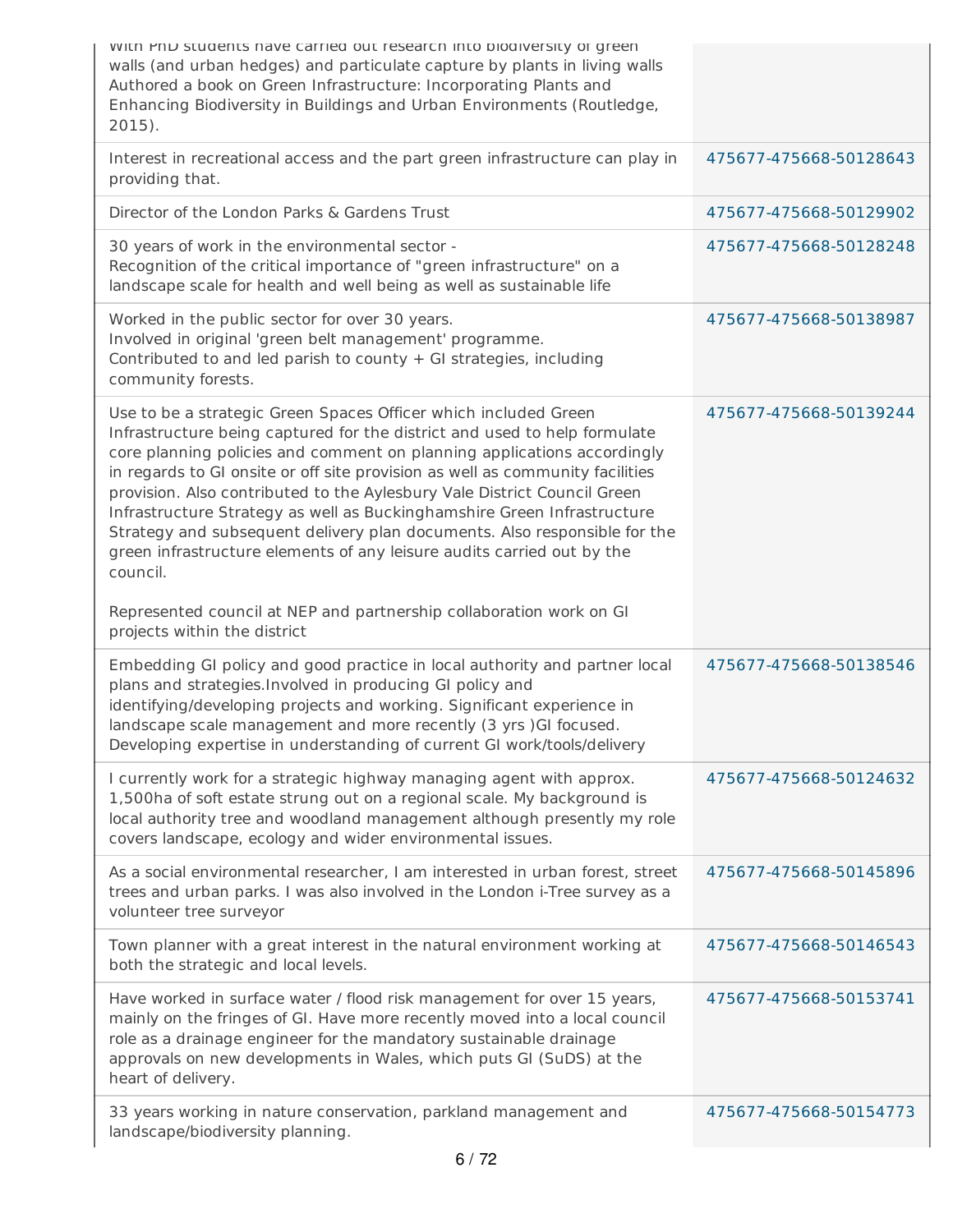| | |
|---|---|
| With PhD students have carried out research into biodiversity of green walls (and urban hedges) and particulate capture by plants in living walls Authored a book on Green Infrastructure: Incorporating Plants and Enhancing Biodiversity in Buildings and Urban Environments (Routledge, 2015). | |
| Interest in recreational access and the part green infrastructure can play in providing that. | 475677-475668-50128643 |
| Director of the London Parks & Gardens Trust | 475677-475668-50129902 |
| 30 years of work in the environmental sector - Recognition of the critical importance of "green infrastructure" on a landscape scale for health and well being as well as sustainable life | 475677-475668-50128248 |
| Worked in the public sector for over 30 years. Involved in original 'green belt management' programme. Contributed to and led parish to county + GI strategies, including community forests. | 475677-475668-50138987 |
| Use to be a strategic Green Spaces Officer which included Green Infrastructure being captured for the district and used to help formulate core planning policies and comment on planning applications accordingly in regards to GI onsite or off site provision as well as community facilities provision. Also contributed to the Aylesbury Vale District Council Green Infrastructure Strategy as well as Buckinghamshire Green Infrastructure Strategy and subsequent delivery plan documents. Also responsible for the green infrastructure elements of any leisure audits carried out by the council. Represented council at NEP and partnership collaboration work on GI projects within the district | 475677-475668-50139244 |
| Embedding GI policy and good practice in local authority and partner local plans and strategies.Involved in producing GI policy and identifying/developing projects and working. Significant experience in landscape scale management and more recently (3 yrs )GI focused. Developing expertise in understanding of current GI work/tools/delivery | 475677-475668-50138546 |
| I currently work for a strategic highway managing agent with approx. 1,500ha of soft estate strung out on a regional scale. My background is local authority tree and woodland management although presently my role covers landscape, ecology and wider environmental issues. | 475677-475668-50124632 |
| As a social environmental researcher, I am interested in urban forest, street trees and urban parks. I was also involved in the London i-Tree survey as a volunteer tree surveyor | 475677-475668-50145896 |
| Town planner with a great interest in the natural environment working at both the strategic and local levels. | 475677-475668-50146543 |
| Have worked in surface water / flood risk management for over 15 years, mainly on the fringes of GI. Have more recently moved into a local council role as a drainage engineer for the mandatory sustainable drainage approvals on new developments in Wales, which puts GI (SuDS) at the heart of delivery. | 475677-475668-50153741 |
| 33 years working in nature conservation, parkland management and landscape/biodiversity planning. | 475677-475668-50154773 |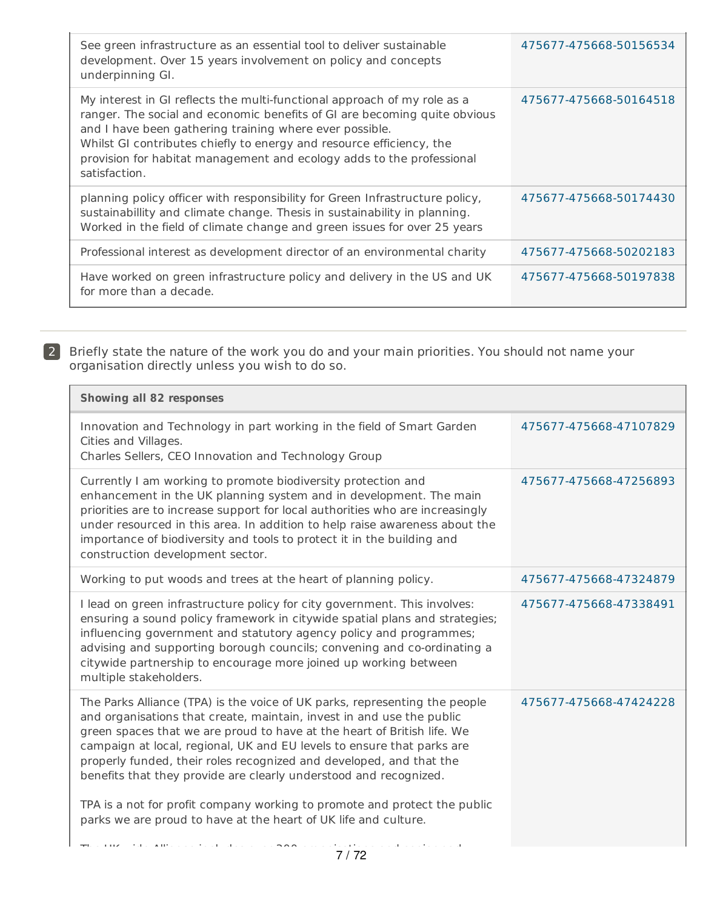| | |
|---|---|
| See green infrastructure as an essential tool to deliver sustainable development. Over 15 years involvement on policy and concepts underpinning GI. | 475677-475668-50156534 |
| My interest in GI reflects the multi-functional approach of my role as a ranger. The social and economic benefits of GI are becoming quite obvious and I have been gathering training where ever possible. Whilst GI contributes chiefly to energy and resource efficiency, the provision for habitat management and ecology adds to the professional satisfaction. | 475677-475668-50164518 |
| planning policy officer with responsibility for Green Infrastructure policy, sustainabillity and climate change. Thesis in sustainability in planning. Worked in the field of climate change and green issues for over 25 years | 475677-475668-50174430 |
| Professional interest as development director of an environmental charity | 475677-475668-50202183 |
| Have worked on green infrastructure policy and delivery in the US and UK for more than a decade. | 475677-475668-50197838 |

2 Briefly state the nature of the work you do and your main priorities. You should not name your organisation directly unless you wish to do so.

| Showing all 82 responses | |
|---|---|
| Innovation and Technology in part working in the field of Smart Garden Cities and Villages. Charles Sellers, CEO Innovation and Technology Group | 475677-475668-47107829 |
| Currently I am working to promote biodiversity protection and enhancement in the UK planning system and in development. The main priorities are to increase support for local authorities who are increasingly under resourced in this area. In addition to help raise awareness about the importance of biodiversity and tools to protect it in the building and construction development sector. | 475677-475668-47256893 |
| Working to put woods and trees at the heart of planning policy. | 475677-475668-47324879 |
| I lead on green infrastructure policy for city government. This involves: ensuring a sound policy framework in citywide spatial plans and strategies; influencing government and statutory agency policy and programmes; advising and supporting borough councils; convening and co-ordinating a citywide partnership to encourage more joined up working between multiple stakeholders. | 475677-475668-47338491 |
| The Parks Alliance (TPA) is the voice of UK parks, representing the people and organisations that create, maintain, invest in and use the public green spaces that we are proud to have at the heart of British life. We campaign at local, regional, UK and EU levels to ensure that parks are properly funded, their roles recognized and developed, and that the benefits that they provide are clearly understood and recognized.<br><br>TPA is a not for profit company working to promote and protect the public parks we are proud to have at the heart of UK life and culture. | 475677-475668-47424228 |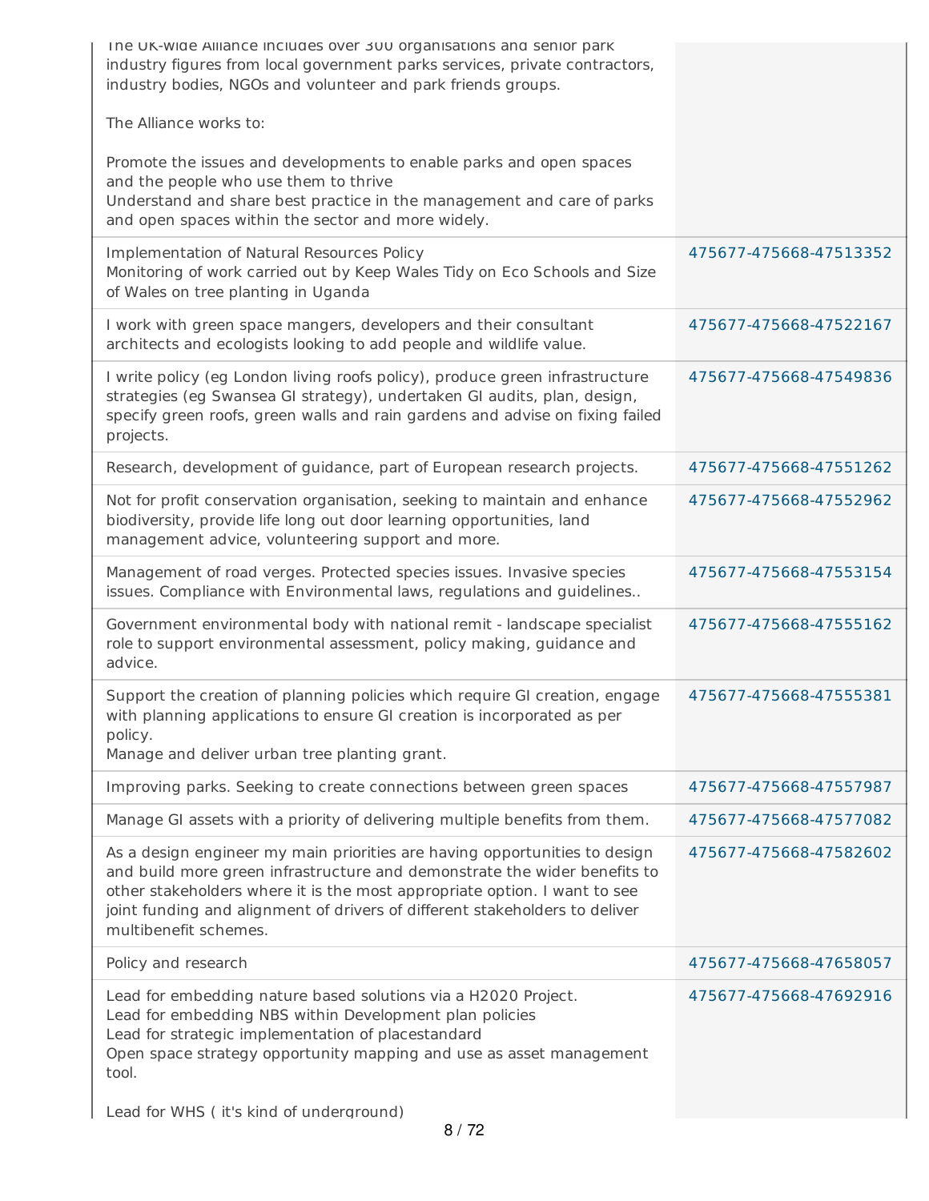| | |
|---|---|
| The UK-wide Alliance includes over 300 organisations and senior park industry figures from local government parks services, private contractors, industry bodies, NGOs and volunteer and park friends groups.<br><br>The Alliance works to:<br><br>Promote the issues and developments to enable parks and open spaces and the people who use them to thrive<br>Understand and share best practice in the management and care of parks and open spaces within the sector and more widely. | |
| Implementation of Natural Resources Policy<br>Monitoring of work carried out by Keep Wales Tidy on Eco Schools and Size of Wales on tree planting in Uganda | 475677-475668-47513352 |
| I work with green space mangers, developers and their consultant architects and ecologists looking to add people and wildlife value. | 475677-475668-47522167 |
| I write policy (eg London living roofs policy), produce green infrastructure strategies (eg Swansea GI strategy), undertaken GI audits, plan, design, specify green roofs, green walls and rain gardens and advise on fixing failed projects. | 475677-475668-47549836 |
| Research, development of guidance, part of European research projects. | 475677-475668-47551262 |
| Not for profit conservation organisation, seeking to maintain and enhance biodiversity, provide life long out door learning opportunities, land management advice, volunteering support and more. | 475677-475668-47552962 |
| Management of road verges. Protected species issues. Invasive species issues. Compliance with Environmental laws, regulations and guidelines.. | 475677-475668-47553154 |
| Government environmental body with national remit - landscape specialist role to support environmental assessment, policy making, guidance and advice. | 475677-475668-47555162 |
| Support the creation of planning policies which require GI creation, engage with planning applications to ensure GI creation is incorporated as per policy.<br>Manage and deliver urban tree planting grant. | 475677-475668-47555381 |
| Improving parks. Seeking to create connections between green spaces | 475677-475668-47557987 |
| Manage GI assets with a priority of delivering multiple benefits from them. | 475677-475668-47577082 |
| As a design engineer my main priorities are having opportunities to design and build more green infrastructure and demonstrate the wider benefits to other stakeholders where it is the most appropriate option. I want to see joint funding and alignment of drivers of different stakeholders to deliver multibenefit schemes. | 475677-475668-47582602 |
| Policy and research | 475677-475668-47658057 |
| Lead for embedding nature based solutions via a H2020 Project.<br>Lead for embedding NBS within Development plan policies<br>Lead for strategic implementation of placestandard<br>Open space strategy opportunity mapping and use as asset management tool.<br><br>Lead for WHS ( it's kind of underground) | 475677-475668-47692916 |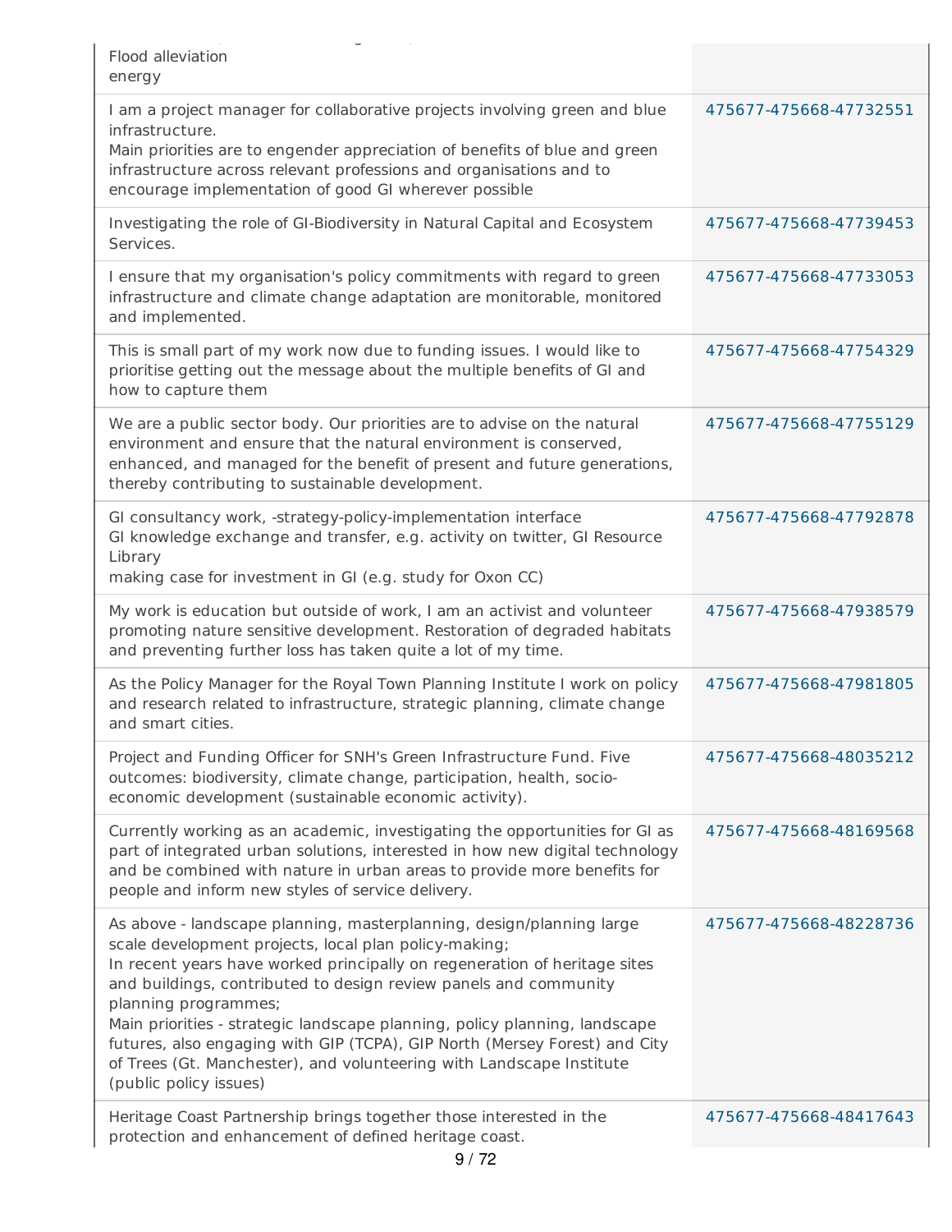| | |
|---|---|
| Flood alleviation<br>energy | |
| I am a project manager for collaborative projects involving green and blue infrastructure.<br>Main priorities are to engender appreciation of benefits of blue and green infrastructure across relevant professions and organisations and to encourage implementation of good GI wherever possible | 475677-475668-47732551 |
| Investigating the role of GI-Biodiversity in Natural Capital and Ecosystem Services. | 475677-475668-47739453 |
| I ensure that my organisation's policy commitments with regard to green infrastructure and climate change adaptation are monitorable, monitored and implemented. | 475677-475668-47733053 |
| This is small part of my work now due to funding issues. I would like to prioritise getting out the message about the multiple benefits of GI and how to capture them | 475677-475668-47754329 |
| We are a public sector body. Our priorities are to advise on the natural environment and ensure that the natural environment is conserved, enhanced, and managed for the benefit of present and future generations, thereby contributing to sustainable development. | 475677-475668-47755129 |
| GI consultancy work, -strategy-policy-implementation interface<br>GI knowledge exchange and transfer, e.g. activity on twitter, GI Resource Library<br>making case for investment in GI (e.g. study for Oxon CC) | 475677-475668-47792878 |
| My work is education but outside of work, I am an activist and volunteer promoting nature sensitive development. Restoration of degraded habitats and preventing further loss has taken quite a lot of my time. | 475677-475668-47938579 |
| As the Policy Manager for the Royal Town Planning Institute I work on policy and research related to infrastructure, strategic planning, climate change and smart cities. | 475677-475668-47981805 |
| Project and Funding Officer for SNH's Green Infrastructure Fund. Five outcomes: biodiversity, climate change, participation, health, socio-economic development (sustainable economic activity). | 475677-475668-48035212 |
| Currently working as an academic, investigating the opportunities for GI as part of integrated urban solutions, interested in how new digital technology and be combined with nature in urban areas to provide more benefits for people and inform new styles of service delivery. | 475677-475668-48169568 |
| As above - landscape planning, masterplanning, design/planning large scale development projects, local plan policy-making;<br>In recent years have worked principally on regeneration of heritage sites and buildings, contributed to design review panels and community planning programmes;<br>Main priorities - strategic landscape planning, policy planning, landscape futures, also engaging with GIP (TCPA), GIP North (Mersey Forest) and City of Trees (Gt. Manchester), and volunteering with Landscape Institute (public policy issues) | 475677-475668-48228736 |
| Heritage Coast Partnership brings together those interested in the protection and enhancement of defined heritage coast. | 475677-475668-48417643 |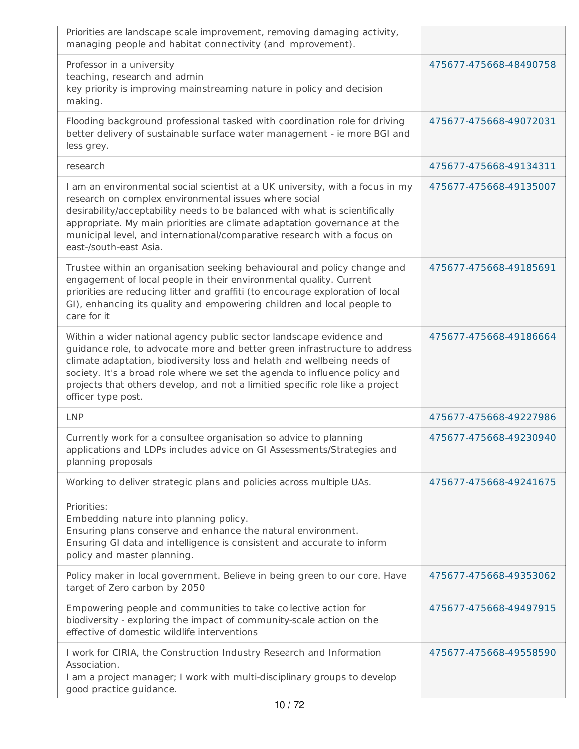| | |
|---|---|
| Priorities are landscape scale improvement, removing damaging activity, managing people and habitat connectivity (and improvement). | |
| Professor in a university<br>teaching, research and admin<br>key priority is improving mainstreaming nature in policy and decision making. | 475677-475668-48490758 |
| Flooding background professional tasked with coordination role for driving better delivery of sustainable surface water management - ie more BGI and less grey. | 475677-475668-49072031 |
| research | 475677-475668-49134311 |
| I am an environmental social scientist at a UK university, with a focus in my research on complex environmental issues where social desirability/acceptability needs to be balanced with what is scientifically appropriate. My main priorities are climate adaptation governance at the municipal level, and international/comparative research with a focus on east-/south-east Asia. | 475677-475668-49135007 |
| Trustee within an organisation seeking behavioural and policy change and engagement of local people in their environmental quality. Current priorities are reducing litter and graffiti (to encourage exploration of local GI), enhancing its quality and empowering children and local people to care for it | 475677-475668-49185691 |
| Within a wider national agency public sector landscape evidence and guidance role, to advocate more and better green infrastructure to address climate adaptation, biodiversity loss and helath and wellbeing needs of society. It's a broad role where we set the agenda to influence policy and projects that others develop, and not a limitied specific role like a project officer type post. | 475677-475668-49186664 |
| LNP | 475677-475668-49227986 |
| Currently work for a consultee organisation so advice to planning applications and LDPs includes advice on GI Assessments/Strategies and planning proposals | 475677-475668-49230940 |
| Working to deliver strategic plans and policies across multiple UAs.<br><br>Priorities:<br>Embedding nature into planning policy.<br>Ensuring plans conserve and enhance the natural environment.<br>Ensuring GI data and intelligence is consistent and accurate to inform policy and master planning. | 475677-475668-49241675 |
| Policy maker in local government. Believe in being green to our core. Have target of Zero carbon by 2050 | 475677-475668-49353062 |
| Empowering people and communities to take collective action for biodiversity - exploring the impact of community-scale action on the effective of domestic wildlife interventions | 475677-475668-49497915 |
| I work for CIRIA, the Construction Industry Research and Information Association.<br>I am a project manager; I work with multi-disciplinary groups to develop good practice guidance. | 475677-475668-49558590 |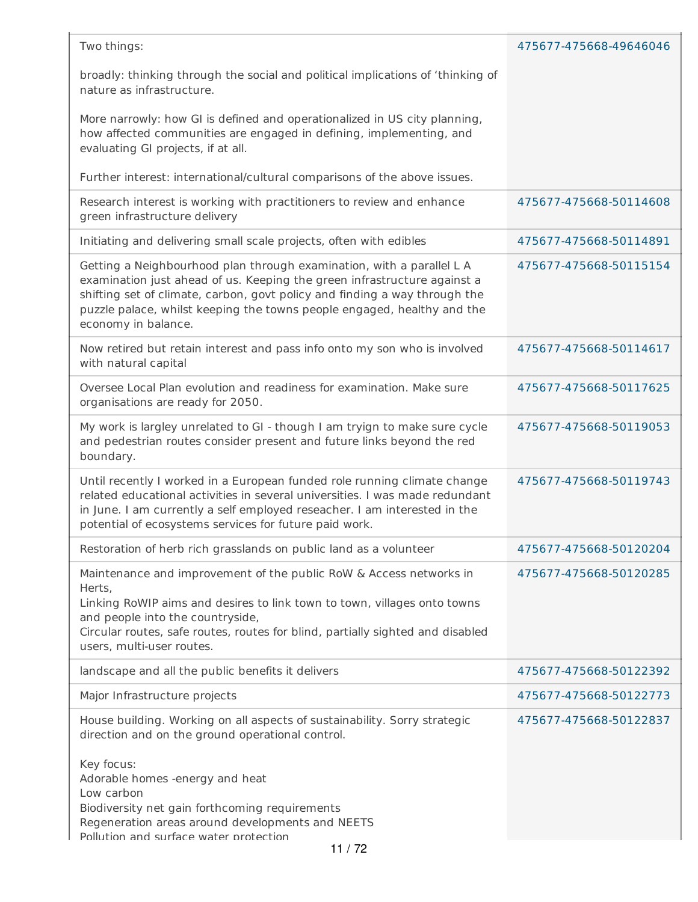| | |
|---|---|
| Two things:<br><br>broadly: thinking through the social and political implications of ‘thinking of nature as infrastructure.<br><br>More narrowly: how GI is defined and operationalized in US city planning, how affected communities are engaged in defining, implementing, and evaluating GI projects, if at all.<br><br>Further interest: international/cultural comparisons of the above issues. | 475677-475668-49646046 |
| Research interest is working with practitioners to review and enhance green infrastructure delivery | 475677-475668-50114608 |
| Initiating and delivering small scale projects, often with edibles | 475677-475668-50114891 |
| Getting a Neighbourhood plan through examination, with a parallel L A examination just ahead of us. Keeping the green infrastructure against a shifting set of climate, carbon, govt policy and finding a way through the puzzle palace, whilst keeping the towns people engaged, healthy and the economy in balance. | 475677-475668-50115154 |
| Now retired but retain interest and pass info onto my son who is involved with natural capital | 475677-475668-50114617 |
| Oversee Local Plan evolution and readiness for examination. Make sure organisations are ready for 2050. | 475677-475668-50117625 |
| My work is largley unrelated to GI - though I am tryign to make sure cycle and pedestrian routes consider present and future links beyond the red boundary. | 475677-475668-50119053 |
| Until recently I worked in a European funded role running climate change related educational activities in several universities. I was made redundant in June. I am currently a self employed reseacher. I am interested in the potential of ecosystems services for future paid work. | 475677-475668-50119743 |
| Restoration of herb rich grasslands on public land as a volunteer | 475677-475668-50120204 |
| Maintenance and improvement of the public RoW & Access networks in Herts,<br>Linking RoWIP aims and desires to link town to town, villages onto towns and people into the countryside,<br>Circular routes, safe routes, routes for blind, partially sighted and disabled users, multi-user routes. | 475677-475668-50120285 |
| landscape and all the public benefits it delivers | 475677-475668-50122392 |
| Major Infrastructure projects | 475677-475668-50122773 |
| House building. Working on all aspects of sustainability. Sorry strategic direction and on the ground operational control.<br><br>Key focus:<br>Adorable homes -energy and heat<br>Low carbon<br>Biodiversity net gain forthcoming requirements<br>Regeneration areas around developments and NEETS<br>Pollution and surface water protection | 475677-475668-50122837 |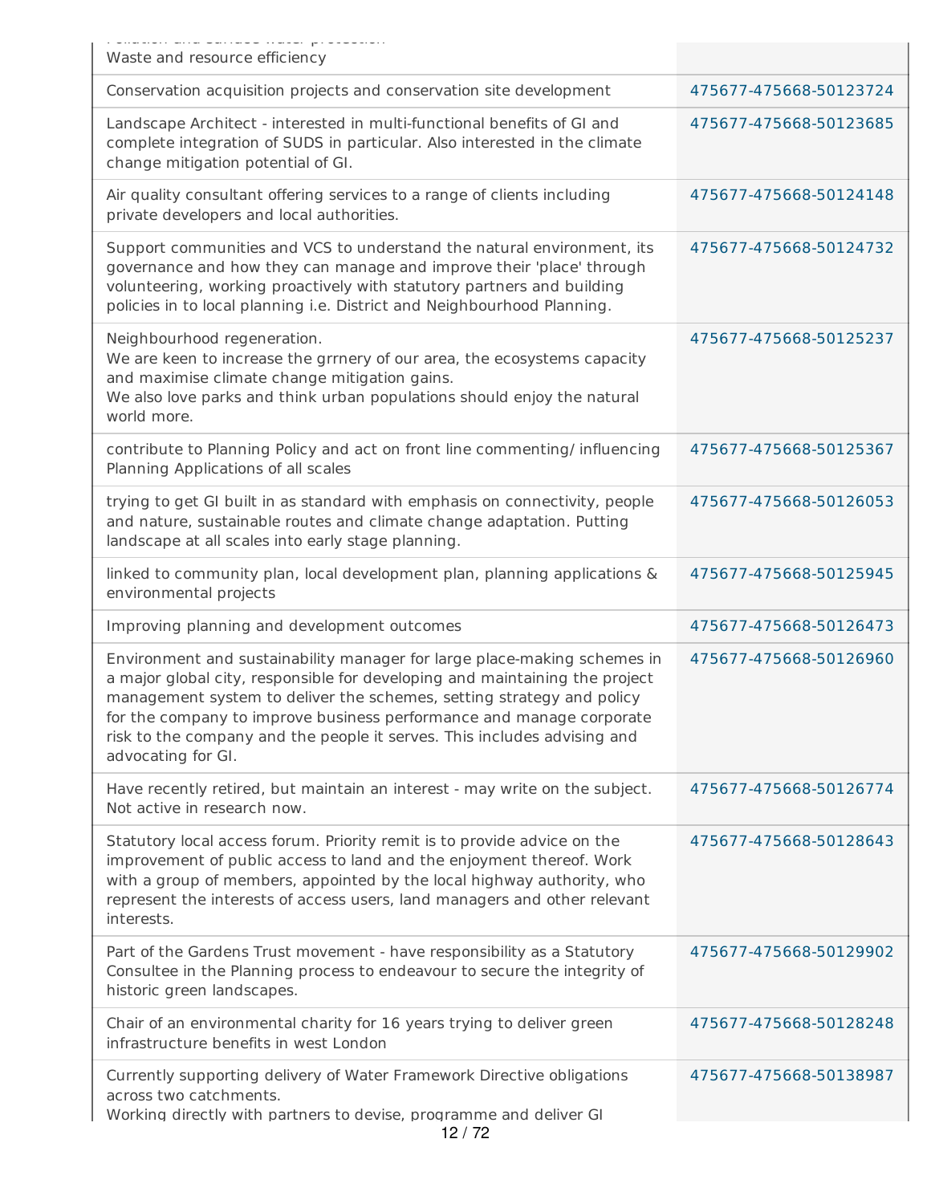| | |
|---|---|
| Pollution and surface water protection<br>Waste and resource efficiency | |
| Conservation acquisition projects and conservation site development | 475677-475668-50123724 |
| Landscape Architect - interested in multi-functional benefits of GI and complete integration of SUDS in particular. Also interested in the climate change mitigation potential of GI. | 475677-475668-50123685 |
| Air quality consultant offering services to a range of clients including private developers and local authorities. | 475677-475668-50124148 |
| Support communities and VCS to understand the natural environment, its governance and how they can manage and improve their 'place' through volunteering, working proactively with statutory partners and building policies in to local planning i.e. District and Neighbourhood Planning. | 475677-475668-50124732 |
| Neighbourhood regeneration.<br>We are keen to increase the grrnery of our area, the ecosystems capacity and maximise climate change mitigation gains.<br>We also love parks and think urban populations should enjoy the natural world more. | 475677-475668-50125237 |
| contribute to Planning Policy and act on front line commenting/ influencing Planning Applications of all scales | 475677-475668-50125367 |
| trying to get GI built in as standard with emphasis on connectivity, people and nature, sustainable routes and climate change adaptation. Putting landscape at all scales into early stage planning. | 475677-475668-50126053 |
| linked to community plan, local development plan, planning applications & environmental projects | 475677-475668-50125945 |
| Improving planning and development outcomes | 475677-475668-50126473 |
| Environment and sustainability manager for large place-making schemes in a major global city, responsible for developing and maintaining the project management system to deliver the schemes, setting strategy and policy for the company to improve business performance and manage corporate risk to the company and the people it serves. This includes advising and advocating for GI. | 475677-475668-50126960 |
| Have recently retired, but maintain an interest - may write on the subject. Not active in research now. | 475677-475668-50126774 |
| Statutory local access forum. Priority remit is to provide advice on the improvement of public access to land and the enjoyment thereof. Work with a group of members, appointed by the local highway authority, who represent the interests of access users, land managers and other relevant interests. | 475677-475668-50128643 |
| Part of the Gardens Trust movement - have responsibility as a Statutory Consultee in the Planning process to endeavour to secure the integrity of historic green landscapes. | 475677-475668-50129902 |
| Chair of an environmental charity for 16 years trying to deliver green infrastructure benefits in west London | 475677-475668-50128248 |
| Currently supporting delivery of Water Framework Directive obligations across two catchments.<br>Working directly with partners to devise, programme and deliver GI | 475677-475668-50138987 |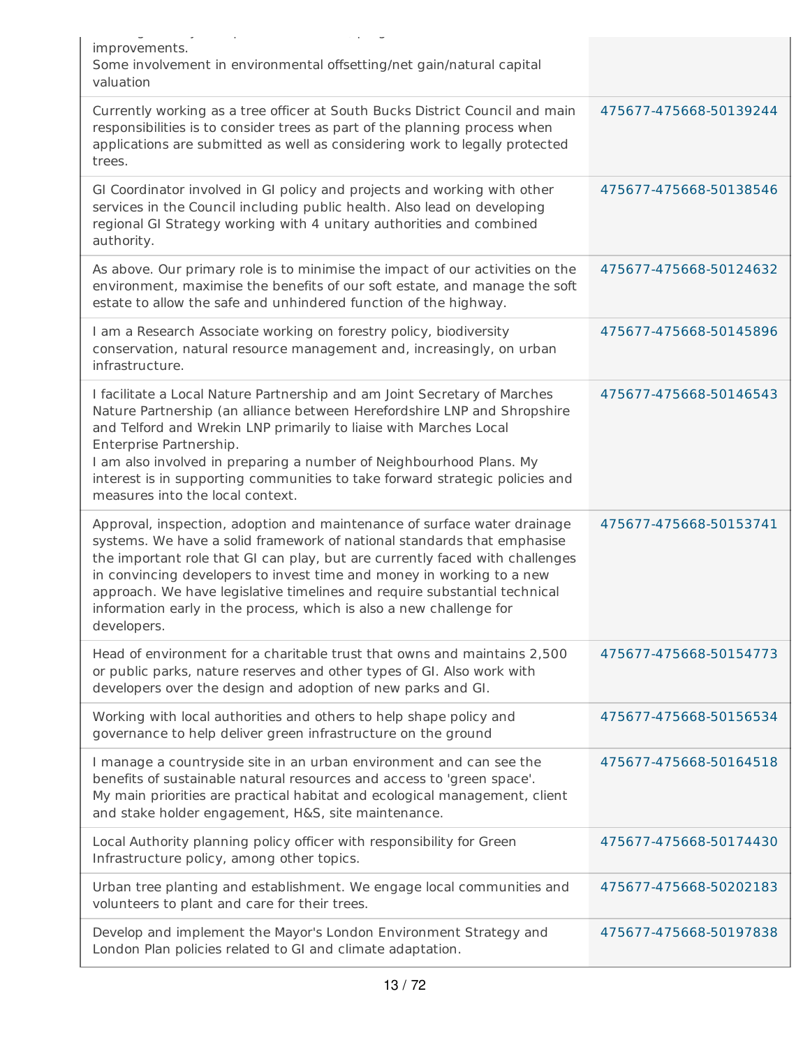| | |
|---|---|
| improvements.<br>Some involvement in environmental offsetting/net gain/natural capital valuation | |
| Currently working as a tree officer at South Bucks District Council and main responsibilities is to consider trees as part of the planning process when applications are submitted as well as considering work to legally protected trees. | 475677-475668-50139244 |
| GI Coordinator involved in GI policy and projects and working with other services in the Council including public health. Also lead on developing regional GI Strategy working with 4 unitary authorities and combined authority. | 475677-475668-50138546 |
| As above. Our primary role is to minimise the impact of our activities on the environment, maximise the benefits of our soft estate, and manage the soft estate to allow the safe and unhindered function of the highway. | 475677-475668-50124632 |
| I am a Research Associate working on forestry policy, biodiversity conservation, natural resource management and, increasingly, on urban infrastructure. | 475677-475668-50145896 |
| I facilitate a Local Nature Partnership and am Joint Secretary of Marches Nature Partnership (an alliance between Herefordshire LNP and Shropshire and Telford and Wrekin LNP primarily to liaise with Marches Local Enterprise Partnership.<br>I am also involved in preparing a number of Neighbourhood Plans. My interest is in supporting communities to take forward strategic policies and measures into the local context. | 475677-475668-50146543 |
| Approval, inspection, adoption and maintenance of surface water drainage systems. We have a solid framework of national standards that emphasise the important role that GI can play, but are currently faced with challenges in convincing developers to invest time and money in working to a new approach. We have legislative timelines and require substantial technical information early in the process, which is also a new challenge for developers. | 475677-475668-50153741 |
| Head of environment for a charitable trust that owns and maintains 2,500 or public parks, nature reserves and other types of GI. Also work with developers over the design and adoption of new parks and GI. | 475677-475668-50154773 |
| Working with local authorities and others to help shape policy and governance to help deliver green infrastructure on the ground | 475677-475668-50156534 |
| I manage a countryside site in an urban environment and can see the benefits of sustainable natural resources and access to 'green space'.<br>My main priorities are practical habitat and ecological management, client and stake holder engagement, H&S, site maintenance. | 475677-475668-50164518 |
| Local Authority planning policy officer with responsibility for Green Infrastructure policy, among other topics. | 475677-475668-50174430 |
| Urban tree planting and establishment. We engage local communities and volunteers to plant and care for their trees. | 475677-475668-50202183 |
| Develop and implement the Mayor's London Environment Strategy and London Plan policies related to GI and climate adaptation. | 475677-475668-50197838 |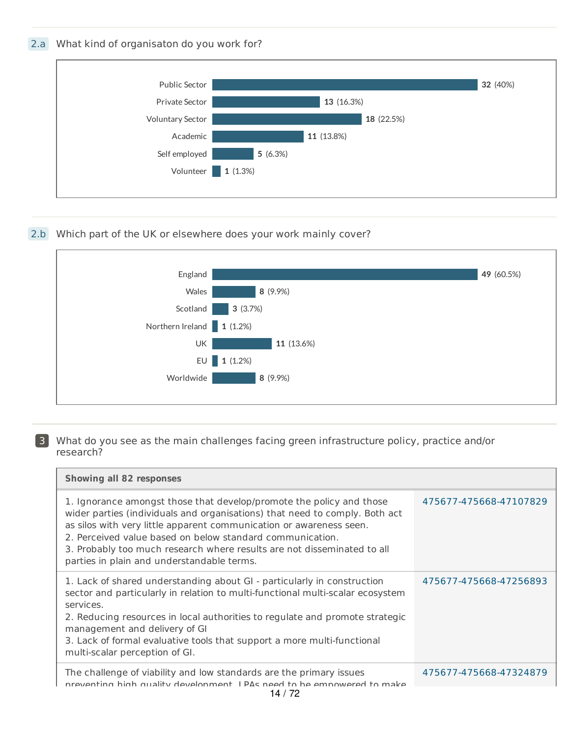## 2.a What kind of organisaton do you work for?

| Option | Count | Percentage |
| --- | --- | --- |
| Public Sector | 32 | (40%) |
| Private Sector | 13 | (16.3%) |
| Voluntary Sector | 18 | (22.5%) |
| Academic | 11 | (13.8%) |
| Self employed | 5 | (6.3%) |
| Volunteer | 1 | (1.3%) |

## 2.b Which part of the UK or elsewhere does your work mainly cover?

| Option | Count | Percentage |
| --- | --- | --- |
| England | 49 | (60.5%) |
| Wales | 8 | (9.9%) |
| Scotland | 3 | (3.7%) |
| Northern Ireland | 1 | (1.2%) |
| UK | 11 | (13.6%) |
| EU | 1 | (1.2%) |
| Worldwide | 8 | (9.9%) |

## 3 What do you see as the main challenges facing green infrastructure policy, practice and/or research?

**Showing all 82 responses**

| Response | ID |
| --- | --- |
| 1. Ignorance amongst those that develop/promote the policy and those wider parties (individuals and organisations) that need to comply. Both act as silos with very little apparent communication or awareness seen.<br>2. Perceived value based on below standard communication.<br>3. Probably too much research where results are not disseminated to all parties in plain and understandable terms. | 475677-475668-47107829 |
| 1. Lack of shared understanding about GI - particularly in construction sector and particularly in relation to multi-functional multi-scalar ecosystem services.<br>2. Reducing resources in local authorities to regulate and promote strategic management and delivery of GI<br>3. Lack of formal evaluative tools that support a more multi-functional multi-scalar perception of GI. | 475677-475668-47256893 |
| The challenge of viability and low standards are the primary issues preventing high quality development. LPAs need to be empowered to make | 475677-475668-47324879 |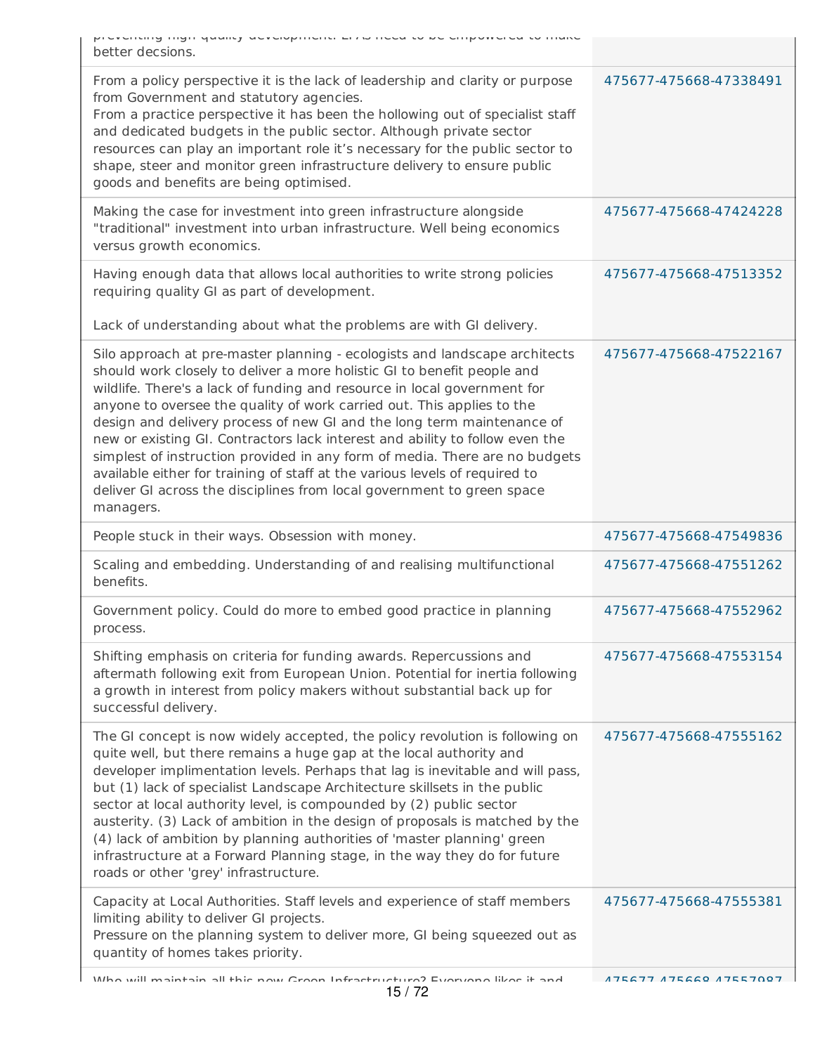| | |
|---|---|
| preventing high quality development. LPAs need to be empowered to make better decsions. | |
| From a policy perspective it is the lack of leadership and clarity or purpose from Government and statutory agencies.<br>From a practice perspective it has been the hollowing out of specialist staff and dedicated budgets in the public sector. Although private sector resources can play an important role it's necessary for the public sector to shape, steer and monitor green infrastructure delivery to ensure public goods and benefits are being optimised. | 475677-475668-47338491 |
| Making the case for investment into green infrastructure alongside "traditional" investment into urban infrastructure. Well being economics versus growth economics. | 475677-475668-47424228 |
| Having enough data that allows local authorities to write strong policies requiring quality GI as part of development.<br><br>Lack of understanding about what the problems are with GI delivery. | 475677-475668-47513352 |
| Silo approach at pre-master planning - ecologists and landscape architects should work closely to deliver a more holistic GI to benefit people and wildlife. There's a lack of funding and resource in local government for anyone to oversee the quality of work carried out. This applies to the design and delivery process of new GI and the long term maintenance of new or existing GI. Contractors lack interest and ability to follow even the simplest of instruction provided in any form of media. There are no budgets available either for training of staff at the various levels of required to deliver GI across the disciplines from local government to green space managers. | 475677-475668-47522167 |
| People stuck in their ways. Obsession with money. | 475677-475668-47549836 |
| Scaling and embedding. Understanding of and realising multifunctional benefits. | 475677-475668-47551262 |
| Government policy. Could do more to embed good practice in planning process. | 475677-475668-47552962 |
| Shifting emphasis on criteria for funding awards. Repercussions and aftermath following exit from European Union. Potential for inertia following a growth in interest from policy makers without substantial back up for successful delivery. | 475677-475668-47553154 |
| The GI concept is now widely accepted, the policy revolution is following on quite well, but there remains a huge gap at the local authority and developer implimentation levels. Perhaps that lag is inevitable and will pass, but (1) lack of specialist Landscape Architecture skillsets in the public sector at local authority level, is compounded by (2) public sector austerity. (3) Lack of ambition in the design of proposals is matched by the (4) lack of ambition by planning authorities of 'master planning' green infrastructure at a Forward Planning stage, in the way they do for future roads or other 'grey' infrastructure. | 475677-475668-47555162 |
| Capacity at Local Authorities. Staff levels and experience of staff members limiting ability to deliver GI projects.<br>Pressure on the planning system to deliver more, GI being squeezed out as quantity of homes takes priority. | 475677-475668-47555381 |
| Who will maintain all this new Green Infrastructure? Everyone likes it and | 475677-475668-47557987 |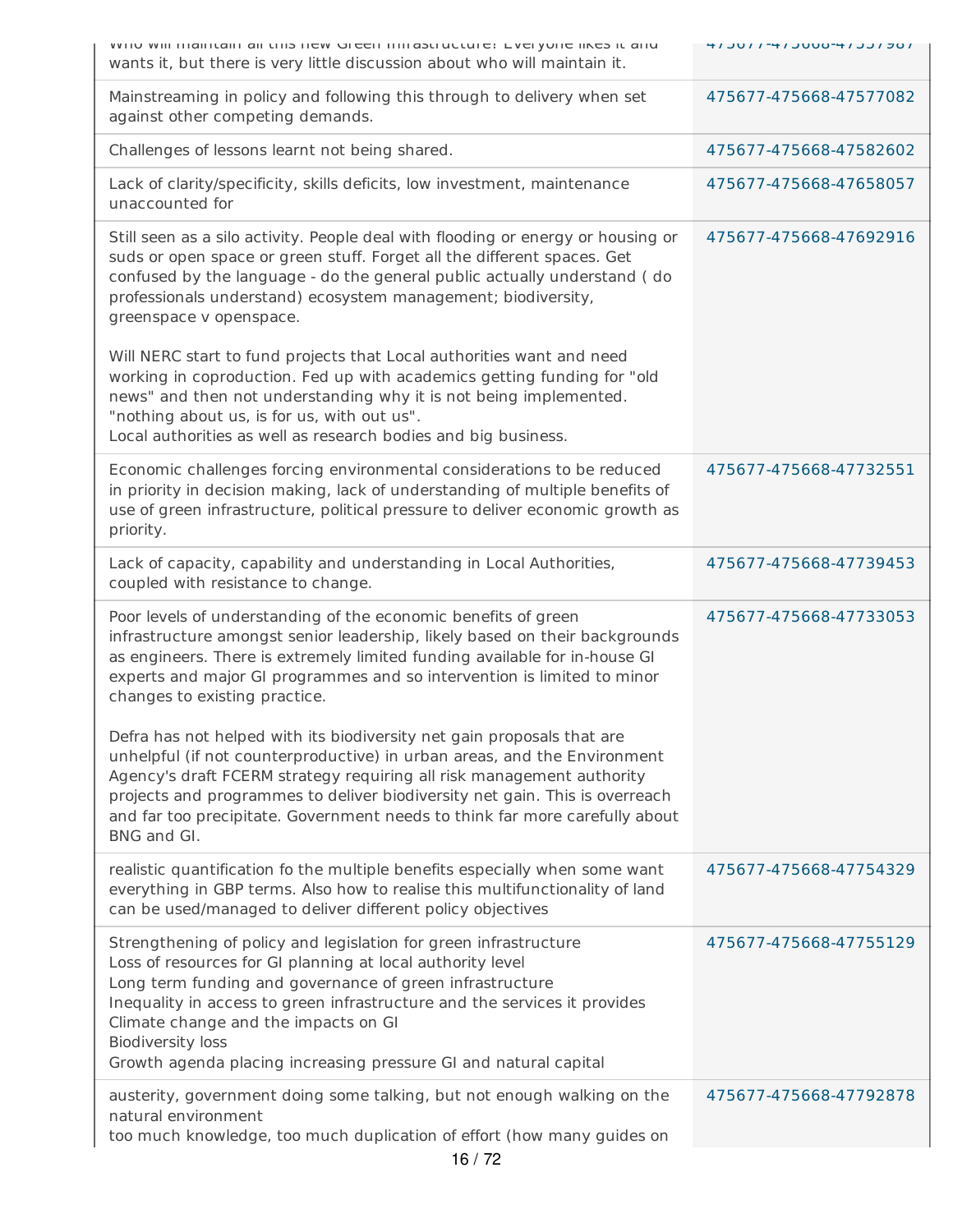| | |
|---|---|
| Who will maintain all this new Green Infrastructure? Everyone likes it and wants it, but there is very little discussion about who will maintain it. | 475677-475668-47557987 |
| Mainstreaming in policy and following this through to delivery when set against other competing demands. | 475677-475668-47577082 |
| Challenges of lessons learnt not being shared. | 475677-475668-47582602 |
| Lack of clarity/specificity, skills deficits, low investment, maintenance unaccounted for | 475677-475668-47658057 |
| Still seen as a silo activity. People deal with flooding or energy or housing or suds or open space or green stuff. Forget all the different spaces. Get confused by the language - do the general public actually understand ( do professionals understand) ecosystem management; biodiversity, greenspace v openspace.<br><br>Will NERC start to fund projects that Local authorities want and need working in coproduction. Fed up with academics getting funding for "old news" and then not understanding why it is not being implemented. "nothing about us, is for us, with out us".<br>Local authorities as well as research bodies and big business. | 475677-475668-47692916 |
| Economic challenges forcing environmental considerations to be reduced in priority in decision making, lack of understanding of multiple benefits of use of green infrastructure, political pressure to deliver economic growth as priority. | 475677-475668-47732551 |
| Lack of capacity, capability and understanding in Local Authorities, coupled with resistance to change. | 475677-475668-47739453 |
| Poor levels of understanding of the economic benefits of green infrastructure amongst senior leadership, likely based on their backgrounds as engineers. There is extremely limited funding available for in-house GI experts and major GI programmes and so intervention is limited to minor changes to existing practice.<br><br>Defra has not helped with its biodiversity net gain proposals that are unhelpful (if not counterproductive) in urban areas, and the Environment Agency's draft FCERM strategy requiring all risk management authority projects and programmes to deliver biodiversity net gain. This is overreach and far too precipitate. Government needs to think far more carefully about BNG and GI. | 475677-475668-47733053 |
| realistic quantification fo the multiple benefits especially when some want everything in GBP terms. Also how to realise this multifunctionality of land can be used/managed to deliver different policy objectives | 475677-475668-47754329 |
| Strengthening of policy and legislation for green infrastructure<br>Loss of resources for GI planning at local authority level<br>Long term funding and governance of green infrastructure<br>Inequality in access to green infrastructure and the services it provides<br>Climate change and the impacts on GI<br>Biodiversity loss<br>Growth agenda placing increasing pressure GI and natural capital | 475677-475668-47755129 |
| austerity, government doing some talking, but not enough walking on the natural environment<br>too much knowledge, too much duplication of effort (how many guides on | 475677-475668-47792878 |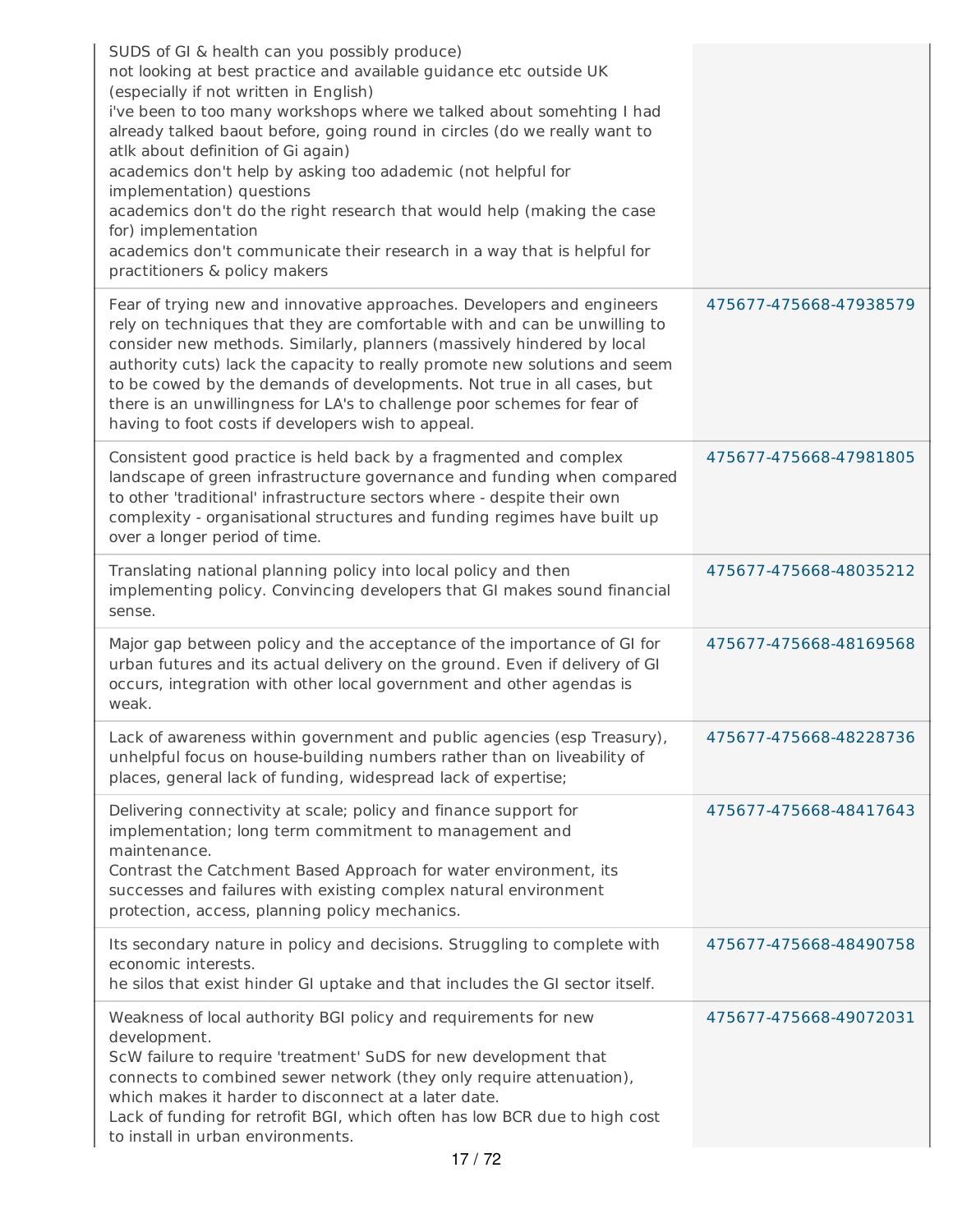| | |
|---|---|
| SUDS of GI & health can you possibly produce)<br>not looking at best practice and available guidance etc outside UK (especially if not written in English)<br>i've been to too many workshops where we talked about somehting I had already talked baout before, going round in circles (do we really want to atlk about definition of Gi again)<br>academics don't help by asking too adademic (not helpful for implementation) questions<br>academics don't do the right research that would help (making the case for) implementation<br>academics don't communicate their research in a way that is helpful for practitioners & policy makers | |
| Fear of trying new and innovative approaches. Developers and engineers rely on techniques that they are comfortable with and can be unwilling to consider new methods. Similarly, planners (massively hindered by local authority cuts) lack the capacity to really promote new solutions and seem to be cowed by the demands of developments. Not true in all cases, but there is an unwillingness for LA's to challenge poor schemes for fear of having to foot costs if developers wish to appeal. | 475677-475668-47938579 |
| Consistent good practice is held back by a fragmented and complex landscape of green infrastructure governance and funding when compared to other 'traditional' infrastructure sectors where - despite their own complexity - organisational structures and funding regimes have built up over a longer period of time. | 475677-475668-47981805 |
| Translating national planning policy into local policy and then implementing policy. Convincing developers that GI makes sound financial sense. | 475677-475668-48035212 |
| Major gap between policy and the acceptance of the importance of GI for urban futures and its actual delivery on the ground. Even if delivery of GI occurs, integration with other local government and other agendas is weak. | 475677-475668-48169568 |
| Lack of awareness within government and public agencies (esp Treasury), unhelpful focus on house-building numbers rather than on liveability of places, general lack of funding, widespread lack of expertise; | 475677-475668-48228736 |
| Delivering connectivity at scale; policy and finance support for implementation; long term commitment to management and maintenance.<br>Contrast the Catchment Based Approach for water environment, its successes and failures with existing complex natural environment protection, access, planning policy mechanics. | 475677-475668-48417643 |
| Its secondary nature in policy and decisions. Struggling to complete with economic interests.<br>he silos that exist hinder GI uptake and that includes the GI sector itself. | 475677-475668-48490758 |
| Weakness of local authority BGI policy and requirements for new development.<br>ScW failure to require 'treatment' SuDS for new development that connects to combined sewer network (they only require attenuation), which makes it harder to disconnect at a later date.<br>Lack of funding for retrofit BGI, which often has low BCR due to high cost to install in urban environments. | 475677-475668-49072031 |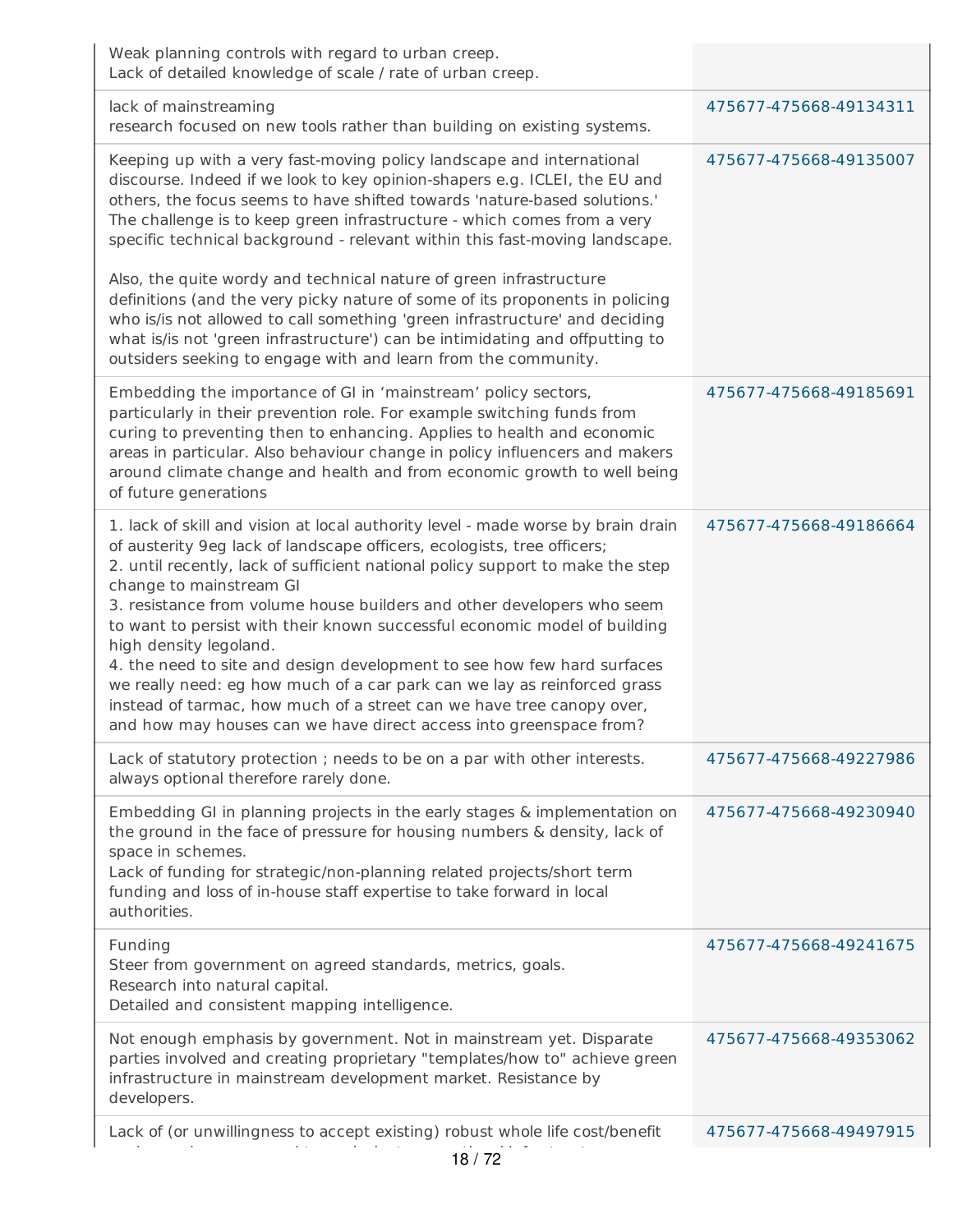| | |
|---|---|
| Weak planning controls with regard to urban creep.<br>Lack of detailed knowledge of scale / rate of urban creep. | |
| lack of mainstreaming<br>research focused on new tools rather than building on existing systems. | 475677-475668-49134311 |
| Keeping up with a very fast-moving policy landscape and international discourse. Indeed if we look to key opinion-shapers e.g. ICLEI, the EU and others, the focus seems to have shifted towards 'nature-based solutions.' The challenge is to keep green infrastructure - which comes from a very specific technical background - relevant within this fast-moving landscape.<br><br>Also, the quite wordy and technical nature of green infrastructure definitions (and the very picky nature of some of its proponents in policing who is/is not allowed to call something 'green infrastructure' and deciding what is/is not 'green infrastructure') can be intimidating and offputting to outsiders seeking to engage with and learn from the community. | 475677-475668-49135007 |
| Embedding the importance of GI in 'mainstream' policy sectors, particularly in their prevention role. For example switching funds from curing to preventing then to enhancing. Applies to health and economic areas in particular. Also behaviour change in policy influencers and makers around climate change and health and from economic growth to well being of future generations | 475677-475668-49185691 |
| 1. lack of skill and vision at local authority level - made worse by brain drain of austerity 9eg lack of landscape officers, ecologists, tree officers;<br>2. until recently, lack of sufficient national policy support to make the step change to mainstream GI<br>3. resistance from volume house builders and other developers who seem to want to persist with their known successful economic model of building high density legoland.<br>4. the need to site and design development to see how few hard surfaces we really need: eg how much of a car park can we lay as reinforced grass instead of tarmac, how much of a street can we have tree canopy over, and how may houses can we have direct access into greenspace from? | 475677-475668-49186664 |
| Lack of statutory protection ; needs to be on a par with other interests. always optional therefore rarely done. | 475677-475668-49227986 |
| Embedding GI in planning projects in the early stages & implementation on the ground in the face of pressure for housing numbers & density, lack of space in schemes.<br>Lack of funding for strategic/non-planning related projects/short term funding and loss of in-house staff expertise to take forward in local authorities. | 475677-475668-49230940 |
| Funding<br>Steer from government on agreed standards, metrics, goals.<br>Research into natural capital.<br>Detailed and consistent mapping intelligence. | 475677-475668-49241675 |
| Not enough emphasis by government. Not in mainstream yet. Disparate parties involved and creating proprietary "templates/how to" achieve green infrastructure in mainstream development market. Resistance by developers. | 475677-475668-49353062 |
| Lack of (or unwillingness to accept existing) robust whole life cost/benefit | 475677-475668-49497915 |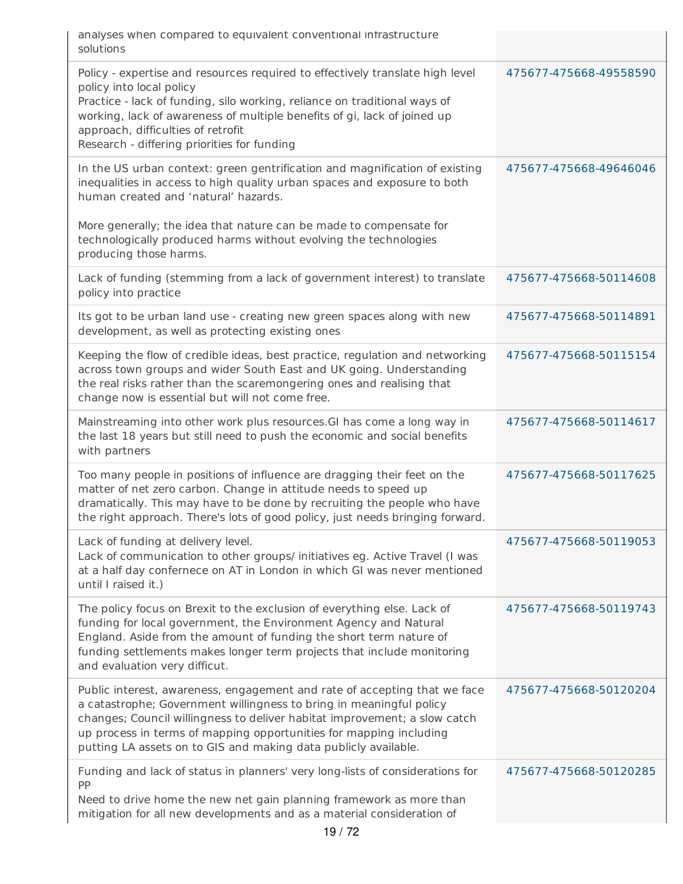| | |
|---|---|
| analyses when compared to equivalent conventional infrastructure solutions | |
| Policy - expertise and resources required to effectively translate high level policy into local policy<br>Practice - lack of funding, silo working, reliance on traditional ways of working, lack of awareness of multiple benefits of gi, lack of joined up approach, difficulties of retrofit<br>Research - differing priorities for funding | 475677-475668-49558590 |
| In the US urban context: green gentrification and magnification of existing inequalities in access to high quality urban spaces and exposure to both human created and 'natural' hazards.<br><br>More generally; the idea that nature can be made to compensate for technologically produced harms without evolving the technologies producing those harms. | 475677-475668-49646046 |
| Lack of funding (stemming from a lack of government interest) to translate policy into practice | 475677-475668-50114608 |
| Its got to be urban land use - creating new green spaces along with new development, as well as protecting existing ones | 475677-475668-50114891 |
| Keeping the flow of credible ideas, best practice, regulation and networking across town groups and wider South East and UK going. Understanding the real risks rather than the scaremongering ones and realising that change now is essential but will not come free. | 475677-475668-50115154 |
| Mainstreaming into other work plus resources.GI has come a long way in the last 18 years but still need to push the economic and social benefits with partners | 475677-475668-50114617 |
| Too many people in positions of influence are dragging their feet on the matter of net zero carbon. Change in attitude needs to speed up dramatically. This may have to be done by recruiting the people who have the right approach. There's lots of good policy, just needs bringing forward. | 475677-475668-50117625 |
| Lack of funding at delivery level.<br>Lack of communication to other groups/ initiatives eg. Active Travel (I was at a half day confernece on AT in London in which GI was never mentioned until I raised it.) | 475677-475668-50119053 |
| The policy focus on Brexit to the exclusion of everything else. Lack of funding for local government, the Environment Agency and Natural England. Aside from the amount of funding the short term nature of funding settlements makes longer term projects that include monitoring and evaluation very difficut. | 475677-475668-50119743 |
| Public interest, awareness, engagement and rate of accepting that we face a catastrophe; Government willingness to bring in meaningful policy changes; Council willingness to deliver habitat improvement; a slow catch up process in terms of mapping opportunities for mapping including putting LA assets on to GIS and making data publicly available. | 475677-475668-50120204 |
| Funding and lack of status in planners' very long-lists of considerations for PP<br>Need to drive home the new net gain planning framework as more than mitigation for all new developments and as a material consideration of | 475677-475668-50120285 |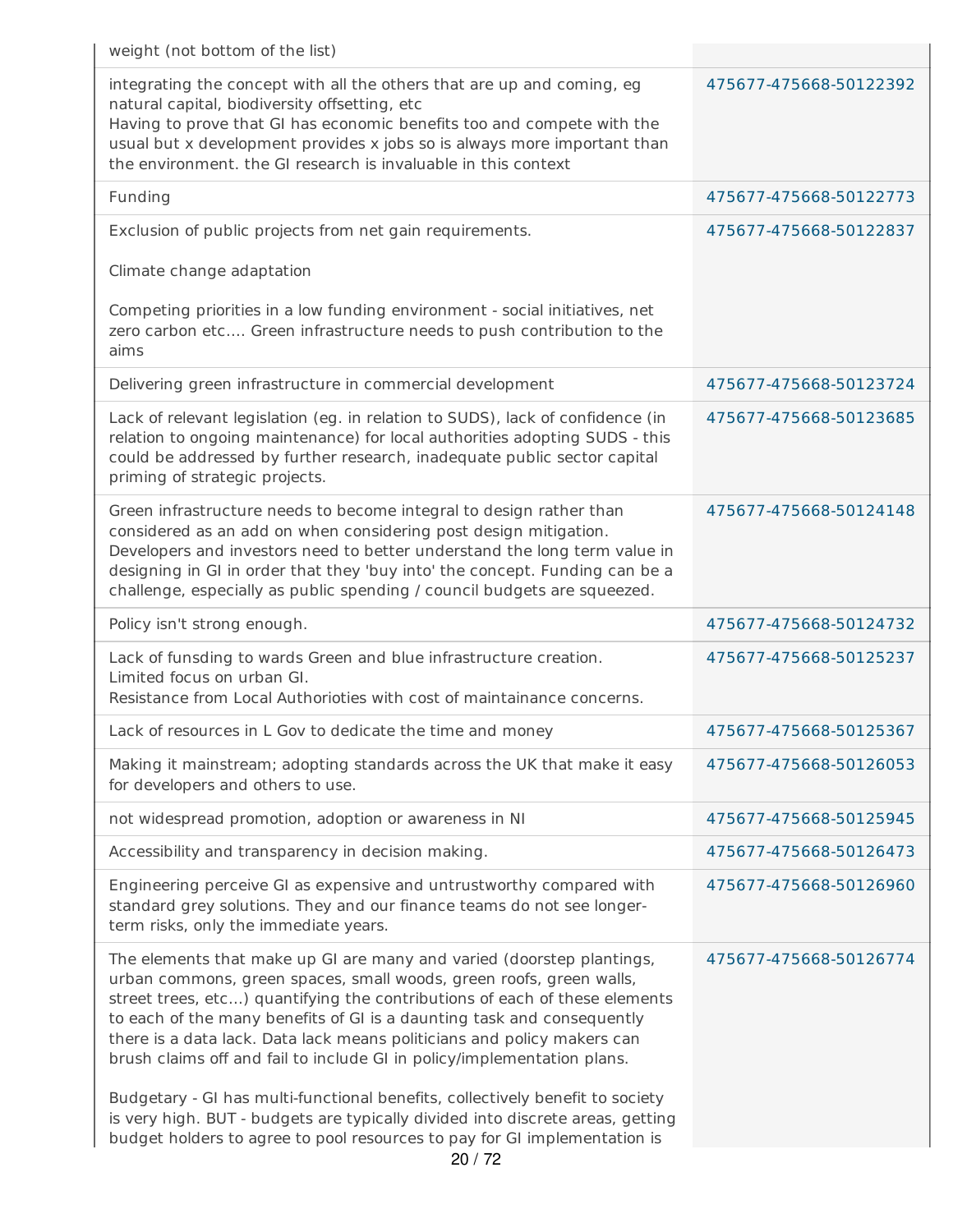| | |
|---|---|
| weight (not bottom of the list) | |
| integrating the concept with all the others that are up and coming, eg natural capital, biodiversity offsetting, etc<br>Having to prove that GI has economic benefits too and compete with the usual but x development provides x jobs so is always more important than the environment. the GI research is invaluable in this context | 475677-475668-50122392 |
| Funding | 475677-475668-50122773 |
| Exclusion of public projects from net gain requirements.<br><br>Climate change adaptation<br><br>Competing priorities in a low funding environment - social initiatives, net zero carbon etc.... Green infrastructure needs to push contribution to the aims | 475677-475668-50122837 |
| Delivering green infrastructure in commercial development | 475677-475668-50123724 |
| Lack of relevant legislation (eg. in relation to SUDS), lack of confidence (in relation to ongoing maintenance) for local authorities adopting SUDS - this could be addressed by further research, inadequate public sector capital priming of strategic projects. | 475677-475668-50123685 |
| Green infrastructure needs to become integral to design rather than considered as an add on when considering post design mitigation. Developers and investors need to better understand the long term value in designing in GI in order that they 'buy into' the concept. Funding can be a challenge, especially as public spending / council budgets are squeezed. | 475677-475668-50124148 |
| Policy isn't strong enough. | 475677-475668-50124732 |
| Lack of funsding to wards Green and blue infrastructure creation.<br>Limited focus on urban GI.<br>Resistance from Local Authorioties with cost of maintainance concerns. | 475677-475668-50125237 |
| Lack of resources in L Gov to dedicate the time and money | 475677-475668-50125367 |
| Making it mainstream; adopting standards across the UK that make it easy for developers and others to use. | 475677-475668-50126053 |
| not widespread promotion, adoption or awareness in NI | 475677-475668-50125945 |
| Accessibility and transparency in decision making. | 475677-475668-50126473 |
| Engineering perceive GI as expensive and untrustworthy compared with standard grey solutions. They and our finance teams do not see longer-term risks, only the immediate years. | 475677-475668-50126960 |
| The elements that make up GI are many and varied (doorstep plantings, urban commons, green spaces, small woods, green roofs, green walls, street trees, etc...) quantifying the contributions of each of these elements to each of the many benefits of GI is a daunting task and consequently there is a data lack. Data lack means politicians and policy makers can brush claims off and fail to include GI in policy/implementation plans.<br><br>Budgetary - GI has multi-functional benefits, collectively benefit to society is very high. BUT - budgets are typically divided into discrete areas, getting budget holders to agree to pool resources to pay for GI implementation is | 475677-475668-50126774 |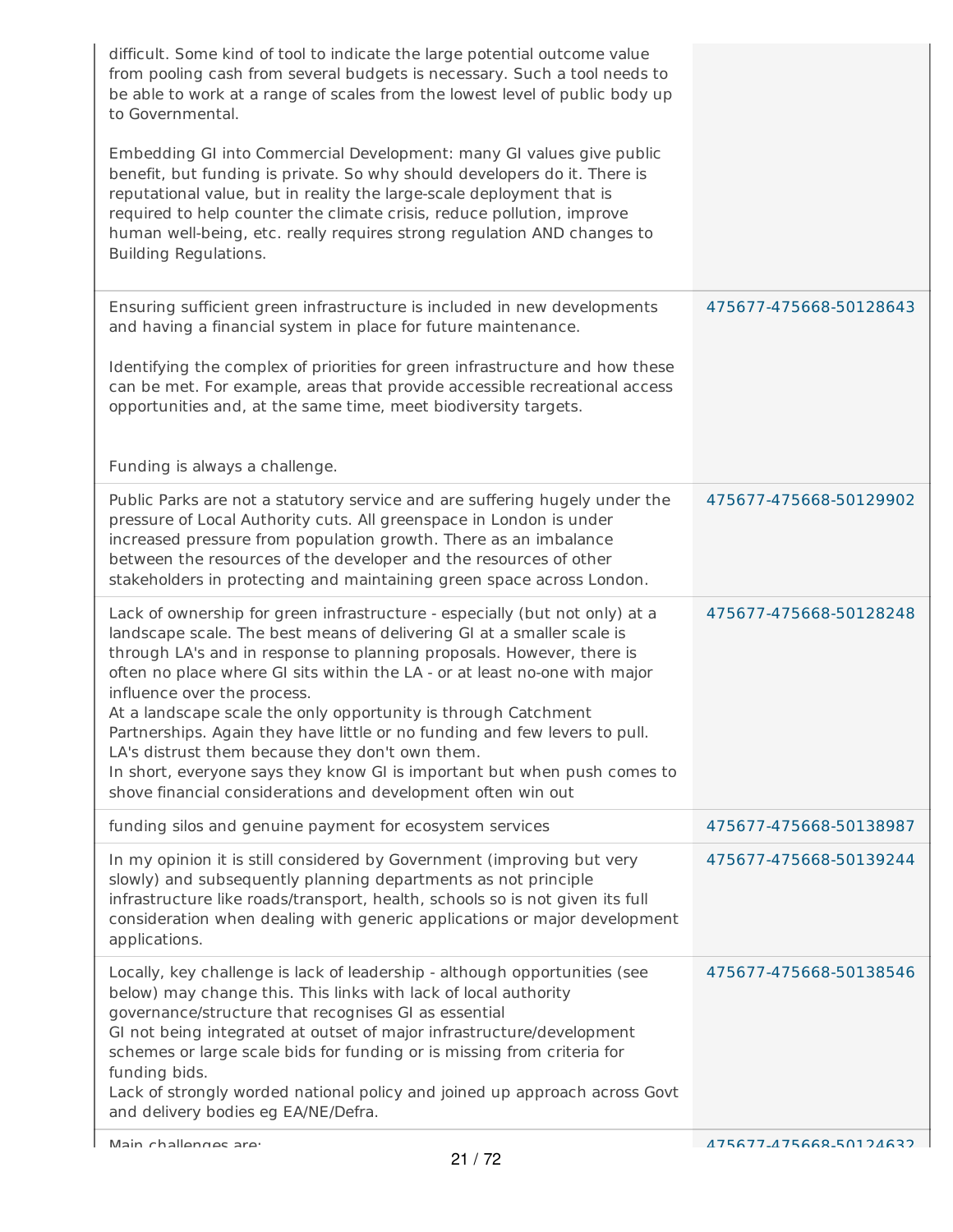| | |
|---|---|
| difficult. Some kind of tool to indicate the large potential outcome value from pooling cash from several budgets is necessary. Such a tool needs to be able to work at a range of scales from the lowest level of public body up to Governmental.<br><br>Embedding GI into Commercial Development: many GI values give public benefit, but funding is private. So why should developers do it. There is reputational value, but in reality the large-scale deployment that is required to help counter the climate crisis, reduce pollution, improve human well-being, etc. really requires strong regulation AND changes to Building Regulations. | |
| Ensuring sufficient green infrastructure is included in new developments and having a financial system in place for future maintenance.<br><br>Identifying the complex of priorities for green infrastructure and how these can be met. For example, areas that provide accessible recreational access opportunities and, at the same time, meet biodiversity targets.<br><br><br>Funding is always a challenge. | 475677-475668-50128643 |
| Public Parks are not a statutory service and are suffering hugely under the pressure of Local Authority cuts. All greenspace in London is under increased pressure from population growth. There as an imbalance between the resources of the developer and the resources of other stakeholders in protecting and maintaining green space across London. | 475677-475668-50129902 |
| Lack of ownership for green infrastructure - especially (but not only) at a landscape scale. The best means of delivering GI at a smaller scale is through LA's and in response to planning proposals. However, there is often no place where GI sits within the LA - or at least no-one with major influence over the process.<br>At a landscape scale the only opportunity is through Catchment Partnerships. Again they have little or no funding and few levers to pull. LA's distrust them because they don't own them.<br>In short, everyone says they know GI is important but when push comes to shove financial considerations and development often win out | 475677-475668-50128248 |
| funding silos and genuine payment for ecosystem services | 475677-475668-50138987 |
| In my opinion it is still considered by Government (improving but very slowly) and subsequently planning departments as not principle infrastructure like roads/transport, health, schools so is not given its full consideration when dealing with generic applications or major development applications. | 475677-475668-50139244 |
| Locally, key challenge is lack of leadership - although opportunities (see below) may change this. This links with lack of local authority governance/structure that recognises GI as essential<br>GI not being integrated at outset of major infrastructure/development schemes or large scale bids for funding or is missing from criteria for funding bids.<br>Lack of strongly worded national policy and joined up approach across Govt and delivery bodies eg EA/NE/Defra. | 475677-475668-50138546 |
| Main challenges are: | 475677-475668-50124632 |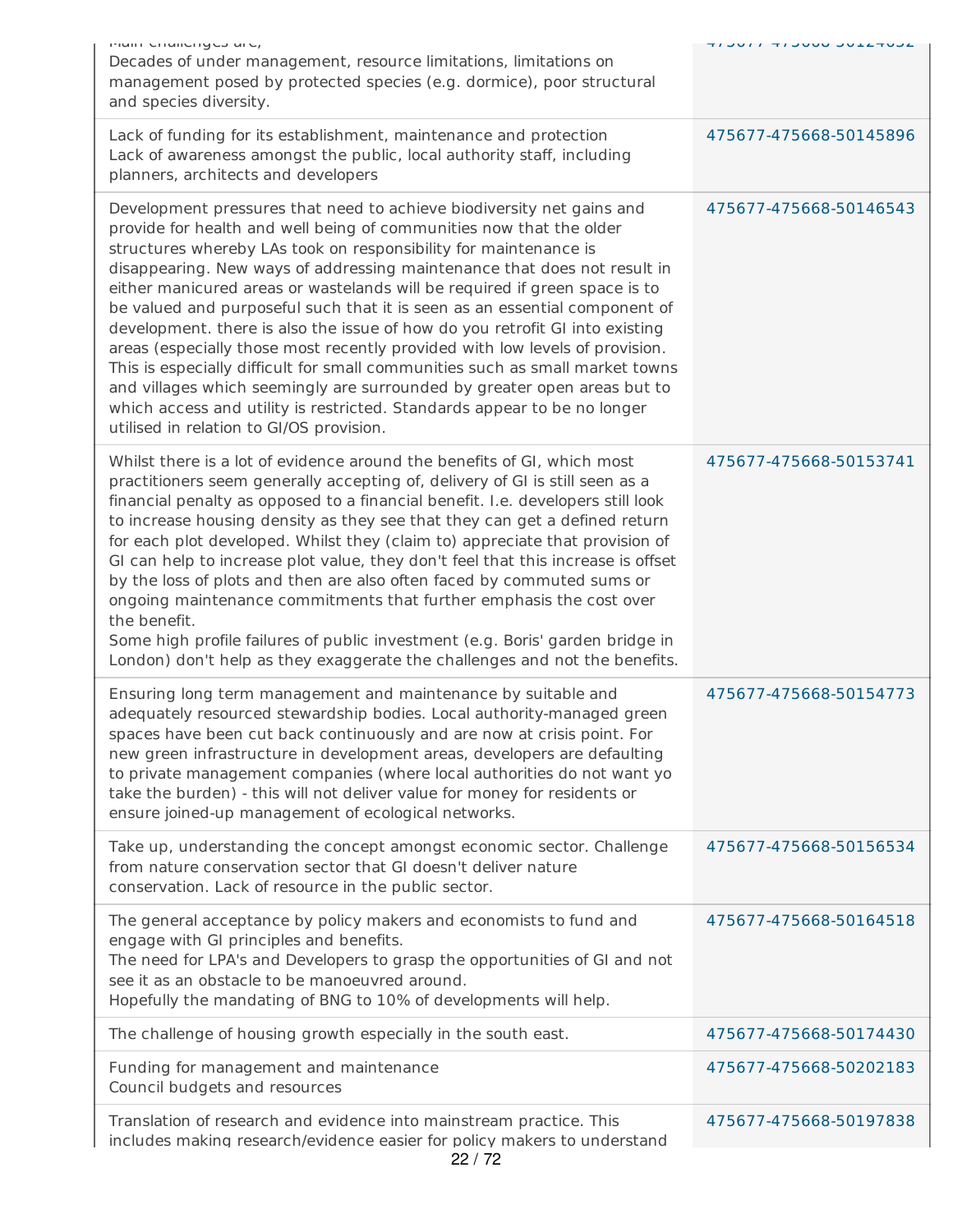| | |
|---|---|
| Main challenges are;<br>Decades of under management, resource limitations, limitations on management posed by protected species (e.g. dormice), poor structural and species diversity. | 475677-475668-50124032 |
| Lack of funding for its establishment, maintenance and protection<br>Lack of awareness amongst the public, local authority staff, including planners, architects and developers | 475677-475668-50145896 |
| Development pressures that need to achieve biodiversity net gains and provide for health and well being of communities now that the older structures whereby LAs took on responsibility for maintenance is disappearing. New ways of addressing maintenance that does not result in either manicured areas or wastelands will be required if green space is to be valued and purposeful such that it is seen as an essential component of development. there is also the issue of how do you retrofit GI into existing areas (especially those most recently provided with low levels of provision. This is especially difficult for small communities such as small market towns and villages which seemingly are surrounded by greater open areas but to which access and utility is restricted. Standards appear to be no longer utilised in relation to GI/OS provision. | 475677-475668-50146543 |
| Whilst there is a lot of evidence around the benefits of GI, which most practitioners seem generally accepting of, delivery of GI is still seen as a financial penalty as opposed to a financial benefit. I.e. developers still look to increase housing density as they see that they can get a defined return for each plot developed. Whilst they (claim to) appreciate that provision of GI can help to increase plot value, they don't feel that this increase is offset by the loss of plots and then are also often faced by commuted sums or ongoing maintenance commitments that further emphasis the cost over the benefit.<br>Some high profile failures of public investment (e.g. Boris' garden bridge in London) don't help as they exaggerate the challenges and not the benefits. | 475677-475668-50153741 |
| Ensuring long term management and maintenance by suitable and adequately resourced stewardship bodies. Local authority-managed green spaces have been cut back continuously and are now at crisis point. For new green infrastructure in development areas, developers are defaulting to private management companies (where local authorities do not want yo take the burden) - this will not deliver value for money for residents or ensure joined-up management of ecological networks. | 475677-475668-50154773 |
| Take up, understanding the concept amongst economic sector. Challenge from nature conservation sector that GI doesn't deliver nature conservation. Lack of resource in the public sector. | 475677-475668-50156534 |
| The general acceptance by policy makers and economists to fund and engage with GI principles and benefits.<br>The need for LPA's and Developers to grasp the opportunities of GI and not see it as an obstacle to be manoeuvred around.<br>Hopefully the mandating of BNG to 10% of developments will help. | 475677-475668-50164518 |
| The challenge of housing growth especially in the south east. | 475677-475668-50174430 |
| Funding for management and maintenance<br>Council budgets and resources | 475677-475668-50202183 |
| Translation of research and evidence into mainstream practice. This includes making research/evidence easier for policy makers to understand | 475677-475668-50197838 |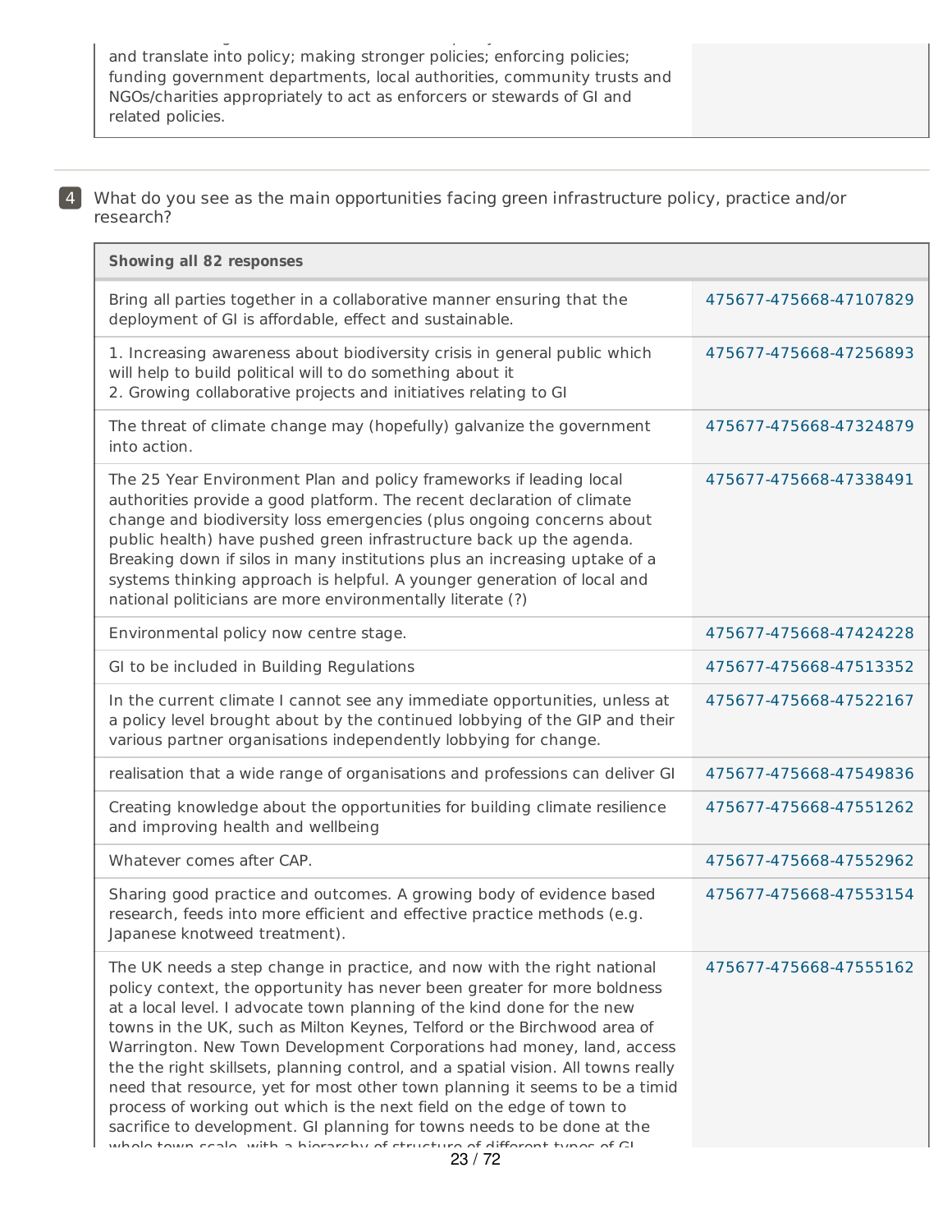| | |
|---|---|
| and translate into policy; making stronger policies; enforcing policies; funding government departments, local authorities, community trusts and NGOs/charities appropriately to act as enforcers or stewards of GI and related policies. | |

4 What do you see as the main opportunities facing green infrastructure policy, practice and/or research?

| Showing all 82 responses | |
|---|---|
| Bring all parties together in a collaborative manner ensuring that the deployment of GI is affordable, effect and sustainable. | 475677-475668-47107829 |
| 1. Increasing awareness about biodiversity crisis in general public which will help to build political will to do something about it<br>2. Growing collaborative projects and initiatives relating to GI | 475677-475668-47256893 |
| The threat of climate change may (hopefully) galvanize the government into action. | 475677-475668-47324879 |
| The 25 Year Environment Plan and policy frameworks if leading local authorities provide a good platform. The recent declaration of climate change and biodiversity loss emergencies (plus ongoing concerns about public health) have pushed green infrastructure back up the agenda. Breaking down if silos in many institutions plus an increasing uptake of a systems thinking approach is helpful. A younger generation of local and national politicians are more environmentally literate (?) | 475677-475668-47338491 |
| Environmental policy now centre stage. | 475677-475668-47424228 |
| GI to be included in Building Regulations | 475677-475668-47513352 |
| In the current climate I cannot see any immediate opportunities, unless at a policy level brought about by the continued lobbying of the GIP and their various partner organisations independently lobbying for change. | 475677-475668-47522167 |
| realisation that a wide range of organisations and professions can deliver GI | 475677-475668-47549836 |
| Creating knowledge about the opportunities for building climate resilience and improving health and wellbeing | 475677-475668-47551262 |
| Whatever comes after CAP. | 475677-475668-47552962 |
| Sharing good practice and outcomes. A growing body of evidence based research, feeds into more efficient and effective practice methods (e.g. Japanese knotweed treatment). | 475677-475668-47553154 |
| The UK needs a step change in practice, and now with the right national policy context, the opportunity has never been greater for more boldness at a local level. I advocate town planning of the kind done for the new towns in the UK, such as Milton Keynes, Telford or the Birchwood area of Warrington. New Town Development Corporations had money, land, access the the right skillsets, planning control, and a spatial vision. All towns really need that resource, yet for most other town planning it seems to be a timid process of working out which is the next field on the edge of town to sacrifice to development. GI planning for towns needs to be done at the whole town scale, with a hierarchy of structure of different types of GI | 475677-475668-47555162 |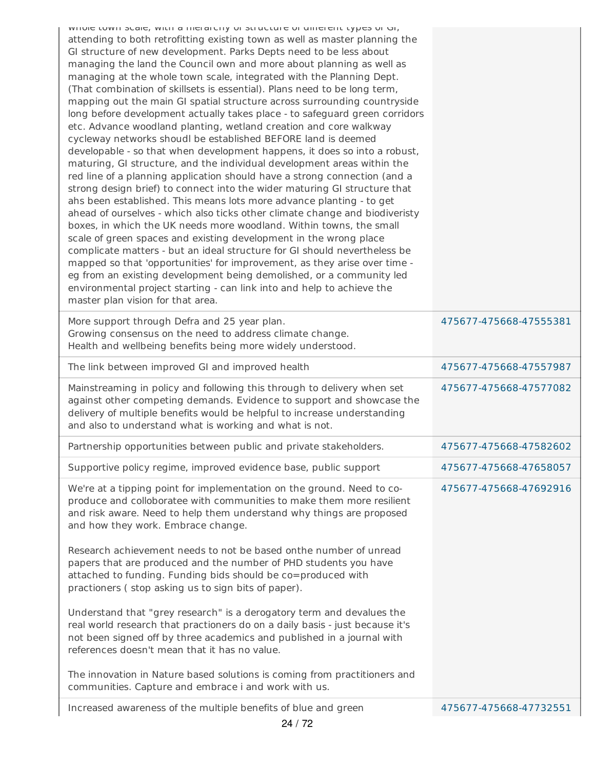| | |
|---|---|
| whole town scale, with a hierarchy of structure of different types of GI, attending to both retrofitting existing town as well as master planning the GI structure of new development. Parks Depts need to be less about managing the land the Council own and more about planning as well as managing at the whole town scale, integrated with the Planning Dept. (That combination of skillsets is essential). Plans need to be long term, mapping out the main GI spatial structure across surrounding countryside long before development actually takes place - to safeguard green corridors etc. Advance woodland planting, wetland creation and core walkway cycleway networks shoudl be established BEFORE land is deemed developable - so that when development happens, it does so into a robust, maturing, GI structure, and the individual development areas within the red line of a planning application should have a strong connection (and a strong design brief) to connect into the wider maturing GI structure that ahs been established. This means lots more advance planting - to get ahead of ourselves - which also ticks other climate change and biodiveristy boxes, in which the UK needs more woodland. Within towns, the small scale of green spaces and existing development in the wrong place complicate matters - but an ideal structure for GI should nevertheless be mapped so that 'opportunities' for improvement, as they arise over time - eg from an existing development being demolished, or a community led environmental project starting - can link into and help to achieve the master plan vision for that area. | |
| More support through Defra and 25 year plan.<br>Growing consensus on the need to address climate change.<br>Health and wellbeing benefits being more widely understood. | 475677-475668-47555381 |
| The link between improved GI and improved health | 475677-475668-47557987 |
| Mainstreaming in policy and following this through to delivery when set against other competing demands. Evidence to support and showcase the delivery of multiple benefits would be helpful to increase understanding and also to understand what is working and what is not. | 475677-475668-47577082 |
| Partnership opportunities between public and private stakeholders. | 475677-475668-47582602 |
| Supportive policy regime, improved evidence base, public support | 475677-475668-47658057 |
| We're at a tipping point for implementation on the ground. Need to co-produce and colloboratee with communities to make them more resilient and risk aware. Need to help them understand why things are proposed and how they work. Embrace change.<br><br>Research achievement needs to not be based onthe number of unread papers that are produced and the number of PHD students you have attached to funding. Funding bids should be co=produced with practioners ( stop asking us to sign bits of paper).<br><br>Understand that "grey research" is a derogatory term and devalues the real world research that practioners do on a daily basis - just because it's not been signed off by three academics and published in a journal with references doesn't mean that it has no value.<br><br>The innovation in Nature based solutions is coming from practitioners and communities. Capture and embrace i and work with us. | 475677-475668-47692916 |
| Increased awareness of the multiple benefits of blue and green | 475677-475668-47732551 |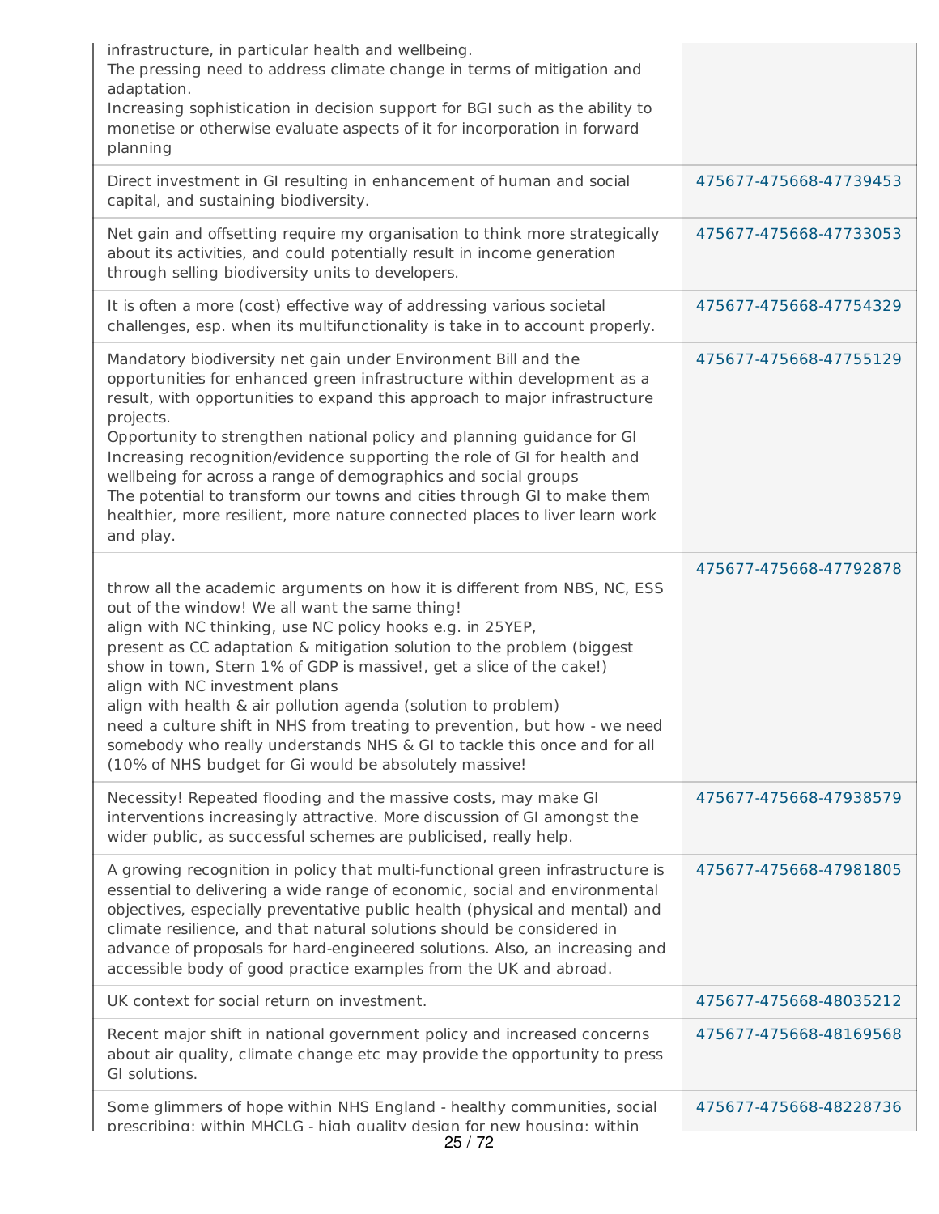| | |
|---|---|
| infrastructure, in particular health and wellbeing.<br>The pressing need to address climate change in terms of mitigation and adaptation.<br>Increasing sophistication in decision support for BGI such as the ability to monetise or otherwise evaluate aspects of it for incorporation in forward planning | |
| Direct investment in GI resulting in enhancement of human and social capital, and sustaining biodiversity. | 475677-475668-47739453 |
| Net gain and offsetting require my organisation to think more strategically about its activities, and could potentially result in income generation through selling biodiversity units to developers. | 475677-475668-47733053 |
| It is often a more (cost) effective way of addressing various societal challenges, esp. when its multifunctionality is take in to account properly. | 475677-475668-47754329 |
| Mandatory biodiversity net gain under Environment Bill and the opportunities for enhanced green infrastructure within development as a result, with opportunities to expand this approach to major infrastructure projects.<br>Opportunity to strengthen national policy and planning guidance for GI<br>Increasing recognition/evidence supporting the role of GI for health and wellbeing for across a range of demographics and social groups<br>The potential to transform our towns and cities through GI to make them healthier, more resilient, more nature connected places to liver learn work and play. | 475677-475668-47755129 |
| throw all the academic arguments on how it is different from NBS, NC, ESS out of the window! We all want the same thing!<br>align with NC thinking, use NC policy hooks e.g. in 25YEP,<br>present as CC adaptation & mitigation solution to the problem (biggest show in town, Stern 1% of GDP is massive!, get a slice of the cake!)<br>align with NC investment plans<br>align with health & air pollution agenda (solution to problem)<br>need a culture shift in NHS from treating to prevention, but how - we need somebody who really understands NHS & GI to tackle this once and for all (10% of NHS budget for Gi would be absolutely massive! | 475677-475668-47792878 |
| Necessity! Repeated flooding and the massive costs, may make GI interventions increasingly attractive. More discussion of GI amongst the wider public, as successful schemes are publicised, really help. | 475677-475668-47938579 |
| A growing recognition in policy that multi-functional green infrastructure is essential to delivering a wide range of economic, social and environmental objectives, especially preventative public health (physical and mental) and climate resilience, and that natural solutions should be considered in advance of proposals for hard-engineered solutions. Also, an increasing and accessible body of good practice examples from the UK and abroad. | 475677-475668-47981805 |
| UK context for social return on investment. | 475677-475668-48035212 |
| Recent major shift in national government policy and increased concerns about air quality, climate change etc may provide the opportunity to press GI solutions. | 475677-475668-48169568 |
| Some glimmers of hope within NHS England - healthy communities, social prescribing; within MHCLG - high quality design for new housing; within | 475677-475668-48228736 |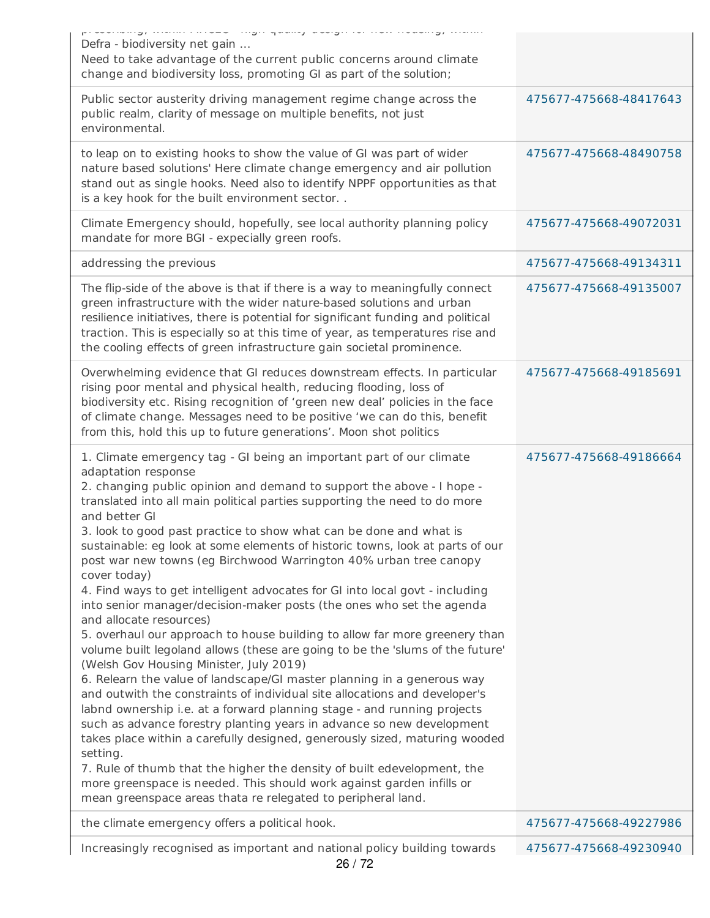| | |
|---|---|
| preserving, within ... - high quality design for new housing, within Defra - biodiversity net gain ...<br>Need to take advantage of the current public concerns around climate change and biodiversity loss, promoting GI as part of the solution; | |
| Public sector austerity driving management regime change across the public realm, clarity of message on multiple benefits, not just environmental. | 475677-475668-48417643 |
| to leap on to existing hooks to show the value of GI was part of wider nature based solutions' Here climate change emergency and air pollution stand out as single hooks. Need also to identify NPPF opportunities as that is a key hook for the built environment sector. . | 475677-475668-48490758 |
| Climate Emergency should, hopefully, see local authority planning policy mandate for more BGI - expecially green roofs. | 475677-475668-49072031 |
| addressing the previous | 475677-475668-49134311 |
| The flip-side of the above is that if there is a way to meaningfully connect green infrastructure with the wider nature-based solutions and urban resilience initiatives, there is potential for significant funding and political traction. This is especially so at this time of year, as temperatures rise and the cooling effects of green infrastructure gain societal prominence. | 475677-475668-49135007 |
| Overwhelming evidence that GI reduces downstream effects. In particular rising poor mental and physical health, reducing flooding, loss of biodiversity etc. Rising recognition of 'green new deal' policies in the face of climate change. Messages need to be positive 'we can do this, benefit from this, hold this up to future generations'. Moon shot politics | 475677-475668-49185691 |
| 1. Climate emergency tag - GI being an important part of our climate adaptation response<br>2. changing public opinion and demand to support the above - I hope - translated into all main political parties supporting the need to do more and better GI<br>3. look to good past practice to show what can be done and what is sustainable: eg look at some elements of historic towns, look at parts of our post war new towns (eg Birchwood Warrington 40% urban tree canopy cover today)<br>4. Find ways to get intelligent advocates for GI into local govt - including into senior manager/decision-maker posts (the ones who set the agenda and allocate resources)<br>5. overhaul our approach to house building to allow far more greenery than volume built legoland allows (these are going to be the 'slums of the future' (Welsh Gov Housing Minister, July 2019)<br>6. Relearn the value of landscape/GI master planning in a generous way and outwith the constraints of individual site allocations and developer's labnd ownership i.e. at a forward planning stage - and running projects such as advance forestry planting years in advance so new development takes place within a carefully designed, generously sized, maturing wooded setting.<br>7. Rule of thumb that the higher the density of built edevelopment, the more greenspace is needed. This should work against garden infills or mean greenspace areas thata re relegated to peripheral land. | 475677-475668-49186664 |
| the climate emergency offers a political hook. | 475677-475668-49227986 |
| Increasingly recognised as important and national policy building towards | 475677-475668-49230940 |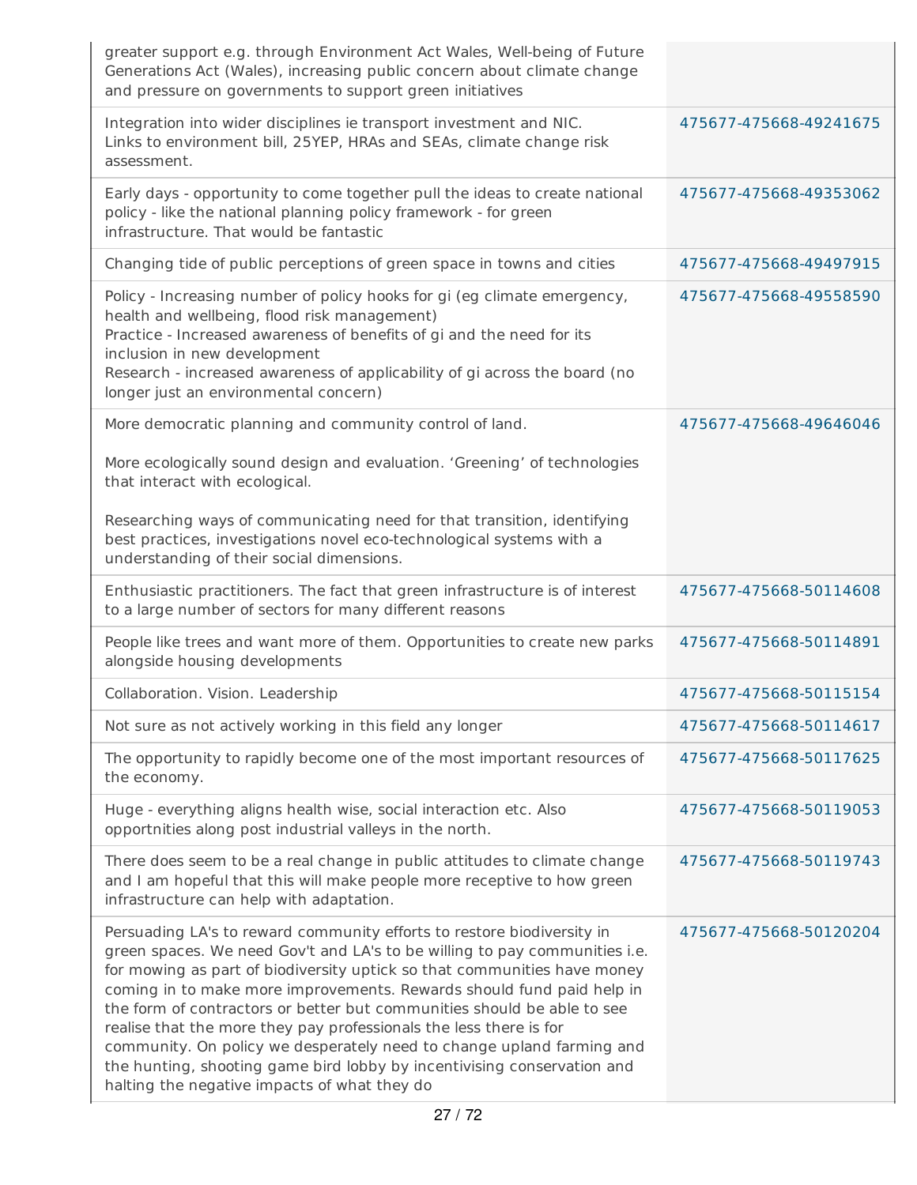| | |
|---|---|
| greater support e.g. through Environment Act Wales, Well-being of Future Generations Act (Wales), increasing public concern about climate change and pressure on governments to support green initiatives | |
| Integration into wider disciplines ie transport investment and NIC.<br>Links to environment bill, 25YEP, HRAs and SEAs, climate change risk assessment. | 475677-475668-49241675 |
| Early days - opportunity to come together pull the ideas to create national policy - like the national planning policy framework - for green infrastructure. That would be fantastic | 475677-475668-49353062 |
| Changing tide of public perceptions of green space in towns and cities | 475677-475668-49497915 |
| Policy - Increasing number of policy hooks for gi (eg climate emergency, health and wellbeing, flood risk management)<br>Practice - Increased awareness of benefits of gi and the need for its inclusion in new development<br>Research - increased awareness of applicability of gi across the board (no longer just an environmental concern) | 475677-475668-49558590 |
| More democratic planning and community control of land.<br><br>More ecologically sound design and evaluation. 'Greening' of technologies that interact with ecological.<br><br>Researching ways of communicating need for that transition, identifying best practices, investigations novel eco-technological systems with a understanding of their social dimensions. | 475677-475668-49646046 |
| Enthusiastic practitioners. The fact that green infrastructure is of interest to a large number of sectors for many different reasons | 475677-475668-50114608 |
| People like trees and want more of them. Opportunities to create new parks alongside housing developments | 475677-475668-50114891 |
| Collaboration. Vision. Leadership | 475677-475668-50115154 |
| Not sure as not actively working in this field any longer | 475677-475668-50114617 |
| The opportunity to rapidly become one of the most important resources of the economy. | 475677-475668-50117625 |
| Huge - everything aligns health wise, social interaction etc. Also opportnities along post industrial valleys in the north. | 475677-475668-50119053 |
| There does seem to be a real change in public attitudes to climate change and I am hopeful that this will make people more receptive to how green infrastructure can help with adaptation. | 475677-475668-50119743 |
| Persuading LA's to reward community efforts to restore biodiversity in green spaces. We need Gov't and LA's to be willing to pay communities i.e. for mowing as part of biodiversity uptick so that communities have money coming in to make more improvements. Rewards should fund paid help in the form of contractors or better but communities should be able to see realise that the more they pay professionals the less there is for community. On policy we desperately need to change upland farming and the hunting, shooting game bird lobby by incentivising conservation and halting the negative impacts of what they do | 475677-475668-50120204 |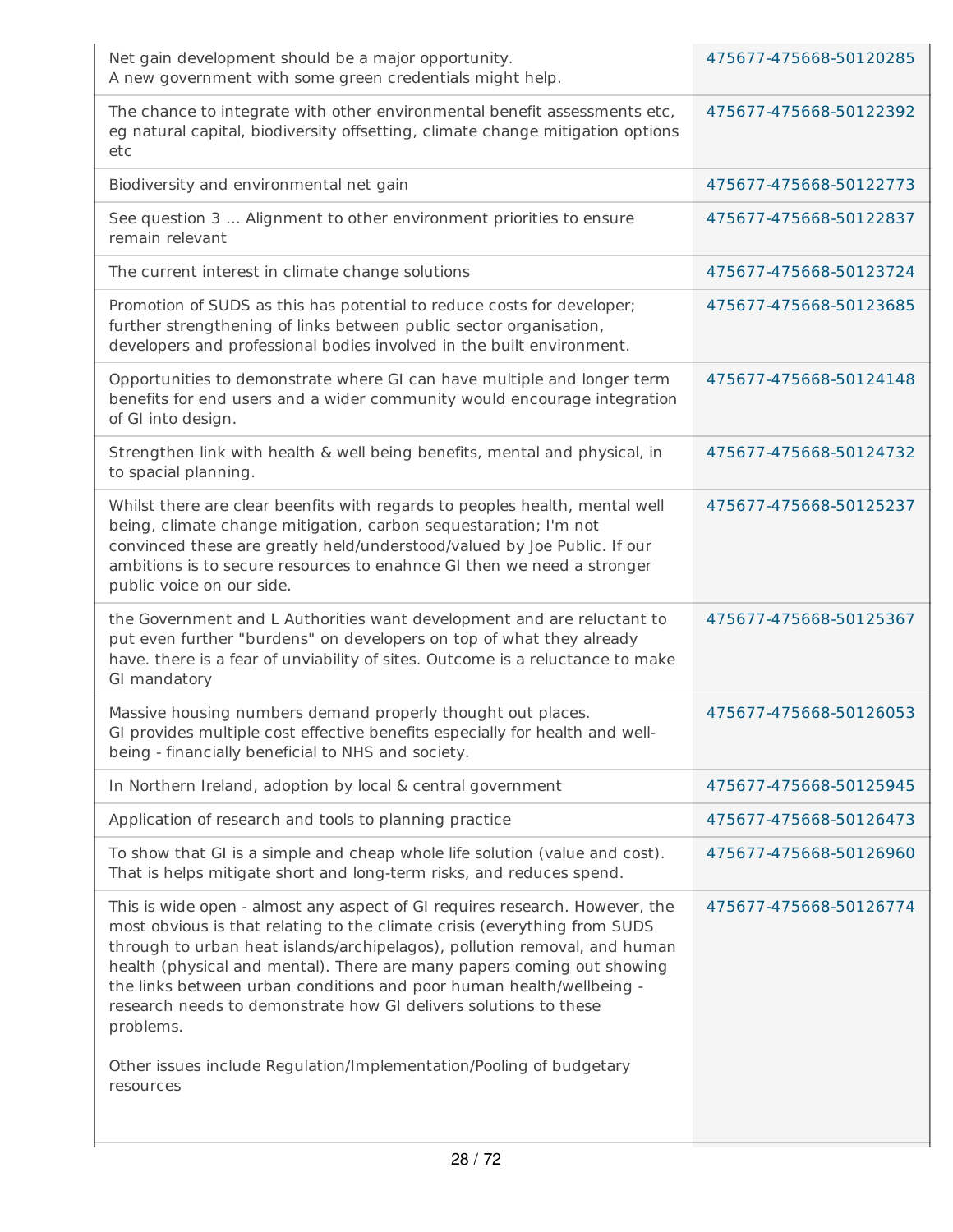| | |
|---|---|
| Net gain development should be a major opportunity.<br>A new government with some green credentials might help. | 475677-475668-50120285 |
| The chance to integrate with other environmental benefit assessments etc, eg natural capital, biodiversity offsetting, climate change mitigation options etc | 475677-475668-50122392 |
| Biodiversity and environmental net gain | 475677-475668-50122773 |
| See question 3 ... Alignment to other environment priorities to ensure remain relevant | 475677-475668-50122837 |
| The current interest in climate change solutions | 475677-475668-50123724 |
| Promotion of SUDS as this has potential to reduce costs for developer; further strengthening of links between public sector organisation, developers and professional bodies involved in the built environment. | 475677-475668-50123685 |
| Opportunities to demonstrate where GI can have multiple and longer term benefits for end users and a wider community would encourage integration of GI into design. | 475677-475668-50124148 |
| Strengthen link with health & well being benefits, mental and physical, in to spacial planning. | 475677-475668-50124732 |
| Whilst there are clear beenfits with regards to peoples health, mental well being, climate change mitigation, carbon sequestaration; I'm not convinced these are greatly held/understood/valued by Joe Public. If our ambitions is to secure resources to enahnce GI then we need a stronger public voice on our side. | 475677-475668-50125237 |
| the Government and L Authorities want development and are reluctant to put even further "burdens" on developers on top of what they already have. there is a fear of unviability of sites. Outcome is a reluctance to make GI mandatory | 475677-475668-50125367 |
| Massive housing numbers demand properly thought out places.<br>GI provides multiple cost effective benefits especially for health and well-being - financially beneficial to NHS and society. | 475677-475668-50126053 |
| In Northern Ireland, adoption by local & central government | 475677-475668-50125945 |
| Application of research and tools to planning practice | 475677-475668-50126473 |
| To show that GI is a simple and cheap whole life solution (value and cost). That is helps mitigate short and long-term risks, and reduces spend. | 475677-475668-50126960 |
| This is wide open - almost any aspect of GI requires research. However, the most obvious is that relating to the climate crisis (everything from SUDS through to urban heat islands/archipelagos), pollution removal, and human health (physical and mental). There are many papers coming out showing the links between urban conditions and poor human health/wellbeing - research needs to demonstrate how GI delivers solutions to these problems.<br><br>Other issues include Regulation/Implementation/Pooling of budgetary resources | 475677-475668-50126774 |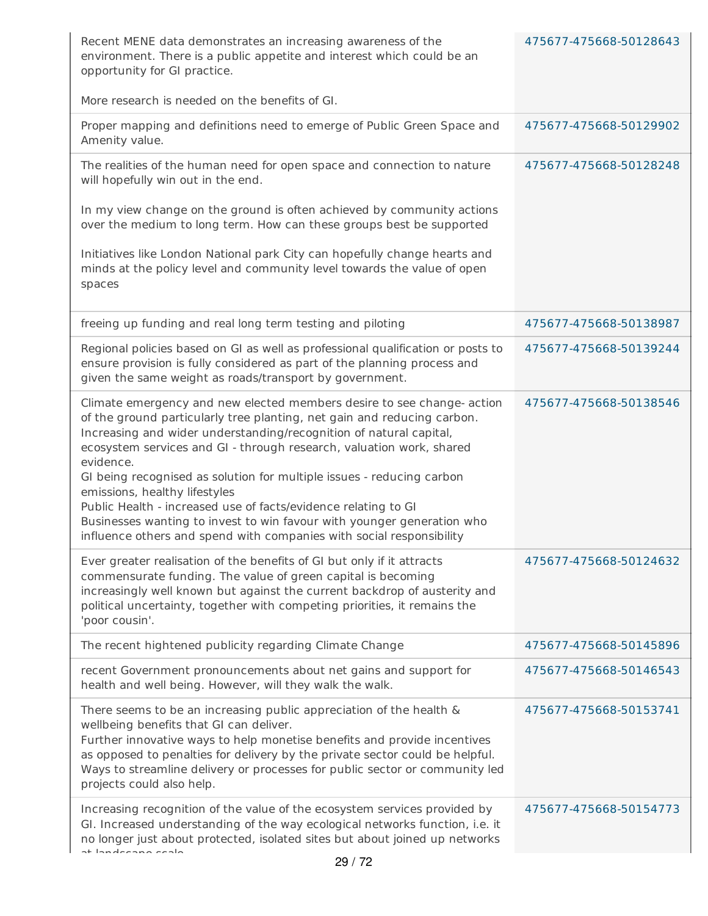| | |
|---|---|
| Recent MENE data demonstrates an increasing awareness of the environment. There is a public appetite and interest which could be an opportunity for GI practice.<br><br>More research is needed on the benefits of GI. | 475677-475668-50128643 |
| Proper mapping and definitions need to emerge of Public Green Space and Amenity value. | 475677-475668-50129902 |
| The realities of the human need for open space and connection to nature will hopefully win out in the end.<br><br>In my view change on the ground is often achieved by community actions over the medium to long term. How can these groups best be supported<br><br>Initiatives like London National park City can hopefully change hearts and minds at the policy level and community level towards the value of open spaces | 475677-475668-50128248 |
| freeing up funding and real long term testing and piloting | 475677-475668-50138987 |
| Regional policies based on GI as well as professional qualification or posts to ensure provision is fully considered as part of the planning process and given the same weight as roads/transport by government. | 475677-475668-50139244 |
| Climate emergency and new elected members desire to see change- action of the ground particularly tree planting, net gain and reducing carbon.<br>Increasing and wider understanding/recognition of natural capital, ecosystem services and GI - through research, valuation work, shared evidence.<br>GI being recognised as solution for multiple issues - reducing carbon emissions, healthy lifestyles<br>Public Health - increased use of facts/evidence relating to GI<br>Businesses wanting to invest to win favour with younger generation who influence others and spend with companies with social responsibility | 475677-475668-50138546 |
| Ever greater realisation of the benefits of GI but only if it attracts commensurate funding. The value of green capital is becoming increasingly well known but against the current backdrop of austerity and political uncertainty, together with competing priorities, it remains the 'poor cousin'. | 475677-475668-50124632 |
| The recent hightened publicity regarding Climate Change | 475677-475668-50145896 |
| recent Government pronouncements about net gains and support for health and well being. However, will they walk the walk. | 475677-475668-50146543 |
| There seems to be an increasing public appreciation of the health & wellbeing benefits that GI can deliver.<br>Further innovative ways to help monetise benefits and provide incentives as opposed to penalties for delivery by the private sector could be helpful.<br>Ways to streamline delivery or processes for public sector or community led projects could also help. | 475677-475668-50153741 |
| Increasing recognition of the value of the ecosystem services provided by GI. Increased understanding of the way ecological networks function, i.e. it no longer just about protected, isolated sites but about joined up networks at landscape scale | 475677-475668-50154773 |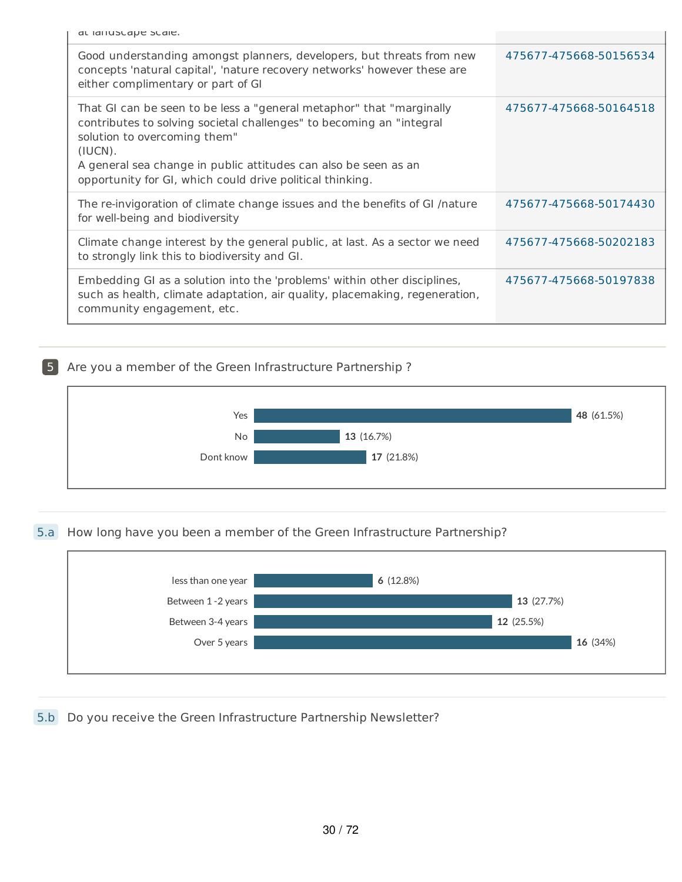| | |
|---|---|
| at landscape scale. | |
| Good understanding amongst planners, developers, but threats from new concepts 'natural capital', 'nature recovery networks' however these are either complimentary or part of GI | 475677-475668-50156534 |
| That GI can be seen to be less a "general metaphor" that "marginally contributes to solving societal challenges" to becoming an "integral solution to overcoming them" (IUCN). A general sea change in public attitudes can also be seen as an opportunity for GI, which could drive political thinking. | 475677-475668-50164518 |
| The re-invigoration of climate change issues and the benefits of GI /nature for well-being and biodiversity | 475677-475668-50174430 |
| Climate change interest by the general public, at last. As a sector we need to strongly link this to biodiversity and GI. | 475677-475668-50202183 |
| Embedding GI as a solution into the 'problems' within other disciplines, such as health, climate adaptation, air quality, placemaking, regeneration, community engagement, etc. | 475677-475668-50197838 |

## 5 Are you a member of the Green Infrastructure Partnership ?

| Response | Count | Percentage |
|---|---|---|
| Yes | 48 | (61.5%) |
| No | 13 | (16.7%) |
| Dont know | 17 | (21.8%) |

## 5.a How long have you been a member of the Green Infrastructure Partnership?

| Response | Count | Percentage |
|---|---|---|
| less than one year | 6 | (12.8%) |
| Between 1 -2 years | 13 | (27.7%) |
| Between 3-4 years | 12 | (25.5%) |
| Over 5 years | 16 | (34%) |

## 5.b Do you receive the Green Infrastructure Partnership Newsletter?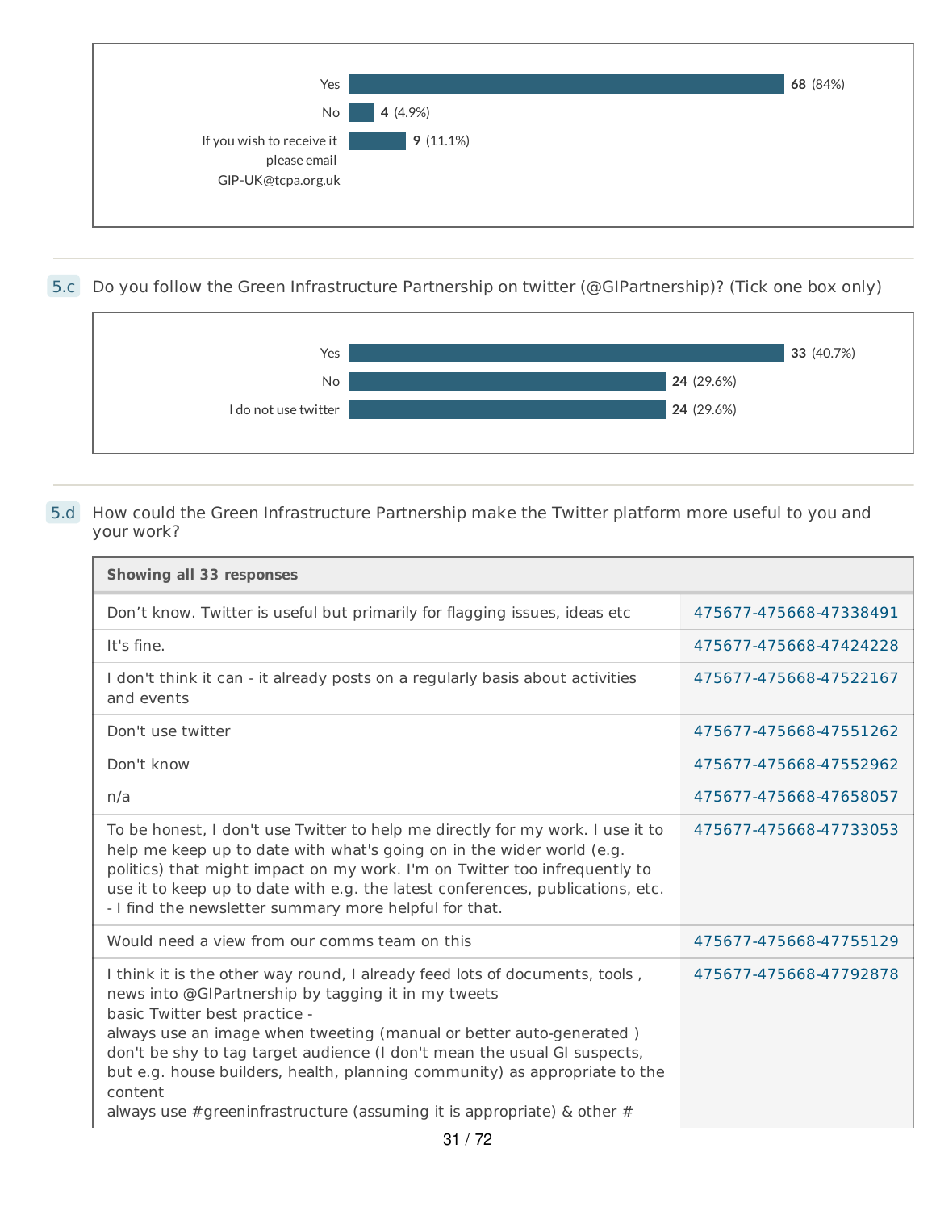| Response | Count | Percentage |
|---|---|---|
| Yes | 68 | (84%) |
| No | 4 | (4.9%) |
| If you wish to receive it please email GIP-UK@tcpa.org.uk | 9 | (11.1%) |

**5.c** Do you follow the Green Infrastructure Partnership on twitter (@GIPartnership)? (Tick one box only)

| Response | Count | Percentage |
|---|---|---|
| Yes | 33 | (40.7%) |
| No | 24 | (29.6%) |
| I do not use twitter | 24 | (29.6%) |

**5.d** How could the Green Infrastructure Partnership make the Twitter platform more useful to you and your work?

| Showing all 33 responses | |
|---|---|
| Don’t know. Twitter is useful but primarily for flagging issues, ideas etc | 475677-475668-47338491 |
| It's fine. | 475677-475668-47424228 |
| I don't think it can - it already posts on a regularly basis about activities and events | 475677-475668-47522167 |
| Don't use twitter | 475677-475668-47551262 |
| Don't know | 475677-475668-47552962 |
| n/a | 475677-475668-47658057 |
| To be honest, I don't use Twitter to help me directly for my work. I use it to help me keep up to date with what's going on in the wider world (e.g. politics) that might impact on my work. I'm on Twitter too infrequently to use it to keep up to date with e.g. the latest conferences, publications, etc. - I find the newsletter summary more helpful for that. | 475677-475668-47733053 |
| Would need a view from our comms team on this | 475677-475668-47755129 |
| I think it is the other way round, I already feed lots of documents, tools , news into @GIPartnership by tagging it in my tweets<br>basic Twitter best practice -<br>always use an image when tweeting (manual or better auto-generated )<br>don't be shy to tag target audience (I don't mean the usual GI suspects, but e.g. house builders, health, planning community) as appropriate to the content<br>always use #greeninfrastructure (assuming it is appropriate) & other # | 475677-475668-47792878 |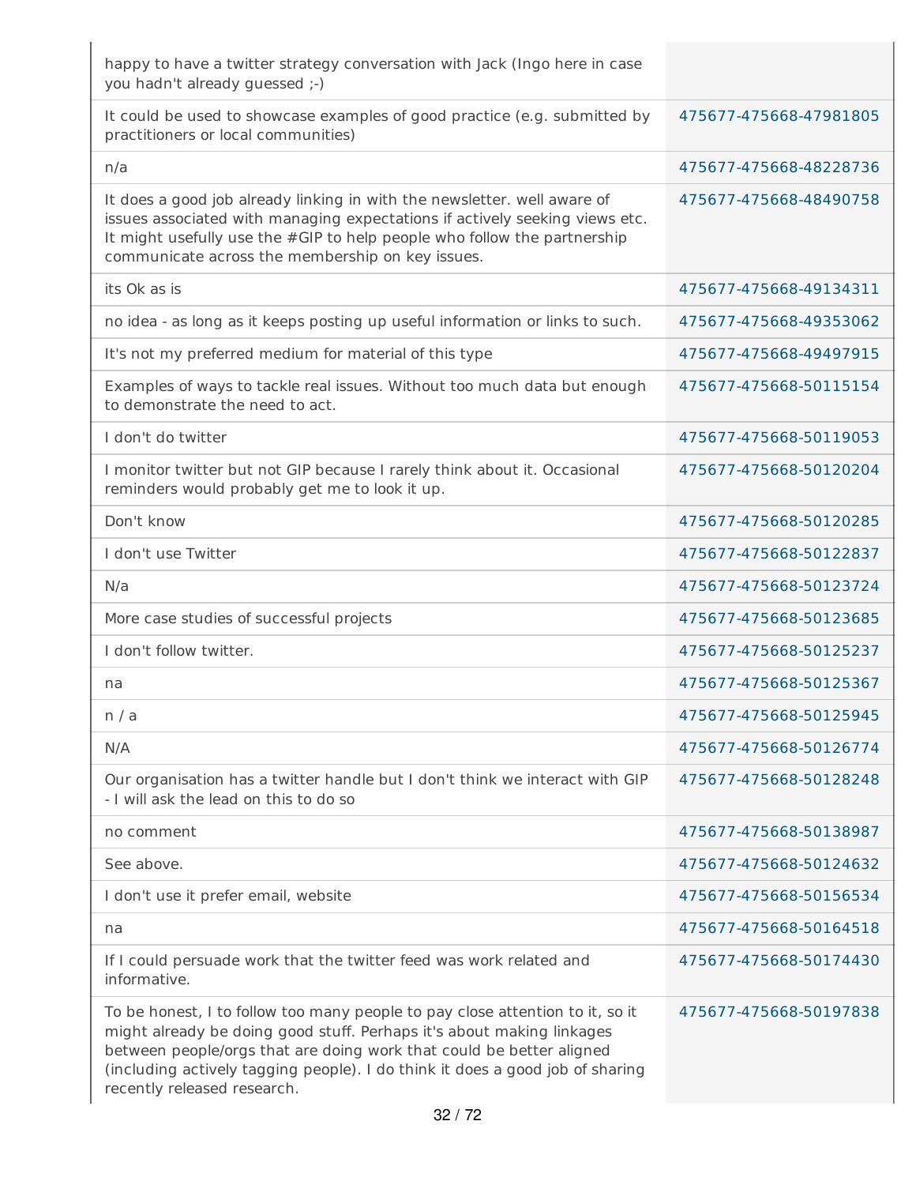| | |
|---|---|
| happy to have a twitter strategy conversation with Jack (Ingo here in case you hadn't already guessed ;-) | |
| It could be used to showcase examples of good practice (e.g. submitted by practitioners or local communities) | 475677-475668-47981805 |
| n/a | 475677-475668-48228736 |
| It does a good job already linking in with the newsletter. well aware of issues associated with managing expectations if actively seeking views etc. It might usefully use the #GIP to help people who follow the partnership communicate across the membership on key issues. | 475677-475668-48490758 |
| its Ok as is | 475677-475668-49134311 |
| no idea - as long as it keeps posting up useful information or links to such. | 475677-475668-49353062 |
| It's not my preferred medium for material of this type | 475677-475668-49497915 |
| Examples of ways to tackle real issues. Without too much data but enough to demonstrate the need to act. | 475677-475668-50115154 |
| I don't do twitter | 475677-475668-50119053 |
| I monitor twitter but not GIP because I rarely think about it. Occasional reminders would probably get me to look it up. | 475677-475668-50120204 |
| Don't know | 475677-475668-50120285 |
| I don't use Twitter | 475677-475668-50122837 |
| N/a | 475677-475668-50123724 |
| More case studies of successful projects | 475677-475668-50123685 |
| I don't follow twitter. | 475677-475668-50125237 |
| na | 475677-475668-50125367 |
| n / a | 475677-475668-50125945 |
| N/A | 475677-475668-50126774 |
| Our organisation has a twitter handle but I don't think we interact with GIP - I will ask the lead on this to do so | 475677-475668-50128248 |
| no comment | 475677-475668-50138987 |
| See above. | 475677-475668-50124632 |
| I don't use it prefer email, website | 475677-475668-50156534 |
| na | 475677-475668-50164518 |
| If I could persuade work that the twitter feed was work related and informative. | 475677-475668-50174430 |
| To be honest, I to follow too many people to pay close attention to it, so it might already be doing good stuff. Perhaps it's about making linkages between people/orgs that are doing work that could be better aligned (including actively tagging people). I do think it does a good job of sharing recently released research. | 475677-475668-50197838 |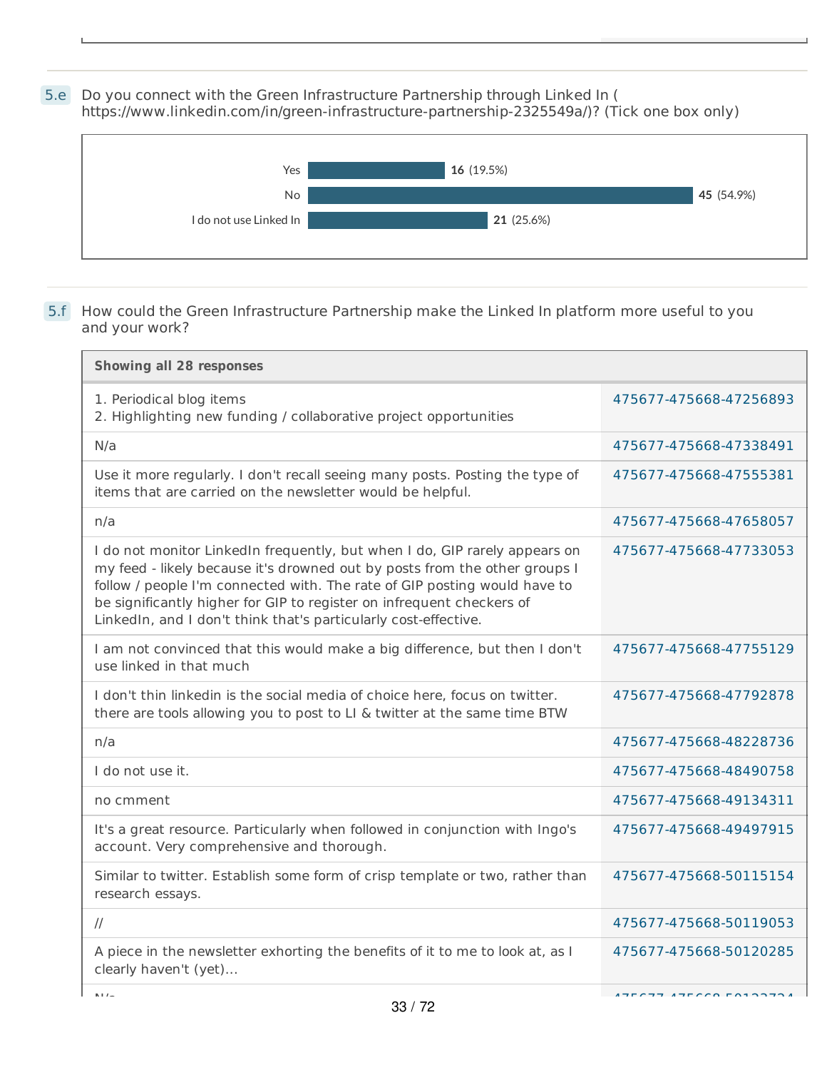**5.e** Do you connect with the Green Infrastructure Partnership through Linked In ( https://www.linkedin.com/in/green-infrastructure-partnership-2325549a/)? (Tick one box only)

| Response | Count | Percentage |
|---|---|---|
| Yes | 16 | (19.5%) |
| No | 45 | (54.9%) |
| I do not use Linked In | 21 | (25.6%) |

**5.f** How could the Green Infrastructure Partnership make the Linked In platform more useful to you and your work?

| Showing all 28 responses | |
|---|---|
| 1. Periodical blog items<br>2. Highlighting new funding / collaborative project opportunities | 475677-475668-47256893 |
| N/a | 475677-475668-47338491 |
| Use it more regularly. I don't recall seeing many posts. Posting the type of items that are carried on the newsletter would be helpful. | 475677-475668-47555381 |
| n/a | 475677-475668-47658057 |
| I do not monitor LinkedIn frequently, but when I do, GIP rarely appears on my feed - likely because it's drowned out by posts from the other groups I follow / people I'm connected with. The rate of GIP posting would have to be significantly higher for GIP to register on infrequent checkers of LinkedIn, and I don't think that's particularly cost-effective. | 475677-475668-47733053 |
| I am not convinced that this would make a big difference, but then I don't use linked in that much | 475677-475668-47755129 |
| I don't thin linkedin is the social media of choice here, focus on twitter. there are tools allowing you to post to LI & twitter at the same time BTW | 475677-475668-47792878 |
| n/a | 475677-475668-48228736 |
| I do not use it. | 475677-475668-48490758 |
| no cmment | 475677-475668-49134311 |
| It's a great resource. Particularly when followed in conjunction with Ingo's account. Very comprehensive and thorough. | 475677-475668-49497915 |
| Similar to twitter. Establish some form of crisp template or two, rather than research essays. | 475677-475668-50115154 |
| // | 475677-475668-50119053 |
| A piece in the newsletter exhorting the benefits of it to me to look at, as I clearly haven't (yet)... | 475677-475668-50120285 |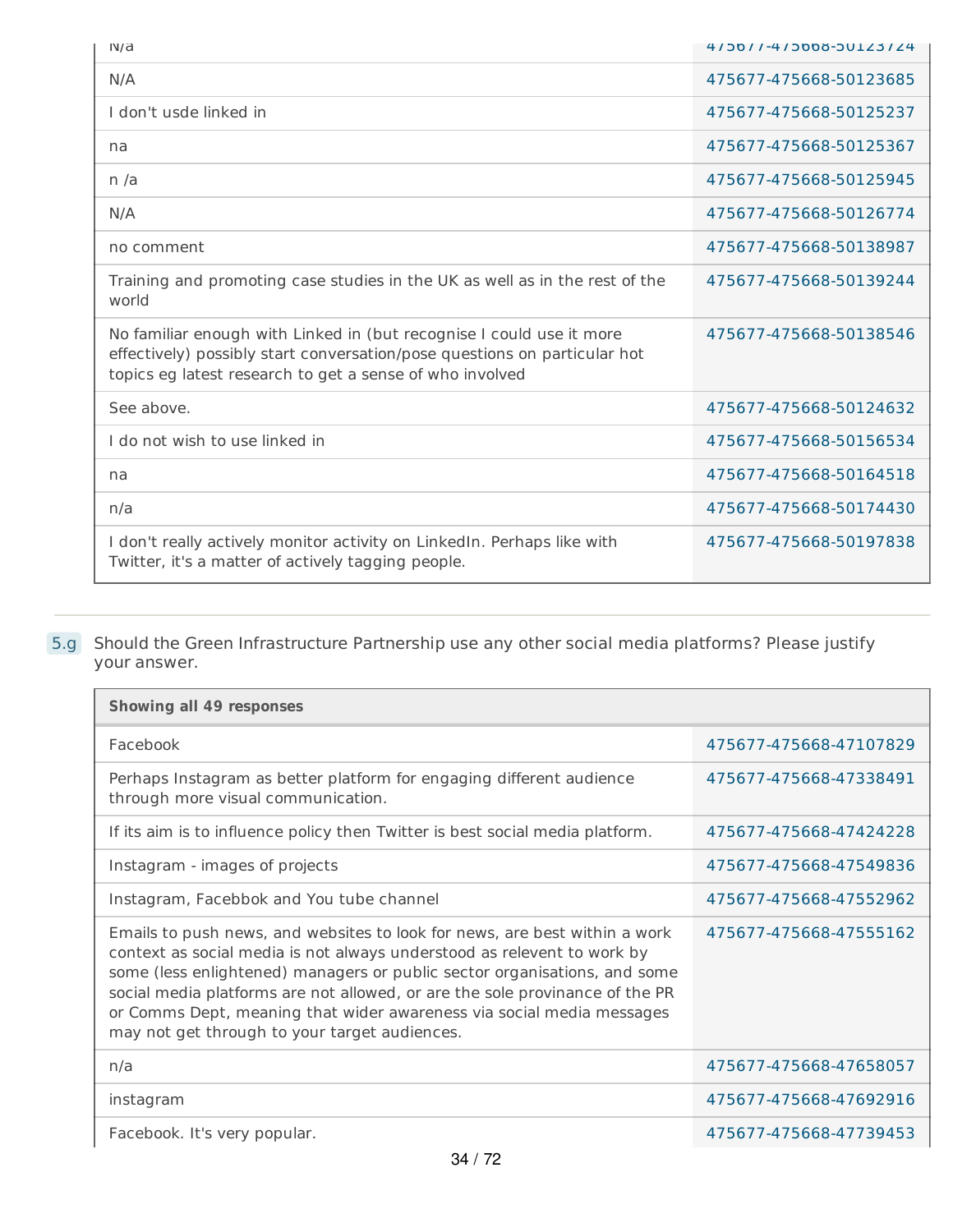| | |
|---|---|
| N/a | 475677-475668-50123724 |
| N/A | 475677-475668-50123685 |
| I don't usde linked in | 475677-475668-50125237 |
| na | 475677-475668-50125367 |
| n /a | 475677-475668-50125945 |
| N/A | 475677-475668-50126774 |
| no comment | 475677-475668-50138987 |
| Training and promoting case studies in the UK as well as in the rest of the world | 475677-475668-50139244 |
| No familiar enough with Linked in (but recognise I could use it more effectively) possibly start conversation/pose questions on particular hot topics eg latest research to get a sense of who involved | 475677-475668-50138546 |
| See above. | 475677-475668-50124632 |
| I do not wish to use linked in | 475677-475668-50156534 |
| na | 475677-475668-50164518 |
| n/a | 475677-475668-50174430 |
| I don't really actively monitor activity on LinkedIn. Perhaps like with Twitter, it's a matter of actively tagging people. | 475677-475668-50197838 |

5.g Should the Green Infrastructure Partnership use any other social media platforms? Please justify your answer.

| **Showing all 49 responses** | |
|---|---|
| Facebook | 475677-475668-47107829 |
| Perhaps Instagram as better platform for engaging different audience through more visual communication. | 475677-475668-47338491 |
| If its aim is to influence policy then Twitter is best social media platform. | 475677-475668-47424228 |
| Instagram - images of projects | 475677-475668-47549836 |
| Instagram, Facebbok and You tube channel | 475677-475668-47552962 |
| Emails to push news, and websites to look for news, are best within a work context as social media is not always understood as relevent to work by some (less enlightened) managers or public sector organisations, and some social media platforms are not allowed, or are the sole provinance of the PR or Comms Dept, meaning that wider awareness via social media messages may not get through to your target audiences. | 475677-475668-47555162 |
| n/a | 475677-475668-47658057 |
| instagram | 475677-475668-47692916 |
| Facebook. It's very popular. | 475677-475668-47739453 |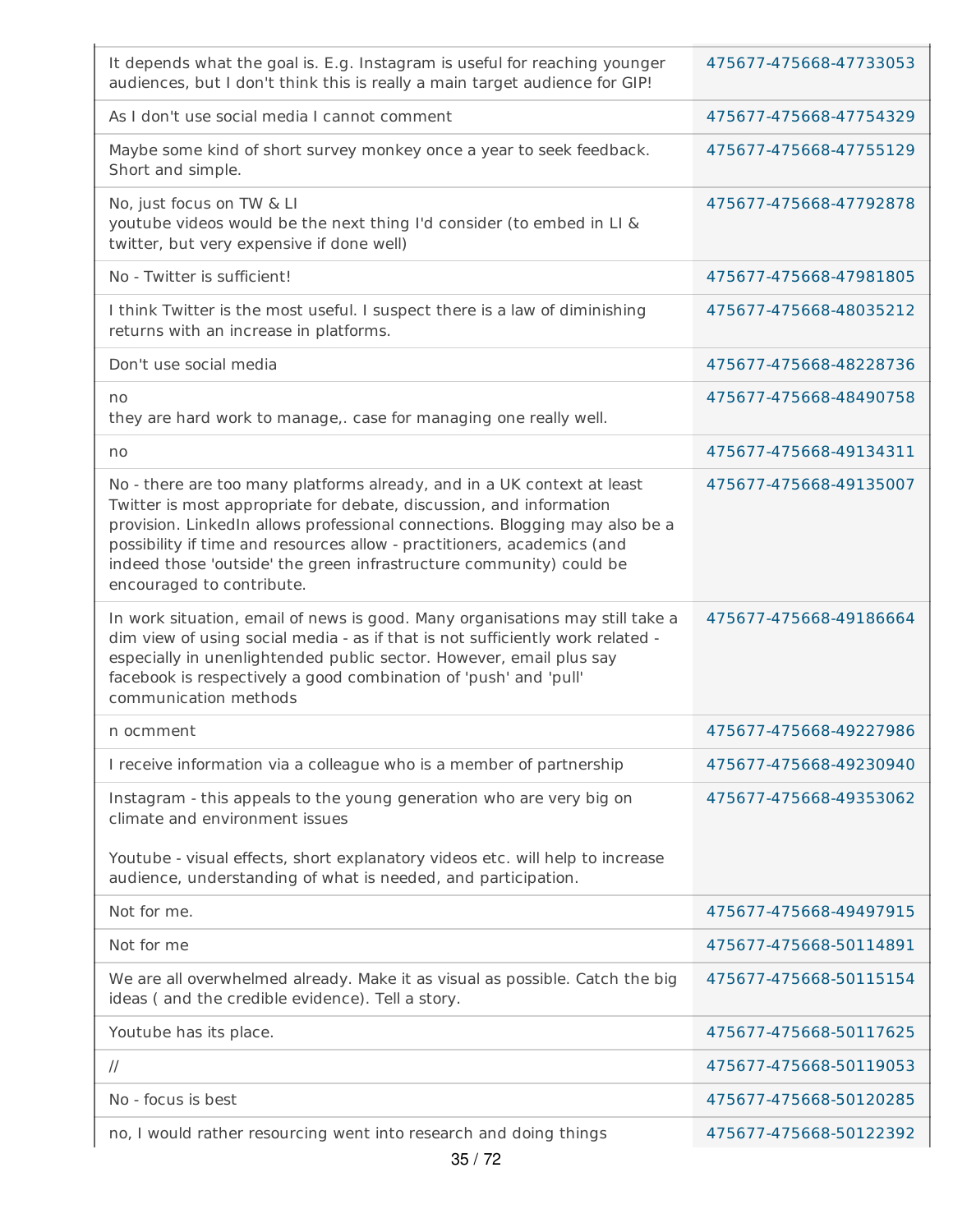| | |
|---|---|
| It depends what the goal is. E.g. Instagram is useful for reaching younger audiences, but I don't think this is really a main target audience for GIP! | 475677-475668-47733053 |
| As I don't use social media I cannot comment | 475677-475668-47754329 |
| Maybe some kind of short survey monkey once a year to seek feedback. Short and simple. | 475677-475668-47755129 |
| No, just focus on TW & LI<br>youtube videos would be the next thing I'd consider (to embed in LI & twitter, but very expensive if done well) | 475677-475668-47792878 |
| No - Twitter is sufficient! | 475677-475668-47981805 |
| I think Twitter is the most useful. I suspect there is a law of diminishing returns with an increase in platforms. | 475677-475668-48035212 |
| Don't use social media | 475677-475668-48228736 |
| no<br>they are hard work to manage,. case for managing one really well. | 475677-475668-48490758 |
| no | 475677-475668-49134311 |
| No - there are too many platforms already, and in a UK context at least Twitter is most appropriate for debate, discussion, and information provision. LinkedIn allows professional connections. Blogging may also be a possibility if time and resources allow - practitioners, academics (and indeed those 'outside' the green infrastructure community) could be encouraged to contribute. | 475677-475668-49135007 |
| In work situation, email of news is good. Many organisations may still take a dim view of using social media - as if that is not sufficiently work related - especially in unenlightended public sector. However, email plus say facebook is respectively a good combination of 'push' and 'pull' communication methods | 475677-475668-49186664 |
| n ocmment | 475677-475668-49227986 |
| I receive information via a colleague who is a member of partnership | 475677-475668-49230940 |
| Instagram - this appeals to the young generation who are very big on climate and environment issues<br><br>Youtube - visual effects, short explanatory videos etc. will help to increase audience, understanding of what is needed, and participation. | 475677-475668-49353062 |
| Not for me. | 475677-475668-49497915 |
| Not for me | 475677-475668-50114891 |
| We are all overwhelmed already. Make it as visual as possible. Catch the big ideas ( and the credible evidence). Tell a story. | 475677-475668-50115154 |
| Youtube has its place. | 475677-475668-50117625 |
| // | 475677-475668-50119053 |
| No - focus is best | 475677-475668-50120285 |
| no, I would rather resourcing went into research and doing things | 475677-475668-50122392 |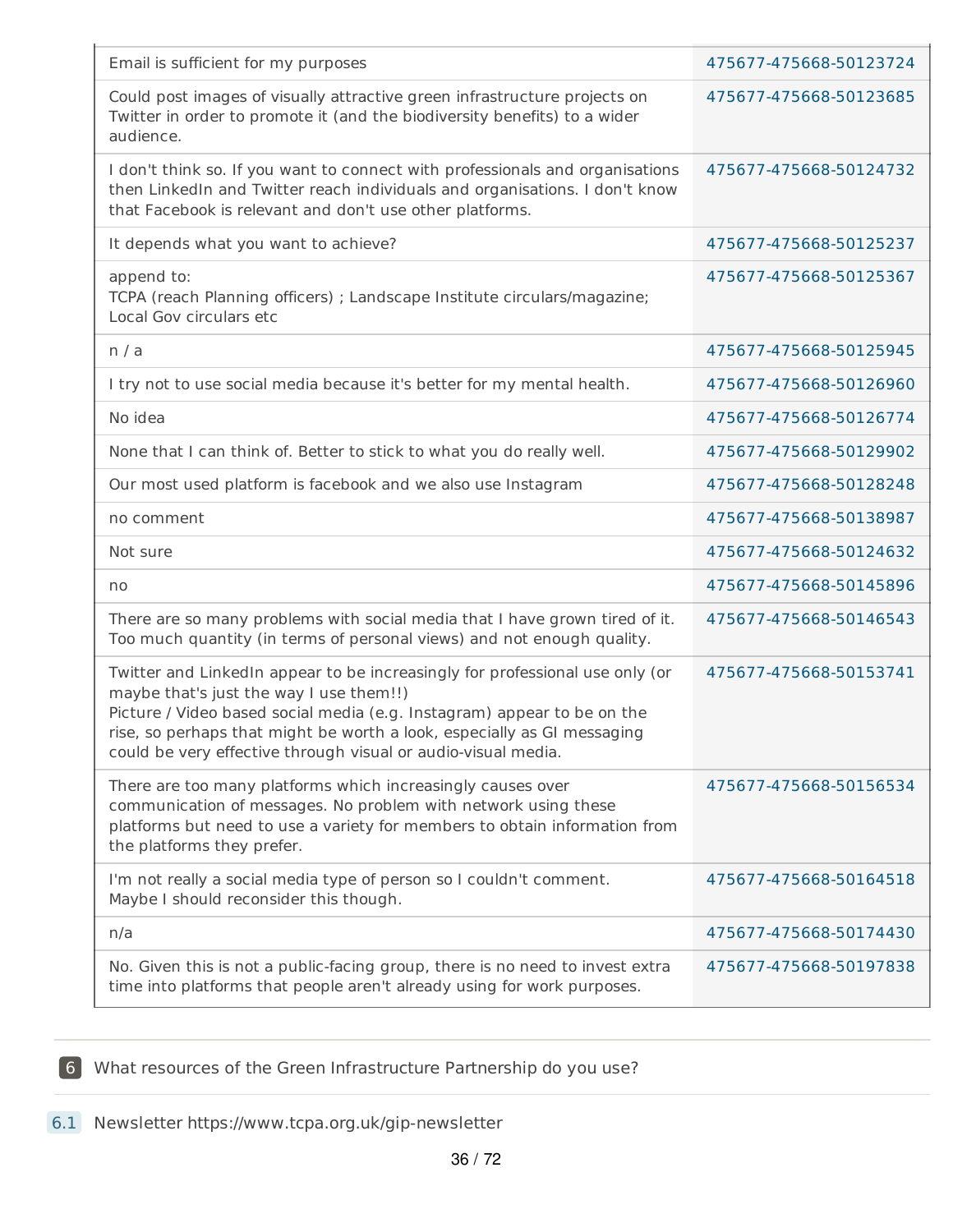| | |
|---|---|
| Email is sufficient for my purposes | 475677-475668-50123724 |
| Could post images of visually attractive green infrastructure projects on Twitter in order to promote it (and the biodiversity benefits) to a wider audience. | 475677-475668-50123685 |
| I don't think so. If you want to connect with professionals and organisations then LinkedIn and Twitter reach individuals and organisations. I don't know that Facebook is relevant and don't use other platforms. | 475677-475668-50124732 |
| It depends what you want to achieve? | 475677-475668-50125237 |
| append to:<br>TCPA (reach Planning officers) ; Landscape Institute circulars/magazine; Local Gov circulars etc | 475677-475668-50125367 |
| n / a | 475677-475668-50125945 |
| I try not to use social media because it's better for my mental health. | 475677-475668-50126960 |
| No idea | 475677-475668-50126774 |
| None that I can think of. Better to stick to what you do really well. | 475677-475668-50129902 |
| Our most used platform is facebook and we also use Instagram | 475677-475668-50128248 |
| no comment | 475677-475668-50138987 |
| Not sure | 475677-475668-50124632 |
| no | 475677-475668-50145896 |
| There are so many problems with social media that I have grown tired of it. Too much quantity (in terms of personal views) and not enough quality. | 475677-475668-50146543 |
| Twitter and LinkedIn appear to be increasingly for professional use only (or maybe that's just the way I use them!!)<br>Picture / Video based social media (e.g. Instagram) appear to be on the rise, so perhaps that might be worth a look, especially as GI messaging could be very effective through visual or audio-visual media. | 475677-475668-50153741 |
| There are too many platforms which increasingly causes over communication of messages. No problem with network using these platforms but need to use a variety for members to obtain information from the platforms they prefer. | 475677-475668-50156534 |
| I'm not really a social media type of person so I couldn't comment. Maybe I should reconsider this though. | 475677-475668-50164518 |
| n/a | 475677-475668-50174430 |
| No. Given this is not a public-facing group, there is no need to invest extra time into platforms that people aren't already using for work purposes. | 475677-475668-50197838 |

## 6 What resources of the Green Infrastructure Partnership do you use?

### 6.1 Newsletter https://www.tcpa.org.uk/gip-newsletter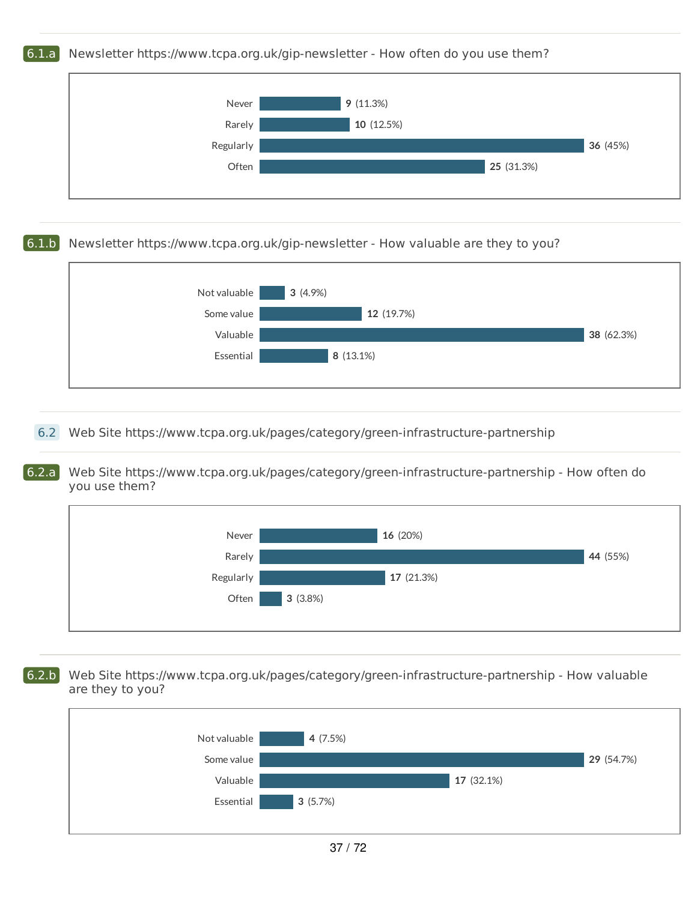### 6.1.a Newsletter https://www.tcpa.org.uk/gip-newsletter - How often do you use them?

| Response | Count | Percentage |
| --- | --- | --- |
| Never | 9 | 11.3% |
| Rarely | 10 | 12.5% |
| Regularly | 36 | 45% |
| Often | 25 | 31.3% |

### 6.1.b Newsletter https://www.tcpa.org.uk/gip-newsletter - How valuable are they to you?

| Response | Count | Percentage |
| --- | --- | --- |
| Not valuable | 3 | 4.9% |
| Some value | 12 | 19.7% |
| Valuable | 38 | 62.3% |
| Essential | 8 | 13.1% |

## 6.2 Web Site https://www.tcpa.org.uk/pages/category/green-infrastructure-partnership

### 6.2.a Web Site https://www.tcpa.org.uk/pages/category/green-infrastructure-partnership - How often do you use them?

| Response | Count | Percentage |
| --- | --- | --- |
| Never | 16 | 20% |
| Rarely | 44 | 55% |
| Regularly | 17 | 21.3% |
| Often | 3 | 3.8% |

### 6.2.b Web Site https://www.tcpa.org.uk/pages/category/green-infrastructure-partnership - How valuable are they to you?

| Response | Count | Percentage |
| --- | --- | --- |
| Not valuable | 4 | 7.5% |
| Some value | 29 | 54.7% |
| Valuable | 17 | 32.1% |
| Essential | 3 | 5.7% |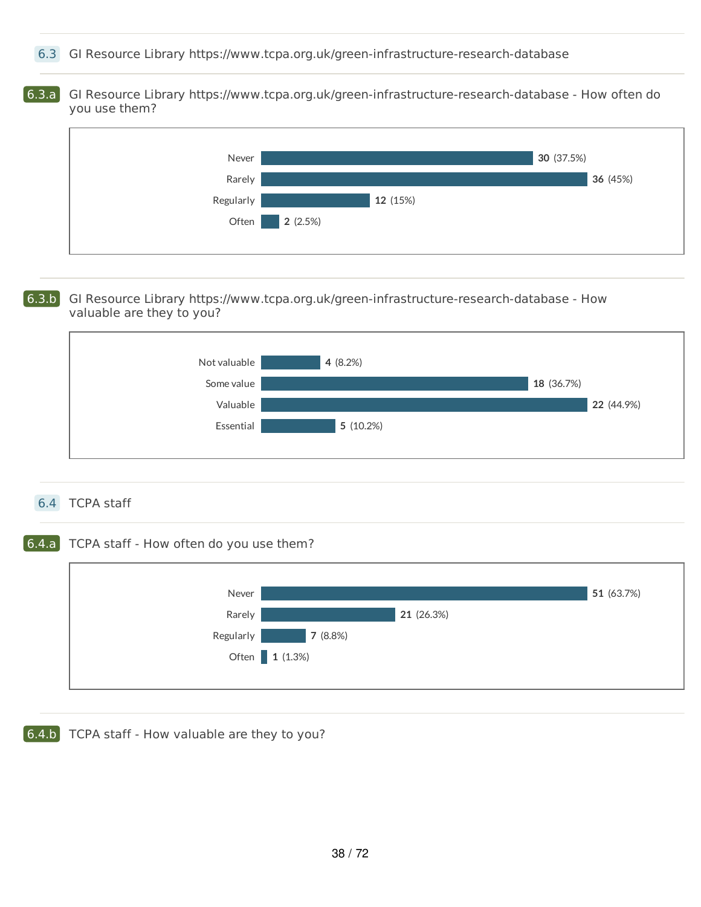### 6.3 GI Resource Library https://www.tcpa.org.uk/green-infrastructure-research-database

### 6.3.a GI Resource Library https://www.tcpa.org.uk/green-infrastructure-research-database - How often do you use them?

| Response | Count | Percentage |
|---|---|---|
| Never | 30 | (37.5%) |
| Rarely | 36 | (45%) |
| Regularly | 12 | (15%) |
| Often | 2 | (2.5%) |

### 6.3.b GI Resource Library https://www.tcpa.org.uk/green-infrastructure-research-database - How valuable are they to you?

| Response | Count | Percentage |
|---|---|---|
| Not valuable | 4 | (8.2%) |
| Some value | 18 | (36.7%) |
| Valuable | 22 | (44.9%) |
| Essential | 5 | (10.2%) |

### 6.4 TCPA staff

### 6.4.a TCPA staff - How often do you use them?

| Response | Count | Percentage |
|---|---|---|
| Never | 51 | (63.7%) |
| Rarely | 21 | (26.3%) |
| Regularly | 7 | (8.8%) |
| Often | 1 | (1.3%) |

### 6.4.b TCPA staff - How valuable are they to you?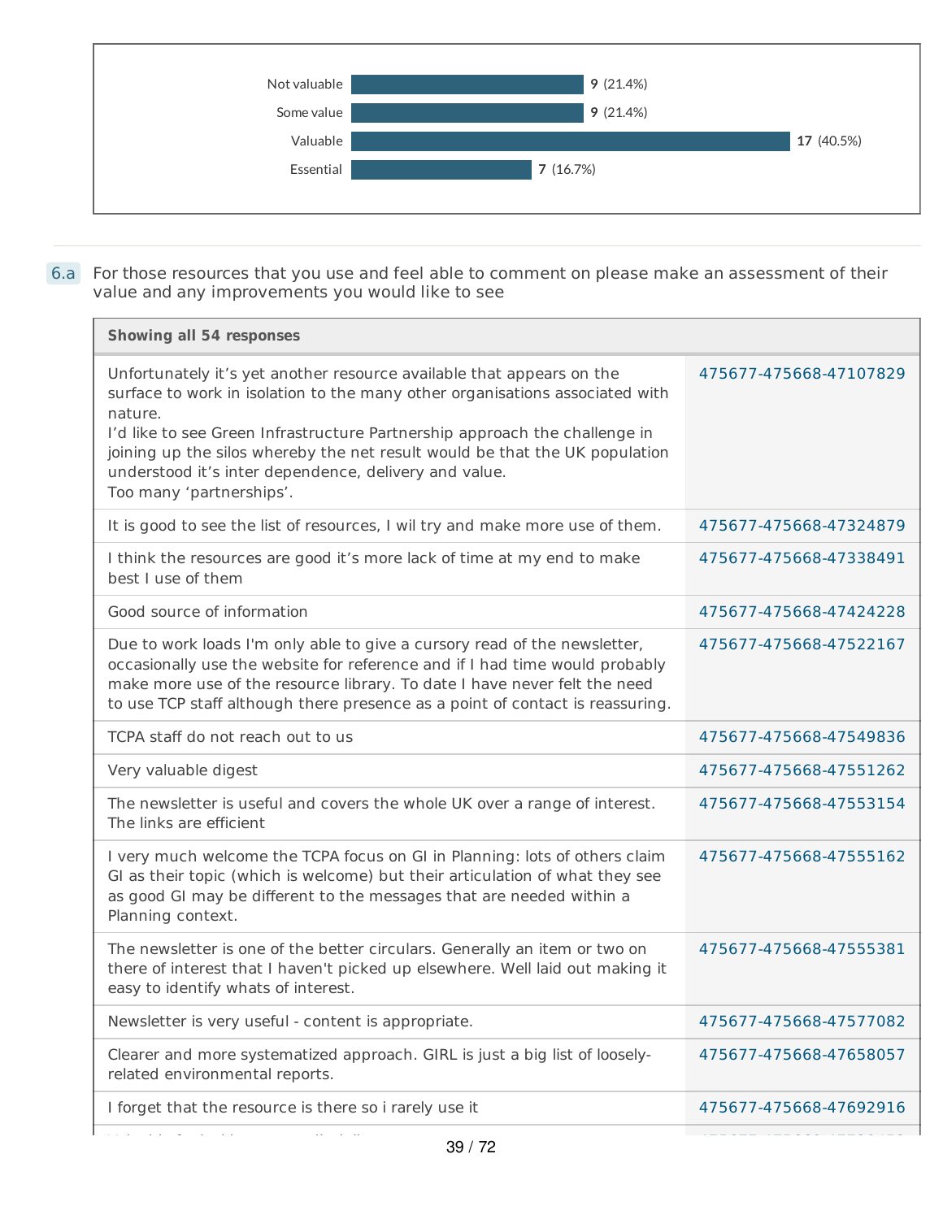| Response | Count | Percentage |
|---|---|---|
| Not valuable | 9 | (21.4%) |
| Some value | 9 | (21.4%) |
| Valuable | 17 | (40.5%) |
| Essential | 7 | (16.7%) |

6.a For those resources that you use and feel able to comment on please make an assessment of their value and any improvements you would like to see

| Showing all 54 responses | |
|---|---|
| Unfortunately it's yet another resource available that appears on the surface to work in isolation to the many other organisations associated with nature. I'd like to see Green Infrastructure Partnership approach the challenge in joining up the silos whereby the net result would be that the UK population understood it's inter dependence, delivery and value. Too many 'partnerships'. | 475677-475668-47107829 |
| It is good to see the list of resources, I wil try and make more use of them. | 475677-475668-47324879 |
| I think the resources are good it's more lack of time at my end to make best I use of them | 475677-475668-47338491 |
| Good source of information | 475677-475668-47424228 |
| Due to work loads I'm only able to give a cursory read of the newsletter, occasionally use the website for reference and if I had time would probably make more use of the resource library. To date I have never felt the need to use TCP staff although there presence as a point of contact is reassuring. | 475677-475668-47522167 |
| TCPA staff do not reach out to us | 475677-475668-47549836 |
| Very valuable digest | 475677-475668-47551262 |
| The newsletter is useful and covers the whole UK over a range of interest. The links are efficient | 475677-475668-47553154 |
| I very much welcome the TCPA focus on GI in Planning: lots of others claim GI as their topic (which is welcome) but their articulation of what they see as good GI may be different to the messages that are needed within a Planning context. | 475677-475668-47555162 |
| The newsletter is one of the better circulars. Generally an item or two on there of interest that I haven't picked up elsewhere. Well laid out making it easy to identify whats of interest. | 475677-475668-47555381 |
| Newsletter is very useful - content is appropriate. | 475677-475668-47577082 |
| Clearer and more systematized approach. GIRL is just a big list of loosely-related environmental reports. | 475677-475668-47658057 |
| I forget that the resource is there so i rarely use it | 475677-475668-47692916 |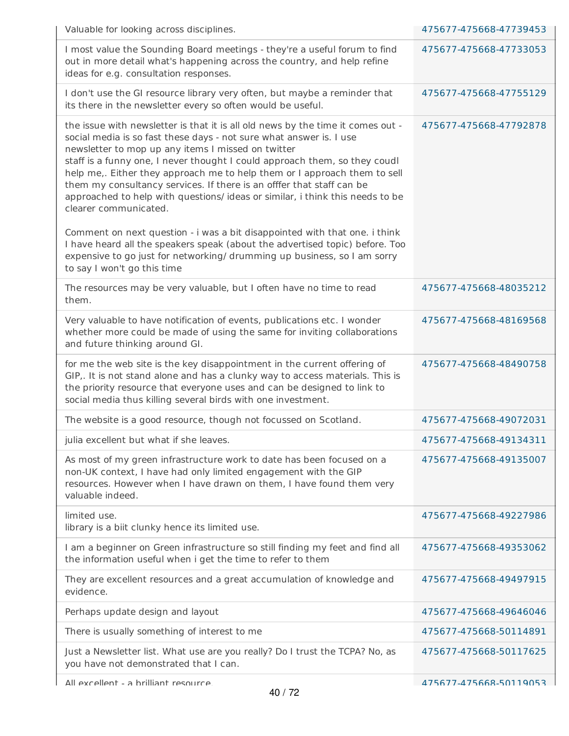| | |
|---|---|
| Valuable for looking across disciplines. | 475677-475668-47739453 |
| I most value the Sounding Board meetings - they're a useful forum to find out in more detail what's happening across the country, and help refine ideas for e.g. consultation responses. | 475677-475668-47733053 |
| I don't use the GI resource library very often, but maybe a reminder that its there in the newsletter every so often would be useful. | 475677-475668-47755129 |
| the issue with newsletter is that it is all old news by the time it comes out - social media is so fast these days - not sure what answer is. I use newsletter to mop up any items I missed on twitter<br>staff is a funny one, I never thought I could approach them, so they coudl help me,. Either they approach me to help them or I approach them to sell them my consultancy services. If there is an offfer that staff can be approached to help with questions/ ideas or similar, i think this needs to be clearer communicated.<br><br>Comment on next question - i was a bit disappointed with that one. i think I have heard all the speakers speak (about the advertised topic) before. Too expensive to go just for networking/ drumming up business, so I am sorry to say I won't go this time | 475677-475668-47792878 |
| The resources may be very valuable, but I often have no time to read them. | 475677-475668-48035212 |
| Very valuable to have notification of events, publications etc. I wonder whether more could be made of using the same for inviting collaborations and future thinking around GI. | 475677-475668-48169568 |
| for me the web site is the key disappointment in the current offering of GIP,. It is not stand alone and has a clunky way to access materials. This is the priority resource that everyone uses and can be designed to link to social media thus killing several birds with one investment. | 475677-475668-48490758 |
| The website is a good resource, though not focussed on Scotland. | 475677-475668-49072031 |
| julia excellent but what if she leaves. | 475677-475668-49134311 |
| As most of my green infrastructure work to date has been focused on a non-UK context, I have had only limited engagement with the GIP resources. However when I have drawn on them, I have found them very valuable indeed. | 475677-475668-49135007 |
| limited use.<br>library is a biit clunky hence its limited use. | 475677-475668-49227986 |
| I am a beginner on Green infrastructure so still finding my feet and find all the information useful when i get the time to refer to them | 475677-475668-49353062 |
| They are excellent resources and a great accumulation of knowledge and evidence. | 475677-475668-49497915 |
| Perhaps update design and layout | 475677-475668-49646046 |
| There is usually something of interest to me | 475677-475668-50114891 |
| Just a Newsletter list. What use are you really? Do I trust the TCPA? No, as you have not demonstrated that I can. | 475677-475668-50117625 |
| All excellent - a brilliant resource | 475677-475668-50119053 |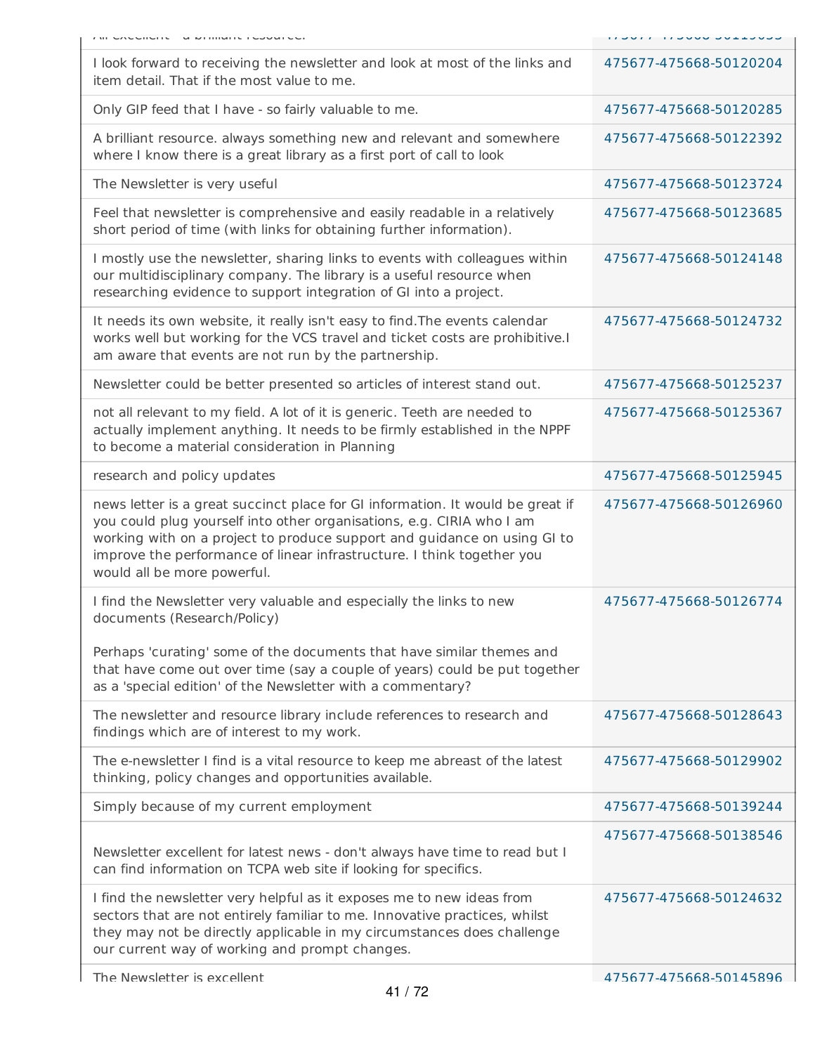| | |
|---|---|
| All excellent - a brilliant resource. | 475677-475668-50119655 |
| I look forward to receiving the newsletter and look at most of the links and item detail. That if the most value to me. | 475677-475668-50120204 |
| Only GIP feed that I have - so fairly valuable to me. | 475677-475668-50120285 |
| A brilliant resource. always something new and relevant and somewhere where I know there is a great library as a first port of call to look | 475677-475668-50122392 |
| The Newsletter is very useful | 475677-475668-50123724 |
| Feel that newsletter is comprehensive and easily readable in a relatively short period of time (with links for obtaining further information). | 475677-475668-50123685 |
| I mostly use the newsletter, sharing links to events with colleagues within our multidisciplinary company. The library is a useful resource when researching evidence to support integration of GI into a project. | 475677-475668-50124148 |
| It needs its own website, it really isn't easy to find.The events calendar works well but working for the VCS travel and ticket costs are prohibitive.I am aware that events are not run by the partnership. | 475677-475668-50124732 |
| Newsletter could be better presented so articles of interest stand out. | 475677-475668-50125237 |
| not all relevant to my field. A lot of it is generic. Teeth are needed to actually implement anything. It needs to be firmly established in the NPPF to become a material consideration in Planning | 475677-475668-50125367 |
| research and policy updates | 475677-475668-50125945 |
| news letter is a great succinct place for GI information. It would be great if you could plug yourself into other organisations, e.g. CIRIA who I am working with on a project to produce support and guidance on using GI to improve the performance of linear infrastructure. I think together you would all be more powerful. | 475677-475668-50126960 |
| I find the Newsletter very valuable and especially the links to new documents (Research/Policy)<br><br>Perhaps 'curating' some of the documents that have similar themes and that have come out over time (say a couple of years) could be put together as a 'special edition' of the Newsletter with a commentary? | 475677-475668-50126774 |
| The newsletter and resource library include references to research and findings which are of interest to my work. | 475677-475668-50128643 |
| The e-newsletter I find is a vital resource to keep me abreast of the latest thinking, policy changes and opportunities available. | 475677-475668-50129902 |
| Simply because of my current employment | 475677-475668-50139244 |
| Newsletter excellent for latest news - don't always have time to read but I can find information on TCPA web site if looking for specifics. | 475677-475668-50138546 |
| I find the newsletter very helpful as it exposes me to new ideas from sectors that are not entirely familiar to me. Innovative practices, whilst they may not be directly applicable in my circumstances does challenge our current way of working and prompt changes. | 475677-475668-50124632 |
| The Newsletter is excellent | 475677-475668-50145896 |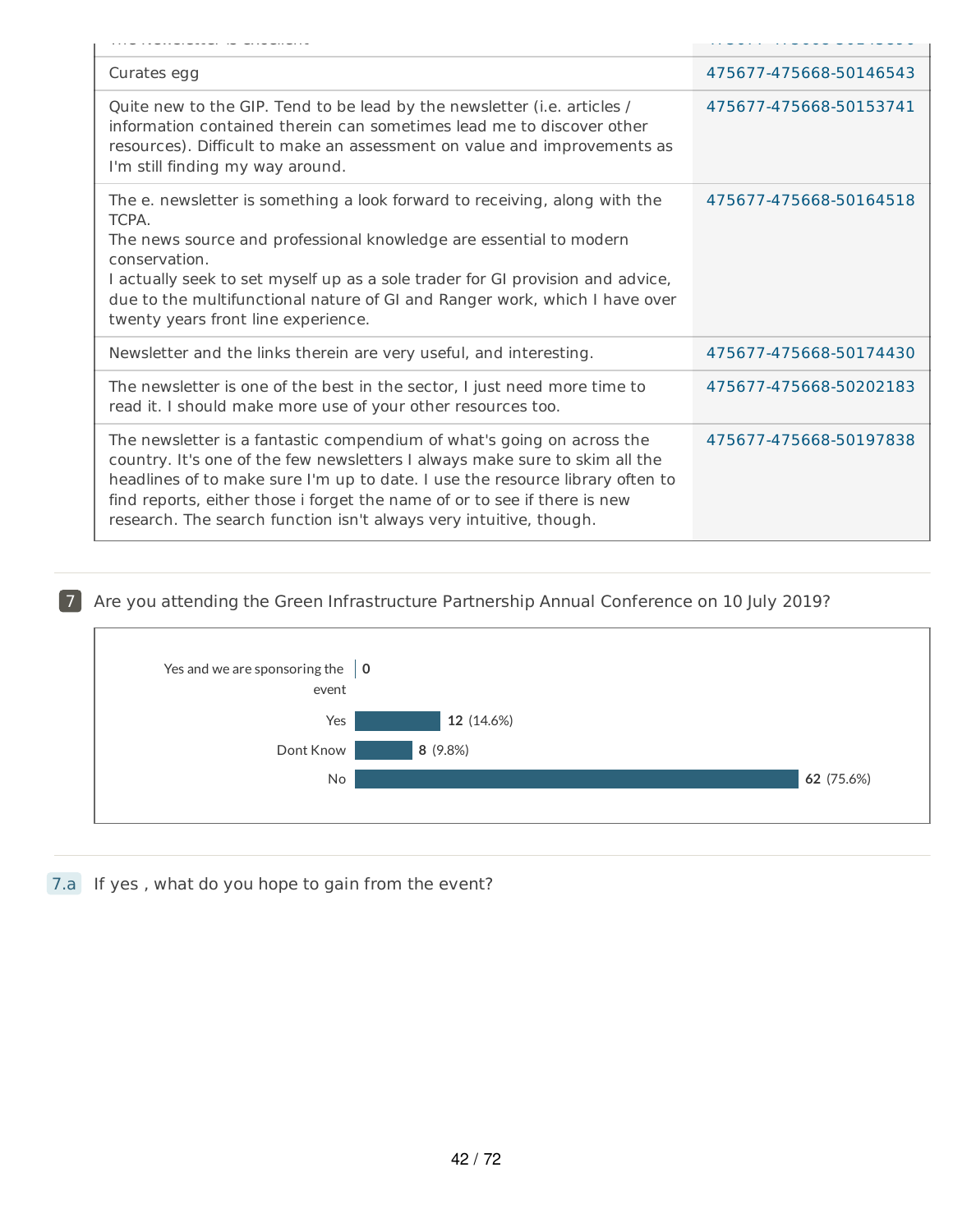| | |
|---|---|
| The Newsletter is excellent | 475677-475668-50143530 |
| Curates egg | 475677-475668-50146543 |
| Quite new to the GIP. Tend to be lead by the newsletter (i.e. articles / information contained therein can sometimes lead me to discover other resources). Difficult to make an assessment on value and improvements as I'm still finding my way around. | 475677-475668-50153741 |
| The e. newsletter is something a look forward to receiving, along with the TCPA.<br>The news source and professional knowledge are essential to modern conservation.<br>I actually seek to set myself up as a sole trader for GI provision and advice, due to the multifunctional nature of GI and Ranger work, which I have over twenty years front line experience. | 475677-475668-50164518 |
| Newsletter and the links therein are very useful, and interesting. | 475677-475668-50174430 |
| The newsletter is one of the best in the sector, I just need more time to read it. I should make more use of your other resources too. | 475677-475668-50202183 |
| The newsletter is a fantastic compendium of what's going on across the country. It's one of the few newsletters I always make sure to skim all the headlines of to make sure I'm up to date. I use the resource library often to find reports, either those i forget the name of or to see if there is new research. The search function isn't always very intuitive, though. | 475677-475668-50197838 |

## 7 Are you attending the Green Infrastructure Partnership Annual Conference on 10 July 2019?

| Response | Count | Percentage |
|---|---|---|
| Yes and we are sponsoring the event | 0 | |
| Yes | 12 | 14.6% |
| Dont Know | 8 | 9.8% |
| No | 62 | 75.6% |

## 7.a If yes , what do you hope to gain from the event?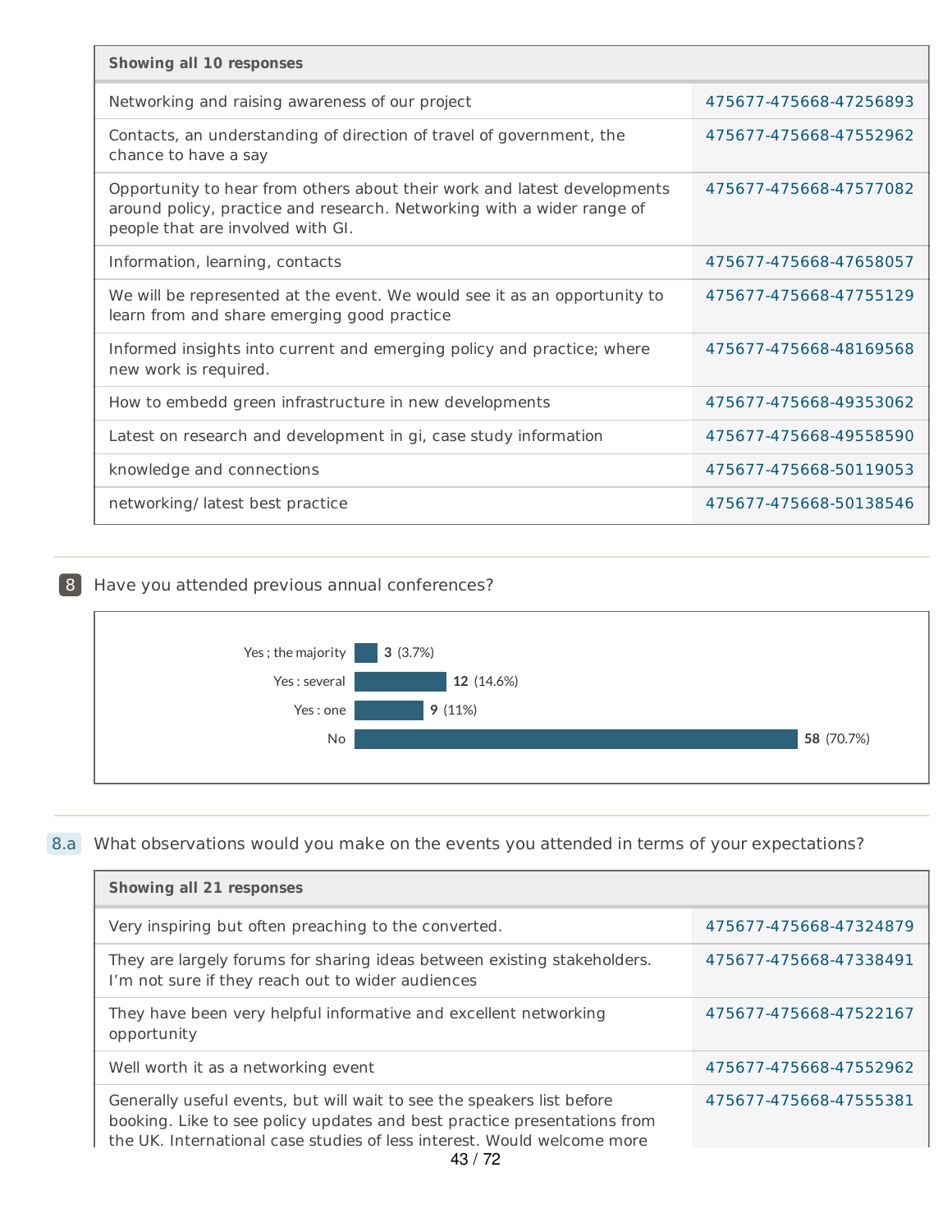| Showing all 10 responses | |
|---|---|
| Networking and raising awareness of our project | 475677-475668-47256893 |
| Contacts, an understanding of direction of travel of government, the chance to have a say | 475677-475668-47552962 |
| Opportunity to hear from others about their work and latest developments around policy, practice and research. Networking with a wider range of people that are involved with GI. | 475677-475668-47577082 |
| Information, learning, contacts | 475677-475668-47658057 |
| We will be represented at the event. We would see it as an opportunity to learn from and share emerging good practice | 475677-475668-47755129 |
| Informed insights into current and emerging policy and practice; where new work is required. | 475677-475668-48169568 |
| How to embedd green infrastructure in new developments | 475677-475668-49353062 |
| Latest on research and development in gi, case study information | 475677-475668-49558590 |
| knowledge and connections | 475677-475668-50119053 |
| networking/ latest best practice | 475677-475668-50138546 |

**8** Have you attended previous annual conferences?

| Response | Count | Percentage |
|---|---|---|
| Yes ; the majority | 3 | (3.7%) |
| Yes : several | 12 | (14.6%) |
| Yes : one | 9 | (11%) |
| No | 58 | (70.7%) |

**8.a** What observations would you make on the events you attended in terms of your expectations?

| Showing all 21 responses | |
|---|---|
| Very inspiring but often preaching to the converted. | 475677-475668-47324879 |
| They are largely forums for sharing ideas between existing stakeholders. I'm not sure if they reach out to wider audiences | 475677-475668-47338491 |
| They have been very helpful informative and excellent networking opportunity | 475677-475668-47522167 |
| Well worth it as a networking event | 475677-475668-47552962 |
| Generally useful events, but will wait to see the speakers list before booking. Like to see policy updates and best practice presentations from the UK. International case studies of less interest. Would welcome more | 475677-475668-47555381 |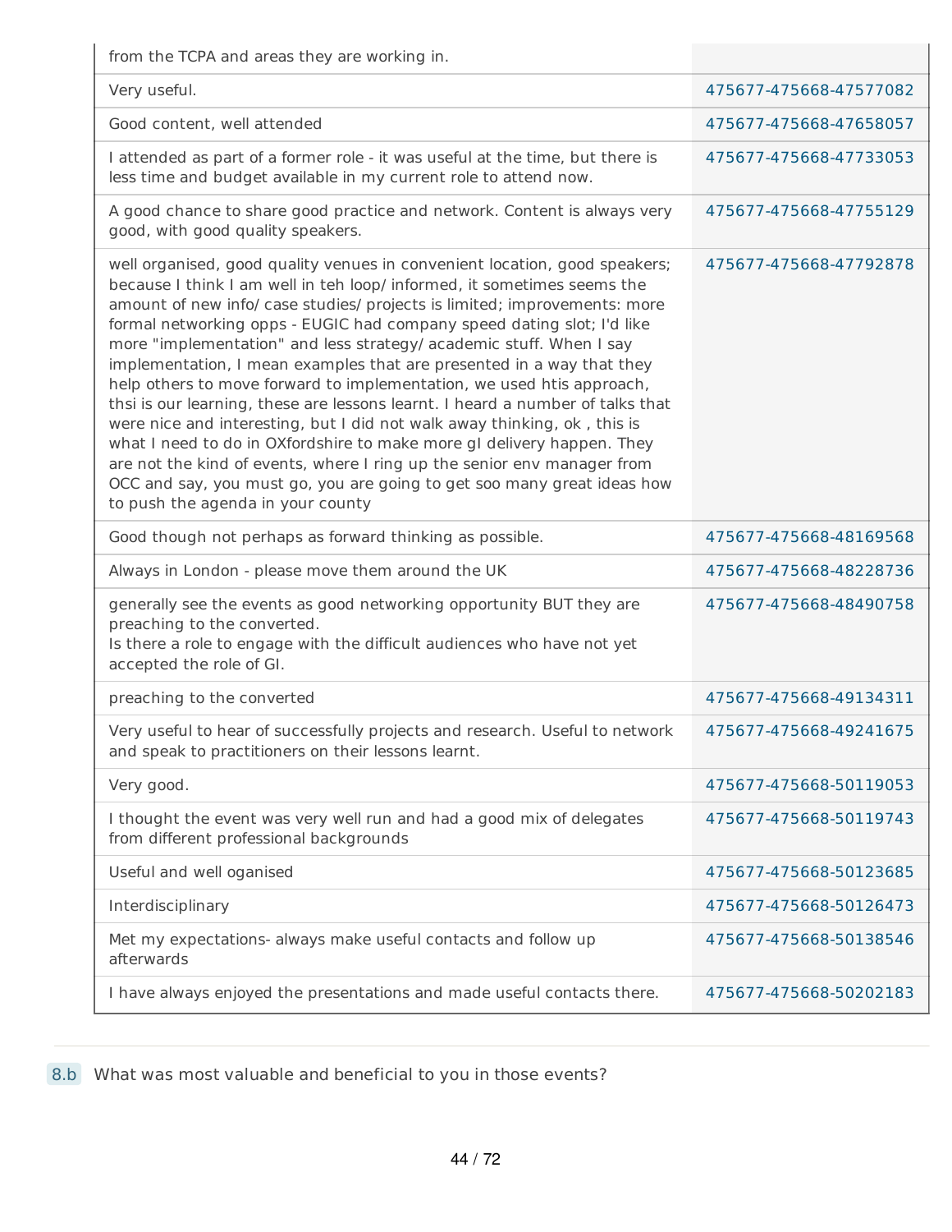| | |
|---|---|
| from the TCPA and areas they are working in. | |
| Very useful. | 475677-475668-47577082 |
| Good content, well attended | 475677-475668-47658057 |
| I attended as part of a former role - it was useful at the time, but there is less time and budget available in my current role to attend now. | 475677-475668-47733053 |
| A good chance to share good practice and network. Content is always very good, with good quality speakers. | 475677-475668-47755129 |
| well organised, good quality venues in convenient location, good speakers; because I think I am well in teh loop/ informed, it sometimes seems the amount of new info/ case studies/ projects is limited; improvements: more formal networking opps - EUGIC had company speed dating slot; I'd like more "implementation" and less strategy/ academic stuff. When I say implementation, I mean examples that are presented in a way that they help others to move forward to implementation, we used htis approach, thsi is our learning, these are lessons learnt. I heard a number of talks that were nice and interesting, but I did not walk away thinking, ok , this is what I need to do in OXfordshire to make more gI delivery happen. They are not the kind of events, where I ring up the senior env manager from OCC and say, you must go, you are going to get soo many great ideas how to push the agenda in your county | 475677-475668-47792878 |
| Good though not perhaps as forward thinking as possible. | 475677-475668-48169568 |
| Always in London - please move them around the UK | 475677-475668-48228736 |
| generally see the events as good networking opportunity BUT they are preaching to the converted.<br>Is there a role to engage with the difficult audiences who have not yet accepted the role of GI. | 475677-475668-48490758 |
| preaching to the converted | 475677-475668-49134311 |
| Very useful to hear of successfully projects and research. Useful to network and speak to practitioners on their lessons learnt. | 475677-475668-49241675 |
| Very good. | 475677-475668-50119053 |
| I thought the event was very well run and had a good mix of delegates from different professional backgrounds | 475677-475668-50119743 |
| Useful and well oganised | 475677-475668-50123685 |
| Interdisciplinary | 475677-475668-50126473 |
| Met my expectations- always make useful contacts and follow up afterwards | 475677-475668-50138546 |
| I have always enjoyed the presentations and made useful contacts there. | 475677-475668-50202183 |

**8.b** What was most valuable and beneficial to you in those events?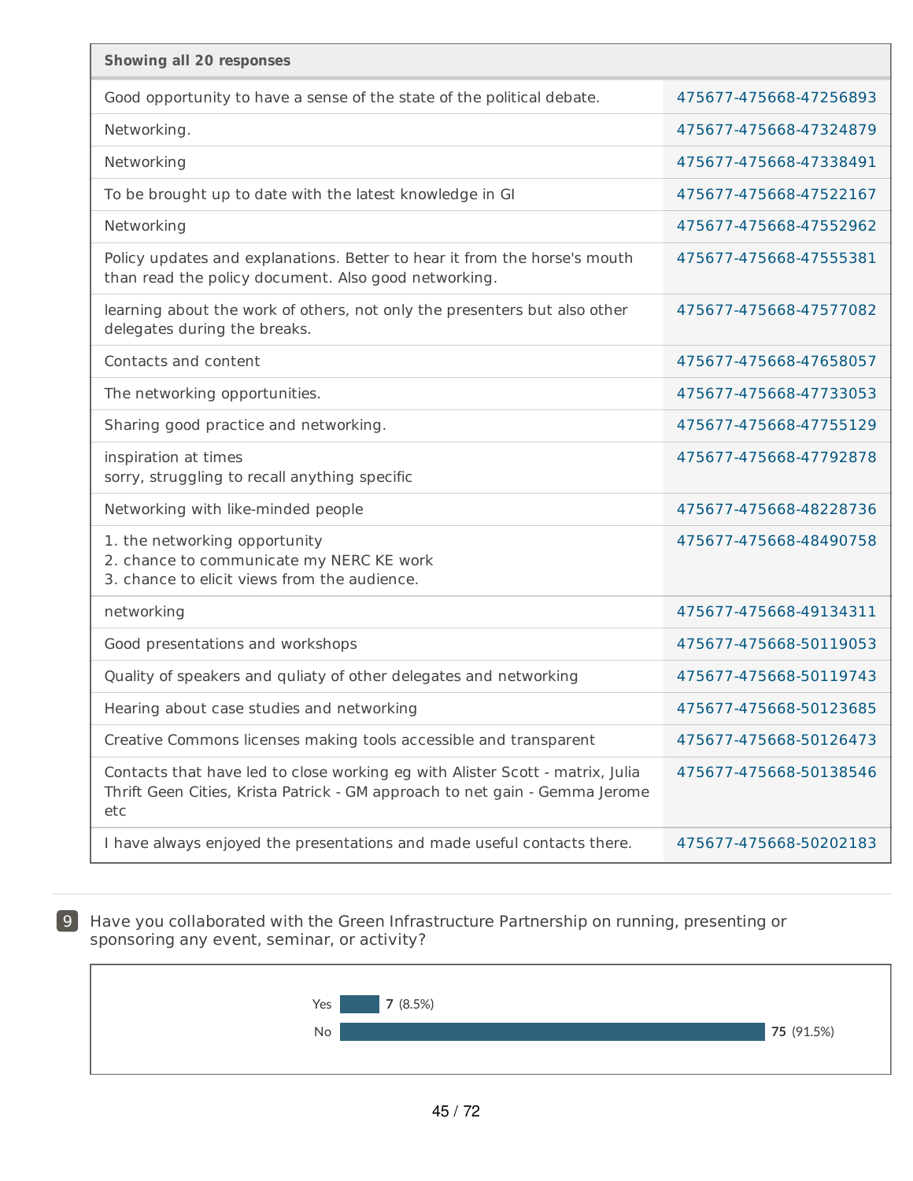| Showing all 20 responses | |
|---|---|
| Good opportunity to have a sense of the state of the political debate. | 475677-475668-47256893 |
| Networking. | 475677-475668-47324879 |
| Networking | 475677-475668-47338491 |
| To be brought up to date with the latest knowledge in GI | 475677-475668-47522167 |
| Networking | 475677-475668-47552962 |
| Policy updates and explanations. Better to hear it from the horse's mouth than read the policy document. Also good networking. | 475677-475668-47555381 |
| learning about the work of others, not only the presenters but also other delegates during the breaks. | 475677-475668-47577082 |
| Contacts and content | 475677-475668-47658057 |
| The networking opportunities. | 475677-475668-47733053 |
| Sharing good practice and networking. | 475677-475668-47755129 |
| inspiration at times<br>sorry, struggling to recall anything specific | 475677-475668-47792878 |
| Networking with like-minded people | 475677-475668-48228736 |
| 1. the networking opportunity<br>2. chance to communicate my NERC KE work<br>3. chance to elicit views from the audience. | 475677-475668-48490758 |
| networking | 475677-475668-49134311 |
| Good presentations and workshops | 475677-475668-50119053 |
| Quality of speakers and quliaty of other delegates and networking | 475677-475668-50119743 |
| Hearing about case studies and networking | 475677-475668-50123685 |
| Creative Commons licenses making tools accessible and transparent | 475677-475668-50126473 |
| Contacts that have led to close working eg with Alister Scott - matrix, Julia Thrift Geen Cities, Krista Patrick - GM approach to net gain - Gemma Jerome etc | 475677-475668-50138546 |
| I have always enjoyed the presentations and made useful contacts there. | 475677-475668-50202183 |

**9** Have you collaborated with the Green Infrastructure Partnership on running, presenting or sponsoring any event, seminar, or activity?

| Response | Count |
|---|---|
| Yes | 7 (8.5%) |
| No | 75 (91.5%) |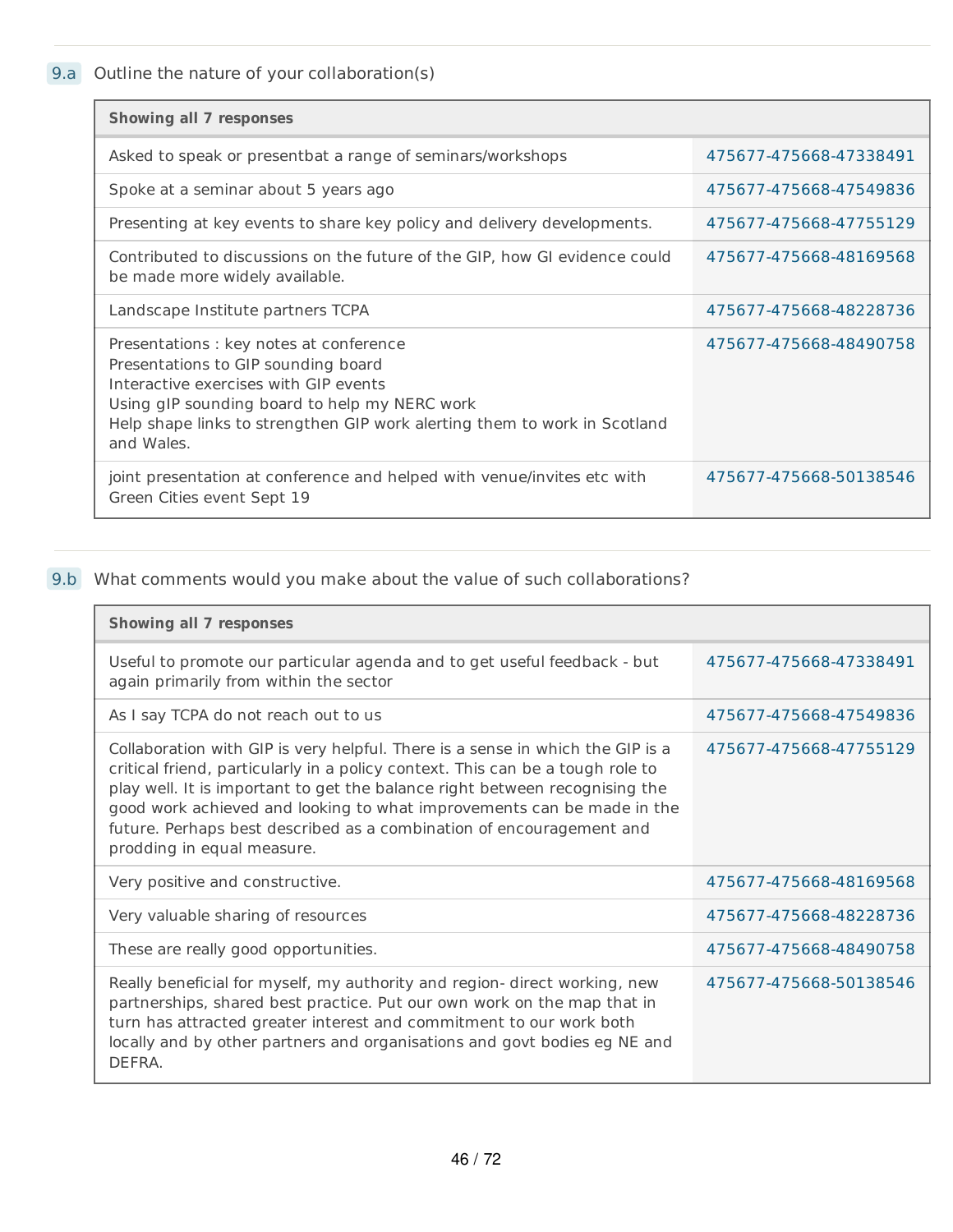## 9.a Outline the nature of your collaboration(s)

| Showing all 7 responses | |
|---|---|
| Asked to speak or presentbat a range of seminars/workshops | 475677-475668-47338491 |
| Spoke at a seminar about 5 years ago | 475677-475668-47549836 |
| Presenting at key events to share key policy and delivery developments. | 475677-475668-47755129 |
| Contributed to discussions on the future of the GIP, how GI evidence could be made more widely available. | 475677-475668-48169568 |
| Landscape Institute partners TCPA | 475677-475668-48228736 |
| Presentations : key notes at conference<br>Presentations to GIP sounding board<br>Interactive exercises with GIP events<br>Using gIP sounding board to help my NERC work<br>Help shape links to strengthen GIP work alerting them to work in Scotland and Wales. | 475677-475668-48490758 |
| joint presentation at conference and helped with venue/invites etc with Green Cities event Sept 19 | 475677-475668-50138546 |

## 9.b What comments would you make about the value of such collaborations?

| Showing all 7 responses | |
|---|---|
| Useful to promote our particular agenda and to get useful feedback - but again primarily from within the sector | 475677-475668-47338491 |
| As I say TCPA do not reach out to us | 475677-475668-47549836 |
| Collaboration with GIP is very helpful. There is a sense in which the GIP is a critical friend, particularly in a policy context. This can be a tough role to play well. It is important to get the balance right between recognising the good work achieved and looking to what improvements can be made in the future. Perhaps best described as a combination of encouragement and prodding in equal measure. | 475677-475668-47755129 |
| Very positive and constructive. | 475677-475668-48169568 |
| Very valuable sharing of resources | 475677-475668-48228736 |
| These are really good opportunities. | 475677-475668-48490758 |
| Really beneficial for myself, my authority and region- direct working, new partnerships, shared best practice. Put our own work on the map that in turn has attracted greater interest and commitment to our work both locally and by other partners and organisations and govt bodies eg NE and DEFRA. | 475677-475668-50138546 |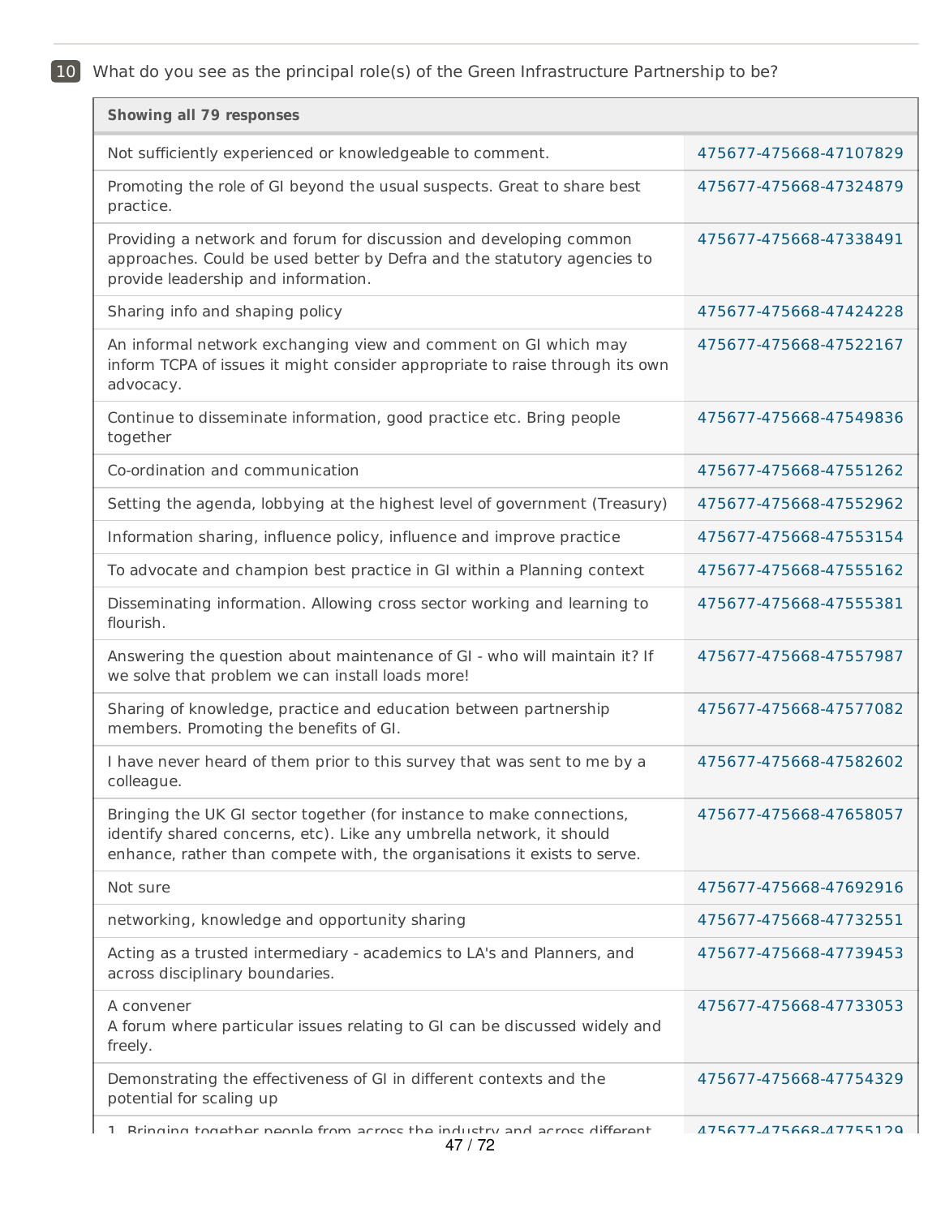**10** What do you see as the principal role(s) of the Green Infrastructure Partnership to be?

| Showing all 79 responses | |
|---|---|
| Not sufficiently experienced or knowledgeable to comment. | 475677-475668-47107829 |
| Promoting the role of GI beyond the usual suspects. Great to share best practice. | 475677-475668-47324879 |
| Providing a network and forum for discussion and developing common approaches. Could be used better by Defra and the statutory agencies to provide leadership and information. | 475677-475668-47338491 |
| Sharing info and shaping policy | 475677-475668-47424228 |
| An informal network exchanging view and comment on GI which may inform TCPA of issues it might consider appropriate to raise through its own advocacy. | 475677-475668-47522167 |
| Continue to disseminate information, good practice etc. Bring people together | 475677-475668-47549836 |
| Co-ordination and communication | 475677-475668-47551262 |
| Setting the agenda, lobbying at the highest level of government (Treasury) | 475677-475668-47552962 |
| Information sharing, influence policy, influence and improve practice | 475677-475668-47553154 |
| To advocate and champion best practice in GI within a Planning context | 475677-475668-47555162 |
| Disseminating information. Allowing cross sector working and learning to flourish. | 475677-475668-47555381 |
| Answering the question about maintenance of GI - who will maintain it? If we solve that problem we can install loads more! | 475677-475668-47557987 |
| Sharing of knowledge, practice and education between partnership members. Promoting the benefits of GI. | 475677-475668-47577082 |
| I have never heard of them prior to this survey that was sent to me by a colleague. | 475677-475668-47582602 |
| Bringing the UK GI sector together (for instance to make connections, identify shared concerns, etc). Like any umbrella network, it should enhance, rather than compete with, the organisations it exists to serve. | 475677-475668-47658057 |
| Not sure | 475677-475668-47692916 |
| networking, knowledge and opportunity sharing | 475677-475668-47732551 |
| Acting as a trusted intermediary - academics to LA's and Planners, and across disciplinary boundaries. | 475677-475668-47739453 |
| A convener<br>A forum where particular issues relating to GI can be discussed widely and freely. | 475677-475668-47733053 |
| Demonstrating the effectiveness of GI in different contexts and the potential for scaling up | 475677-475668-47754329 |
| 1. Bringing together people from across the industry and across different | 475677-475668-47755129 |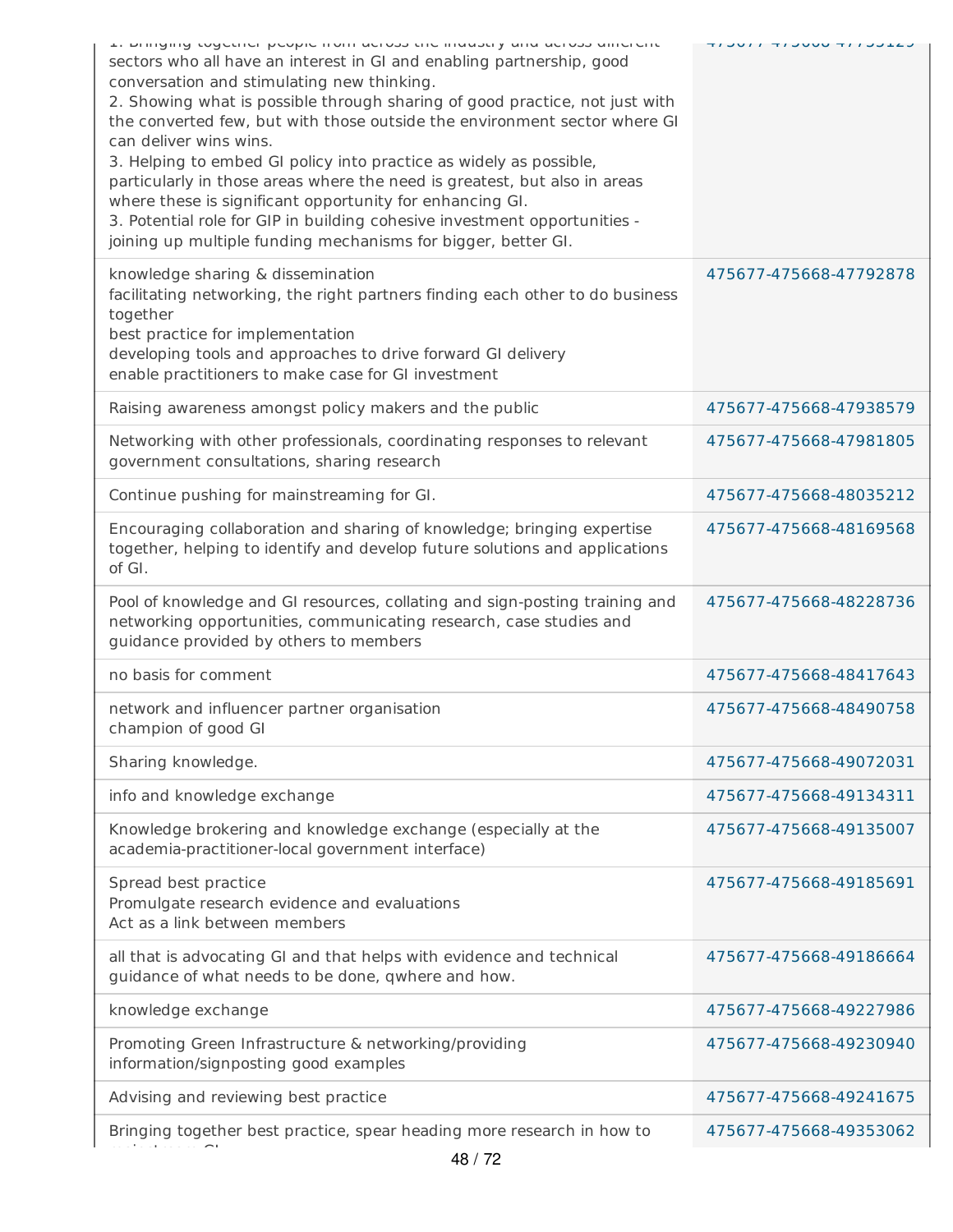| | |
|---|---|
| 1. Bringing together people from across the industry and across different sectors who all have an interest in GI and enabling partnership, good conversation and stimulating new thinking.<br>2. Showing what is possible through sharing of good practice, not just with the converted few, but with those outside the environment sector where GI can deliver wins wins.<br>3. Helping to embed GI policy into practice as widely as possible, particularly in those areas where the need is greatest, but also in areas where these is significant opportunity for enhancing GI.<br>3. Potential role for GIP in building cohesive investment opportunities - joining up multiple funding mechanisms for bigger, better GI. | 475677-475668-47753125 |
| knowledge sharing & dissemination<br>facilitating networking, the right partners finding each other to do business together<br>best practice for implementation<br>developing tools and approaches to drive forward GI delivery<br>enable practitioners to make case for GI investment | 475677-475668-47792878 |
| Raising awareness amongst policy makers and the public | 475677-475668-47938579 |
| Networking with other professionals, coordinating responses to relevant government consultations, sharing research | 475677-475668-47981805 |
| Continue pushing for mainstreaming for GI. | 475677-475668-48035212 |
| Encouraging collaboration and sharing of knowledge; bringing expertise together, helping to identify and develop future solutions and applications of GI. | 475677-475668-48169568 |
| Pool of knowledge and GI resources, collating and sign-posting training and networking opportunities, communicating research, case studies and guidance provided by others to members | 475677-475668-48228736 |
| no basis for comment | 475677-475668-48417643 |
| network and influencer partner organisation<br>champion of good GI | 475677-475668-48490758 |
| Sharing knowledge. | 475677-475668-49072031 |
| info and knowledge exchange | 475677-475668-49134311 |
| Knowledge brokering and knowledge exchange (especially at the academia-practitioner-local government interface) | 475677-475668-49135007 |
| Spread best practice<br>Promulgate research evidence and evaluations<br>Act as a link between members | 475677-475668-49185691 |
| all that is advocating GI and that helps with evidence and technical guidance of what needs to be done, qwhere and how. | 475677-475668-49186664 |
| knowledge exchange | 475677-475668-49227986 |
| Promoting Green Infrastructure & networking/providing information/signposting good examples | 475677-475668-49230940 |
| Advising and reviewing best practice | 475677-475668-49241675 |
| Bringing together best practice, spear heading more research in how to project more GI | 475677-475668-49353062 |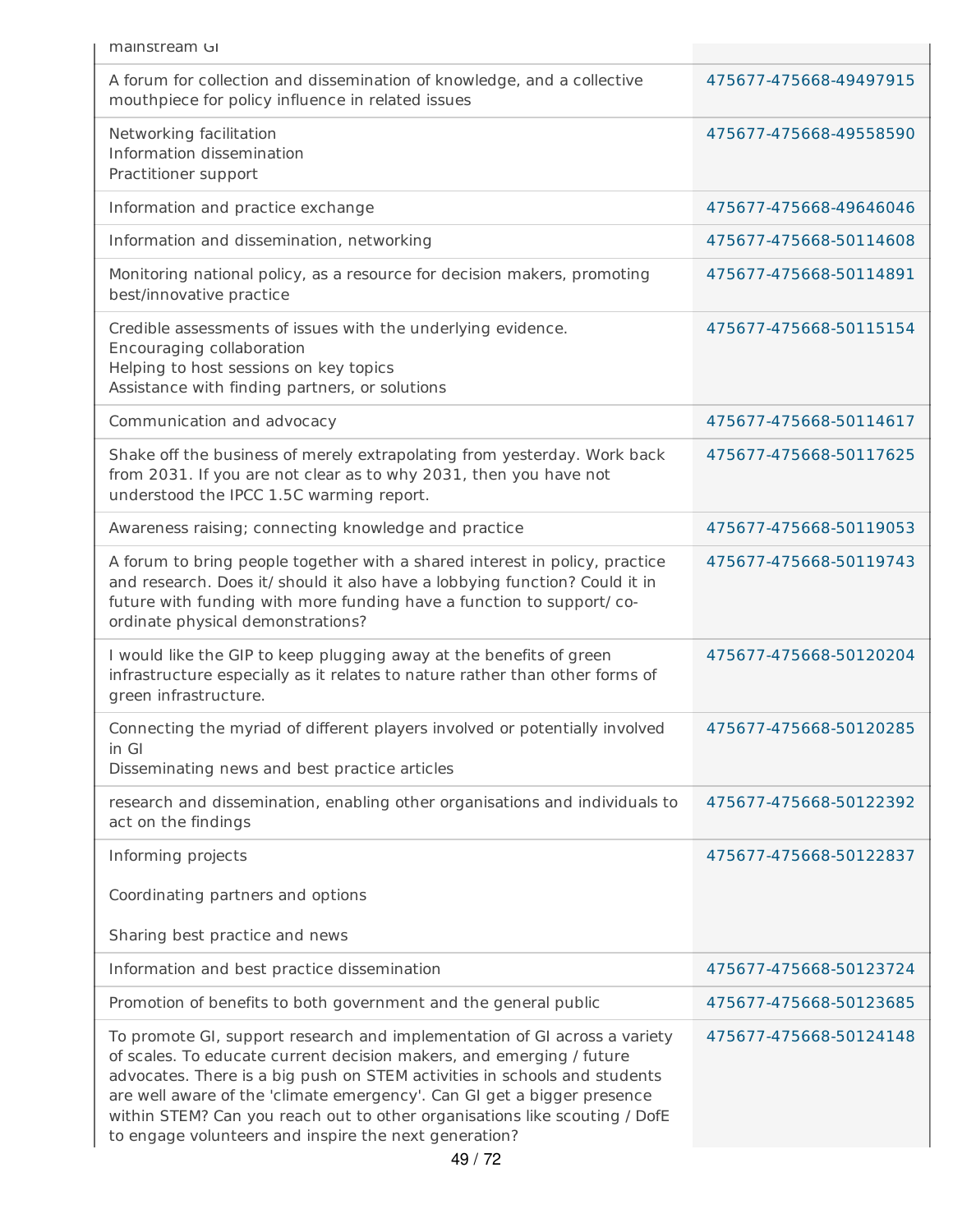| | |
|---|---|
| mainstream GI | |
| A forum for collection and dissemination of knowledge, and a collective mouthpiece for policy influence in related issues | 475677-475668-49497915 |
| Networking facilitation<br>Information dissemination<br>Practitioner support | 475677-475668-49558590 |
| Information and practice exchange | 475677-475668-49646046 |
| Information and dissemination, networking | 475677-475668-50114608 |
| Monitoring national policy, as a resource for decision makers, promoting best/innovative practice | 475677-475668-50114891 |
| Credible assessments of issues with the underlying evidence.<br>Encouraging collaboration<br>Helping to host sessions on key topics<br>Assistance with finding partners, or solutions | 475677-475668-50115154 |
| Communication and advocacy | 475677-475668-50114617 |
| Shake off the business of merely extrapolating from yesterday. Work back from 2031. If you are not clear as to why 2031, then you have not understood the IPCC 1.5C warming report. | 475677-475668-50117625 |
| Awareness raising; connecting knowledge and practice | 475677-475668-50119053 |
| A forum to bring people together with a shared interest in policy, practice and research. Does it/ should it also have a lobbying function? Could it in future with funding with more funding have a function to support/ co-ordinate physical demonstrations? | 475677-475668-50119743 |
| I would like the GIP to keep plugging away at the benefits of green infrastructure especially as it relates to nature rather than other forms of green infrastructure. | 475677-475668-50120204 |
| Connecting the myriad of different players involved or potentially involved in GI<br>Disseminating news and best practice articles | 475677-475668-50120285 |
| research and dissemination, enabling other organisations and individuals to act on the findings | 475677-475668-50122392 |
| Informing projects<br><br>Coordinating partners and options<br><br>Sharing best practice and news | 475677-475668-50122837 |
| Information and best practice dissemination | 475677-475668-50123724 |
| Promotion of benefits to both government and the general public | 475677-475668-50123685 |
| To promote GI, support research and implementation of GI across a variety of scales. To educate current decision makers, and emerging / future advocates. There is a big push on STEM activities in schools and students are well aware of the 'climate emergency'. Can GI get a bigger presence within STEM? Can you reach out to other organisations like scouting / DofE to engage volunteers and inspire the next generation? | 475677-475668-50124148 |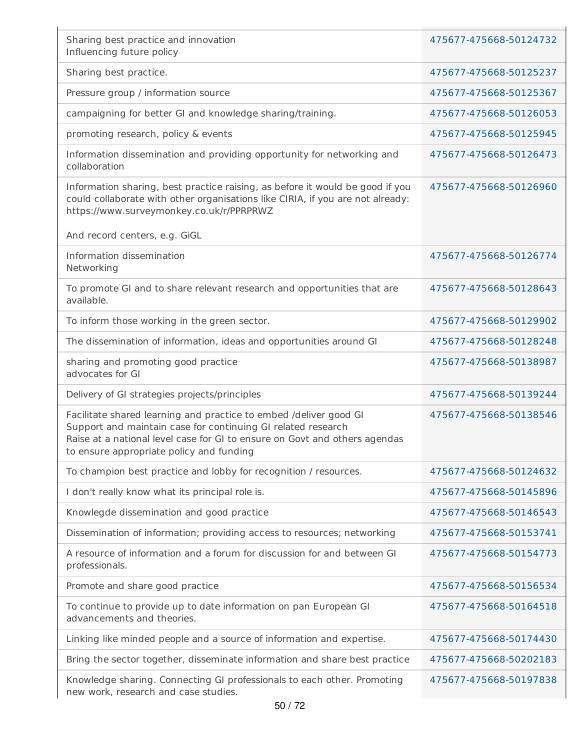| | |
|---|---|
| Sharing best practice and innovation<br>Influencing future policy | 475677-475668-50124732 |
| Sharing best practice. | 475677-475668-50125237 |
| Pressure group / information source | 475677-475668-50125367 |
| campaigning for better GI and knowledge sharing/training. | 475677-475668-50126053 |
| promoting research, policy & events | 475677-475668-50125945 |
| Information dissemination and providing opportunity for networking and collaboration | 475677-475668-50126473 |
| Information sharing, best practice raising, as before it would be good if you could collaborate with other organisations like CIRIA, if you are not already: https://www.surveymonkey.co.uk/r/PPRPRWZ<br><br>And record centers, e.g. GiGL | 475677-475668-50126960 |
| Information dissemination<br>Networking | 475677-475668-50126774 |
| To promote GI and to share relevant research and opportunities that are available. | 475677-475668-50128643 |
| To inform those working in the green sector. | 475677-475668-50129902 |
| The dissemination of information, ideas and opportunities around GI | 475677-475668-50128248 |
| sharing and promoting good practice<br>advocates for GI | 475677-475668-50138987 |
| Delivery of GI strategies projects/principles | 475677-475668-50139244 |
| Facilitate shared learning and practice to embed /deliver good GI<br>Support and maintain case for continuing GI related research<br>Raise at a national level case for GI to ensure on Govt and others agendas to ensure appropriate policy and funding | 475677-475668-50138546 |
| To champion best practice and lobby for recognition / resources. | 475677-475668-50124632 |
| I don't really know what its principal role is. | 475677-475668-50145896 |
| Knowlegde dissemination and good practice | 475677-475668-50146543 |
| Dissemination of information; providing access to resources; networking | 475677-475668-50153741 |
| A resource of information and a forum for discussion for and between GI professionals. | 475677-475668-50154773 |
| Promote and share good practice | 475677-475668-50156534 |
| To continue to provide up to date information on pan European GI advancements and theories. | 475677-475668-50164518 |
| Linking like minded people and a source of information and expertise. | 475677-475668-50174430 |
| Bring the sector together, disseminate information and share best practice | 475677-475668-50202183 |
| Knowledge sharing. Connecting GI professionals to each other. Promoting new work, research and case studies. | 475677-475668-50197838 |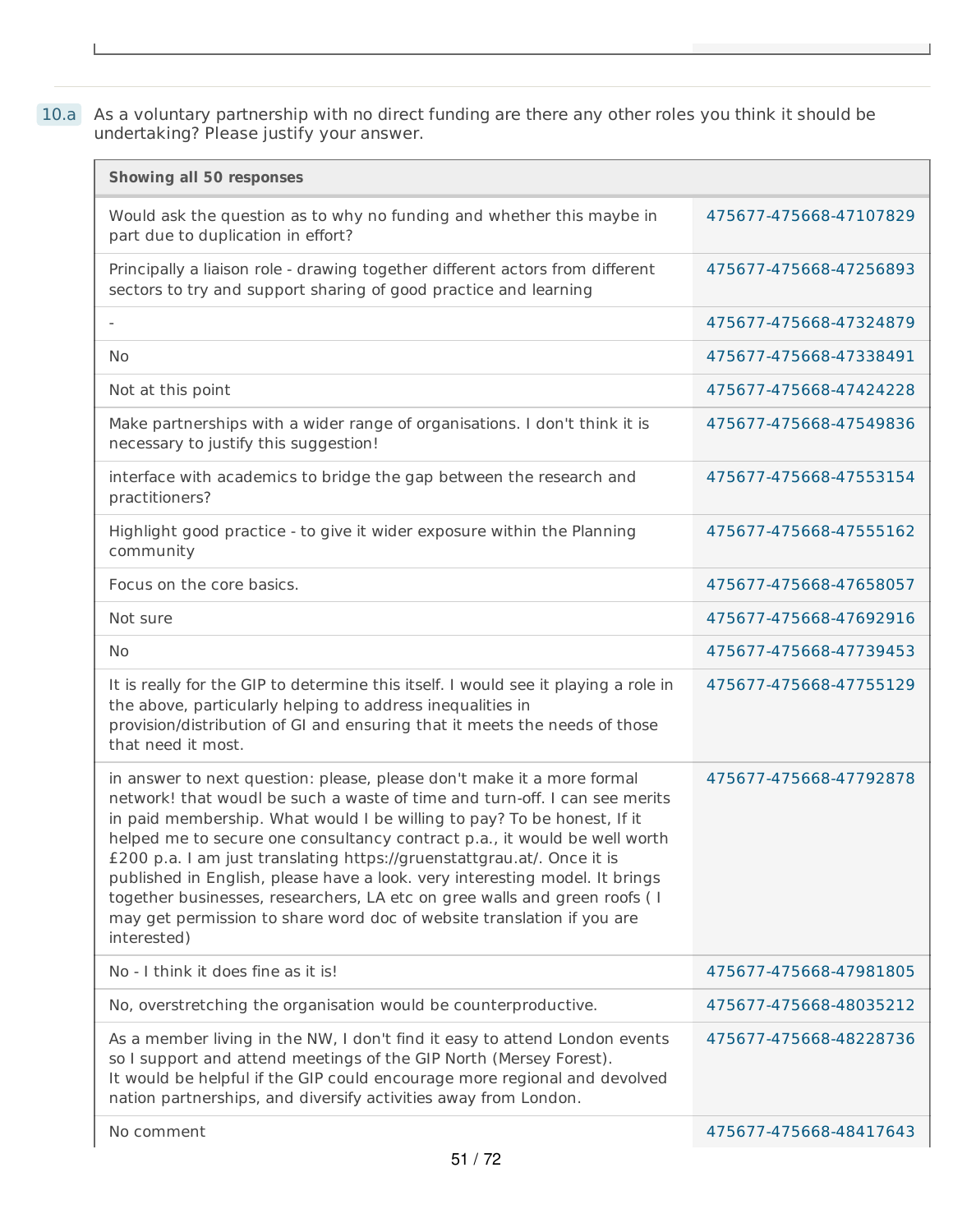**10.a** As a voluntary partnership with no direct funding are there any other roles you think it should be undertaking? Please justify your answer.

| Showing all 50 responses | |
|---|---|
| Would ask the question as to why no funding and whether this maybe in part due to duplication in effort? | 475677-475668-47107829 |
| Principally a liaison role - drawing together different actors from different sectors to try and support sharing of good practice and learning | 475677-475668-47256893 |
| - | 475677-475668-47324879 |
| No | 475677-475668-47338491 |
| Not at this point | 475677-475668-47424228 |
| Make partnerships with a wider range of organisations. I don't think it is necessary to justify this suggestion! | 475677-475668-47549836 |
| interface with academics to bridge the gap between the research and practitioners? | 475677-475668-47553154 |
| Highlight good practice - to give it wider exposure within the Planning community | 475677-475668-47555162 |
| Focus on the core basics. | 475677-475668-47658057 |
| Not sure | 475677-475668-47692916 |
| No | 475677-475668-47739453 |
| It is really for the GIP to determine this itself. I would see it playing a role in the above, particularly helping to address inequalities in provision/distribution of GI and ensuring that it meets the needs of those that need it most. | 475677-475668-47755129 |
| in answer to next question: please, please don't make it a more formal network! that woudl be such a waste of time and turn-off. I can see merits in paid membership. What would I be willing to pay? To be honest, If it helped me to secure one consultancy contract p.a., it would be well worth £200 p.a. I am just translating https://gruenstattgrau.at/. Once it is published in English, please have a look. very interesting model. It brings together businesses, researchers, LA etc on gree walls and green roofs ( I may get permission to share word doc of website translation if you are interested) | 475677-475668-47792878 |
| No - I think it does fine as it is! | 475677-475668-47981805 |
| No, overstretching the organisation would be counterproductive. | 475677-475668-48035212 |
| As a member living in the NW, I don't find it easy to attend London events so I support and attend meetings of the GIP North (Mersey Forest). It would be helpful if the GIP could encourage more regional and devolved nation partnerships, and diversify activities away from London. | 475677-475668-48228736 |
| No comment | 475677-475668-48417643 |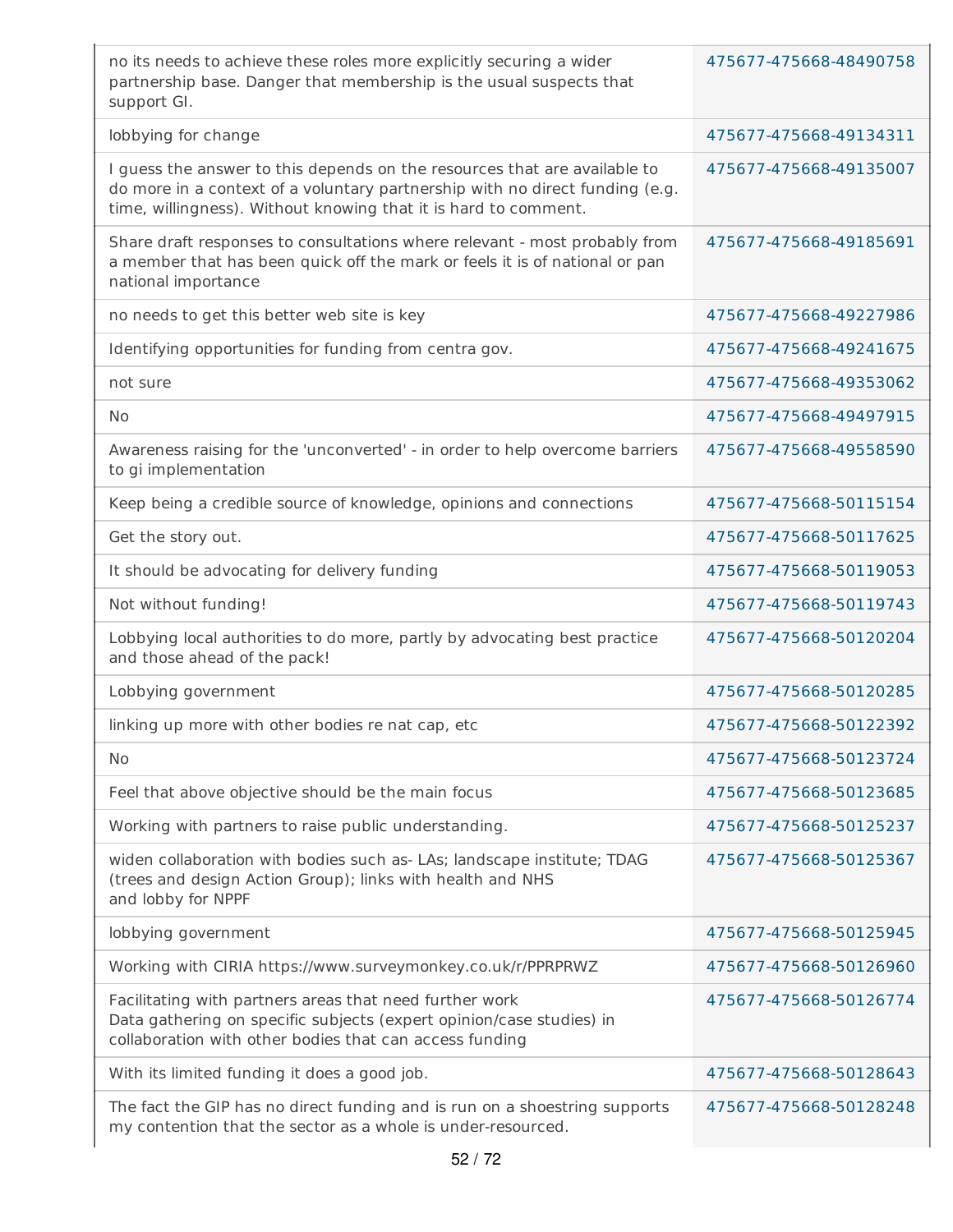| | |
|---|---|
| no its needs to achieve these roles more explicitly securing a wider partnership base. Danger that membership is the usual suspects that support GI. | 475677-475668-48490758 |
| lobbying for change | 475677-475668-49134311 |
| I guess the answer to this depends on the resources that are available to do more in a context of a voluntary partnership with no direct funding (e.g. time, willingness). Without knowing that it is hard to comment. | 475677-475668-49135007 |
| Share draft responses to consultations where relevant - most probably from a member that has been quick off the mark or feels it is of national or pan national importance | 475677-475668-49185691 |
| no needs to get this better web site is key | 475677-475668-49227986 |
| Identifying opportunities for funding from centra gov. | 475677-475668-49241675 |
| not sure | 475677-475668-49353062 |
| No | 475677-475668-49497915 |
| Awareness raising for the 'unconverted' - in order to help overcome barriers to gi implementation | 475677-475668-49558590 |
| Keep being a credible source of knowledge, opinions and connections | 475677-475668-50115154 |
| Get the story out. | 475677-475668-50117625 |
| It should be advocating for delivery funding | 475677-475668-50119053 |
| Not without funding! | 475677-475668-50119743 |
| Lobbying local authorities to do more, partly by advocating best practice and those ahead of the pack! | 475677-475668-50120204 |
| Lobbying government | 475677-475668-50120285 |
| linking up more with other bodies re nat cap, etc | 475677-475668-50122392 |
| No | 475677-475668-50123724 |
| Feel that above objective should be the main focus | 475677-475668-50123685 |
| Working with partners to raise public understanding. | 475677-475668-50125237 |
| widen collaboration with bodies such as- LAs; landscape institute; TDAG (trees and design Action Group); links with health and NHS and lobby for NPPF | 475677-475668-50125367 |
| lobbying government | 475677-475668-50125945 |
| Working with CIRIA https://www.surveymonkey.co.uk/r/PPRPRWZ | 475677-475668-50126960 |
| Facilitating with partners areas that need further work Data gathering on specific subjects (expert opinion/case studies) in collaboration with other bodies that can access funding | 475677-475668-50126774 |
| With its limited funding it does a good job. | 475677-475668-50128643 |
| The fact the GIP has no direct funding and is run on a shoestring supports my contention that the sector as a whole is under-resourced. | 475677-475668-50128248 |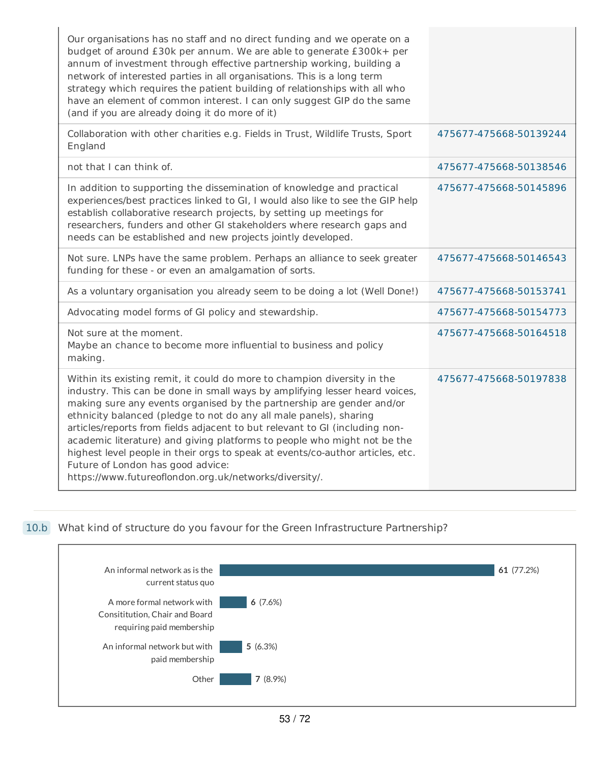| | |
|---|---|
| Our organisations has no staff and no direct funding and we operate on a budget of around £30k per annum. We are able to generate £300k+ per annum of investment through effective partnership working, building a network of interested parties in all organisations. This is a long term strategy which requires the patient building of relationships with all who have an element of common interest. I can only suggest GIP do the same (and if you are already doing it do more of it) | |
| Collaboration with other charities e.g. Fields in Trust, Wildlife Trusts, Sport England | 475677-475668-50139244 |
| not that I can think of. | 475677-475668-50138546 |
| In addition to supporting the dissemination of knowledge and practical experiences/best practices linked to GI, I would also like to see the GIP help establish collaborative research projects, by setting up meetings for researchers, funders and other GI stakeholders where research gaps and needs can be established and new projects jointly developed. | 475677-475668-50145896 |
| Not sure. LNPs have the same problem. Perhaps an alliance to seek greater funding for these - or even an amalgamation of sorts. | 475677-475668-50146543 |
| As a voluntary organisation you already seem to be doing a lot (Well Done!) | 475677-475668-50153741 |
| Advocating model forms of GI policy and stewardship. | 475677-475668-50154773 |
| Not sure at the moment. Maybe an chance to become more influential to business and policy making. | 475677-475668-50164518 |
| Within its existing remit, it could do more to champion diversity in the industry. This can be done in small ways by amplifying lesser heard voices, making sure any events organised by the partnership are gender and/or ethnicity balanced (pledge to not do any all male panels), sharing articles/reports from fields adjacent to but relevant to GI (including non-academic literature) and giving platforms to people who might not be the highest level people in their orgs to speak at events/co-author articles, etc. Future of London has good advice: https://www.futureoflondon.org.uk/networks/diversity/. | 475677-475668-50197838 |

## 10.b What kind of structure do you favour for the Green Infrastructure Partnership?

| Option | Responses |
|---|---|
| An informal network as is the current status quo | 61 (77.2%) |
| A more formal network with Consititution, Chair and Board requiring paid membership | 6 (7.6%) |
| An informal network but with paid membership | 5 (6.3%) |
| Other | 7 (8.9%) |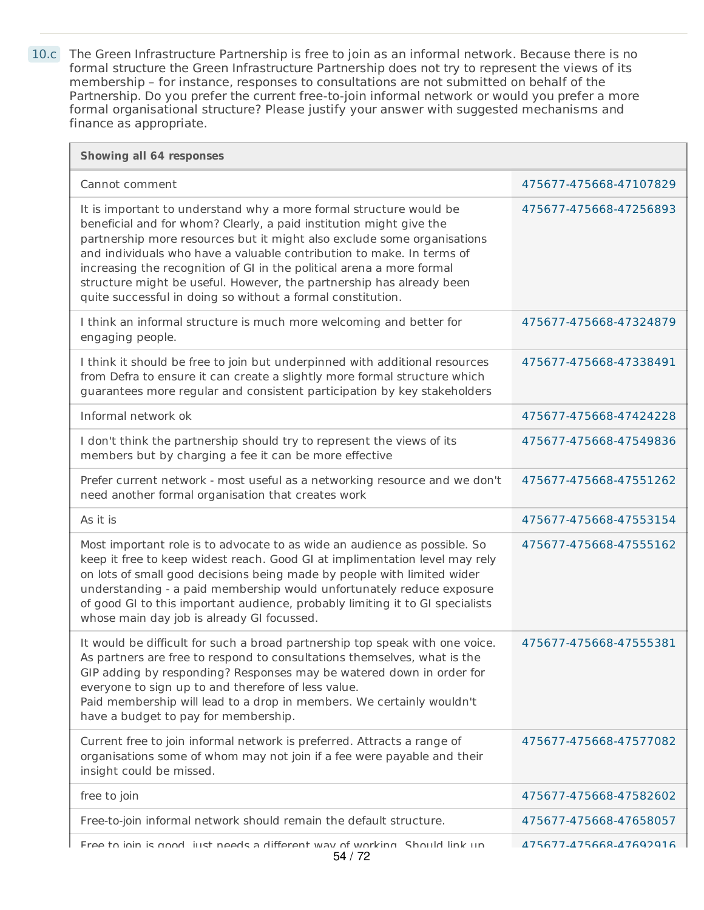10.c The Green Infrastructure Partnership is free to join as an informal network. Because there is no formal structure the Green Infrastructure Partnership does not try to represent the views of its membership – for instance, responses to consultations are not submitted on behalf of the Partnership. Do you prefer the current free-to-join informal network or would you prefer a more formal organisational structure? Please justify your answer with suggested mechanisms and finance as appropriate.

| Showing all 64 responses | |
|---|---|
| Cannot comment | 475677-475668-47107829 |
| It is important to understand why a more formal structure would be beneficial and for whom? Clearly, a paid institution might give the partnership more resources but it might also exclude some organisations and individuals who have a valuable contribution to make. In terms of increasing the recognition of GI in the political arena a more formal structure might be useful. However, the partnership has already been quite successful in doing so without a formal constitution. | 475677-475668-47256893 |
| I think an informal structure is much more welcoming and better for engaging people. | 475677-475668-47324879 |
| I think it should be free to join but underpinned with additional resources from Defra to ensure it can create a slightly more formal structure which guarantees more regular and consistent participation by key stakeholders | 475677-475668-47338491 |
| Informal network ok | 475677-475668-47424228 |
| I don't think the partnership should try to represent the views of its members but by charging a fee it can be more effective | 475677-475668-47549836 |
| Prefer current network - most useful as a networking resource and we don't need another formal organisation that creates work | 475677-475668-47551262 |
| As it is | 475677-475668-47553154 |
| Most important role is to advocate to as wide an audience as possible. So keep it free to keep widest reach. Good GI at implimentation level may rely on lots of small good decisions being made by people with limited wider understanding - a paid membership would unfortunately reduce exposure of good GI to this important audience, probably limiting it to GI specialists whose main day job is already GI focussed. | 475677-475668-47555162 |
| It would be difficult for such a broad partnership top speak with one voice. As partners are free to respond to consultations themselves, what is the GIP adding by responding? Responses may be watered down in order for everyone to sign up to and therefore of less value.<br>Paid membership will lead to a drop in members. We certainly wouldn't have a budget to pay for membership. | 475677-475668-47555381 |
| Current free to join informal network is preferred. Attracts a range of organisations some of whom may not join if a fee were payable and their insight could be missed. | 475677-475668-47577082 |
| free to join | 475677-475668-47582602 |
| Free-to-join informal network should remain the default structure. | 475677-475668-47658057 |
| Free to join is good, just needs a different way of working. Should link up | 475677-475668-47692916 |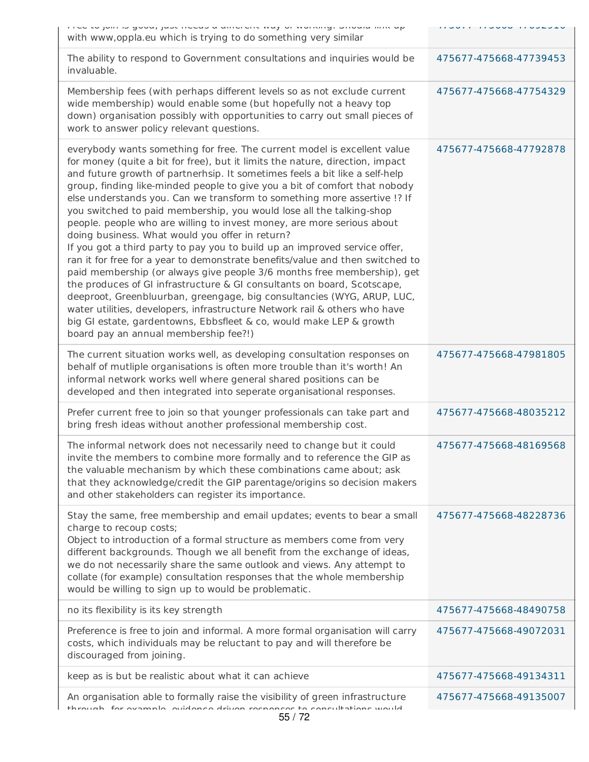| | |
|---|---|
| Free to join is good, just needs a different way of working. Should link up with www,oppla.eu which is trying to do something very similar | 475677-475668-47692910 |
| The ability to respond to Government consultations and inquiries would be invaluable. | 475677-475668-47739453 |
| Membership fees (with perhaps different levels so as not exclude current wide membership) would enable some (but hopefully not a heavy top down) organisation possibly with opportunities to carry out small pieces of work to answer policy relevant questions. | 475677-475668-47754329 |
| everybody wants something for free. The current model is excellent value for money (quite a bit for free), but it limits the nature, direction, impact and future growth of partnerhsip. It sometimes feels a bit like a self-help group, finding like-minded people to give you a bit of comfort that nobody else understands you. Can we transform to something more assertive !? If you switched to paid membership, you would lose all the talking-shop people. people who are willing to invest money, are more serious about doing business. What would you offer in return?<br>If you got a third party to pay you to build up an improved service offer, ran it for free for a year to demonstrate benefits/value and then switched to paid membership (or always give people 3/6 months free membership), get the produces of GI infrastructure & GI consultants on board, Scotscape, deeproot, Greenbluurban, greengage, big consultancies (WYG, ARUP, LUC, water utilities, developers, infrastructure Network rail & others who have big GI estate, gardentowns, Ebbsfleet & co, would make LEP & growth board pay an annual membership fee?!) | 475677-475668-47792878 |
| The current situation works well, as developing consultation responses on behalf of mutliple organisations is often more trouble than it's worth! An informal network works well where general shared positions can be developed and then integrated into seperate organisational responses. | 475677-475668-47981805 |
| Prefer current free to join so that younger professionals can take part and bring fresh ideas without another professional membership cost. | 475677-475668-48035212 |
| The informal network does not necessarily need to change but it could invite the members to combine more formally and to reference the GIP as the valuable mechanism by which these combinations came about; ask that they acknowledge/credit the GIP parentage/origins so decision makers and other stakeholders can register its importance. | 475677-475668-48169568 |
| Stay the same, free membership and email updates; events to bear a small charge to recoup costs;<br>Object to introduction of a formal structure as members come from very different backgrounds. Though we all benefit from the exchange of ideas, we do not necessarily share the same outlook and views. Any attempt to collate (for example) consultation responses that the whole membership would be willing to sign up to would be problematic. | 475677-475668-48228736 |
| no its flexibility is its key strength | 475677-475668-48490758 |
| Preference is free to join and informal. A more formal organisation will carry costs, which individuals may be reluctant to pay and will therefore be discouraged from joining. | 475677-475668-49072031 |
| keep as is but be realistic about what it can achieve | 475677-475668-49134311 |
| An organisation able to formally raise the visibility of green infrastructure through, for example, evidence driven responses to consultations would | 475677-475668-49135007 |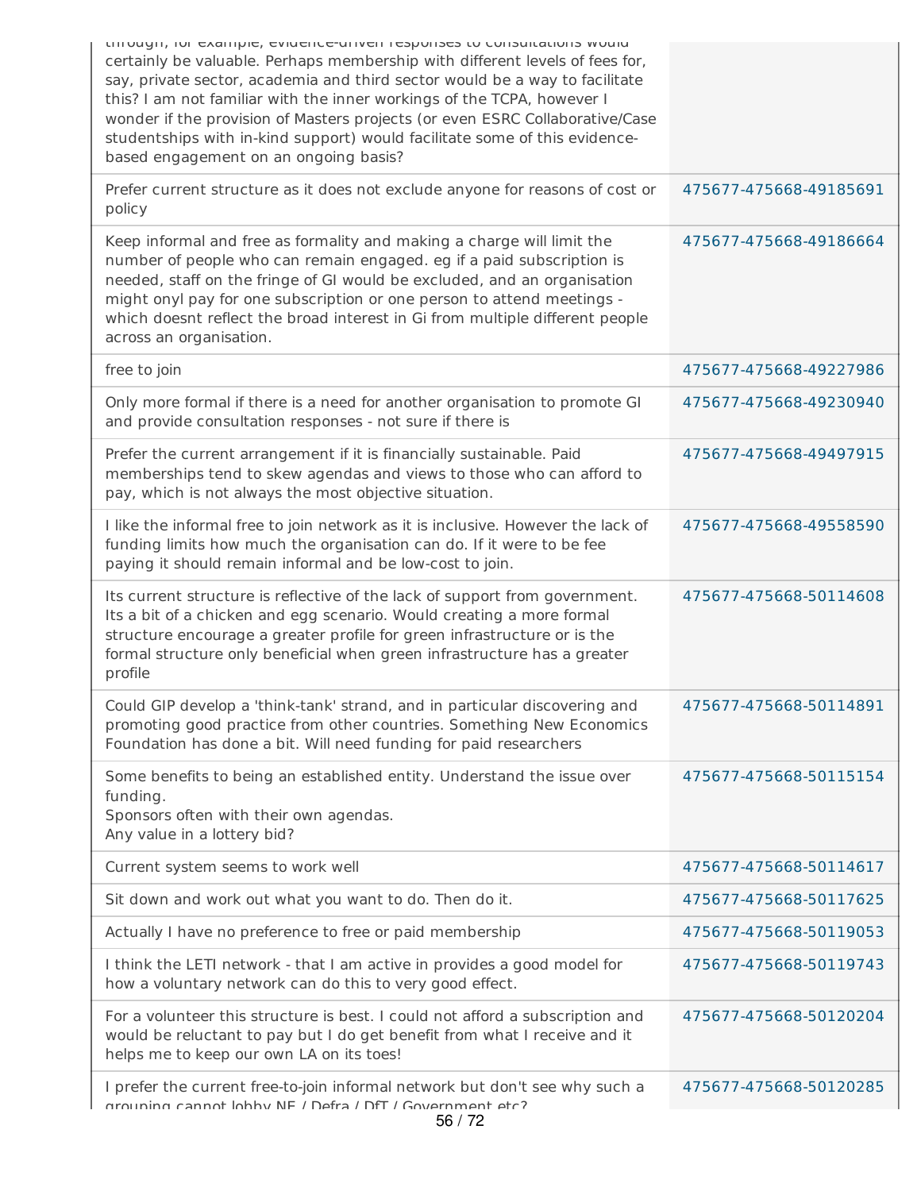| | |
|---|---|
| through, for example, evidence-driven responses to consultations would certainly be valuable. Perhaps membership with different levels of fees for, say, private sector, academia and third sector would be a way to facilitate this? I am not familiar with the inner workings of the TCPA, however I wonder if the provision of Masters projects (or even ESRC Collaborative/Case studentships with in-kind support) would facilitate some of this evidence-based engagement on an ongoing basis? | |
| Prefer current structure as it does not exclude anyone for reasons of cost or policy | 475677-475668-49185691 |
| Keep informal and free as formality and making a charge will limit the number of people who can remain engaged. eg if a paid subscription is needed, staff on the fringe of GI would be excluded, and an organisation might onyl pay for one subscription or one person to attend meetings - which doesnt reflect the broad interest in Gi from multiple different people across an organisation. | 475677-475668-49186664 |
| free to join | 475677-475668-49227986 |
| Only more formal if there is a need for another organisation to promote GI and provide consultation responses - not sure if there is | 475677-475668-49230940 |
| Prefer the current arrangement if it is financially sustainable. Paid memberships tend to skew agendas and views to those who can afford to pay, which is not always the most objective situation. | 475677-475668-49497915 |
| I like the informal free to join network as it is inclusive. However the lack of funding limits how much the organisation can do. If it were to be fee paying it should remain informal and be low-cost to join. | 475677-475668-49558590 |
| Its current structure is reflective of the lack of support from government. Its a bit of a chicken and egg scenario. Would creating a more formal structure encourage a greater profile for green infrastructure or is the formal structure only beneficial when green infrastructure has a greater profile | 475677-475668-50114608 |
| Could GIP develop a 'think-tank' strand, and in particular discovering and promoting good practice from other countries. Something New Economics Foundation has done a bit. Will need funding for paid researchers | 475677-475668-50114891 |
| Some benefits to being an established entity. Understand the issue over funding.<br>Sponsors often with their own agendas.<br>Any value in a lottery bid? | 475677-475668-50115154 |
| Current system seems to work well | 475677-475668-50114617 |
| Sit down and work out what you want to do. Then do it. | 475677-475668-50117625 |
| Actually I have no preference to free or paid membership | 475677-475668-50119053 |
| I think the LETI network - that I am active in provides a good model for how a voluntary network can do this to very good effect. | 475677-475668-50119743 |
| For a volunteer this structure is best. I could not afford a subscription and would be reluctant to pay but I do get benefit from what I receive and it helps me to keep our own LA on its toes! | 475677-475668-50120204 |
| I prefer the current free-to-join informal network but don't see why such a grouping cannot lobby NE / Defra / DfT / Government etc? | 475677-475668-50120285 |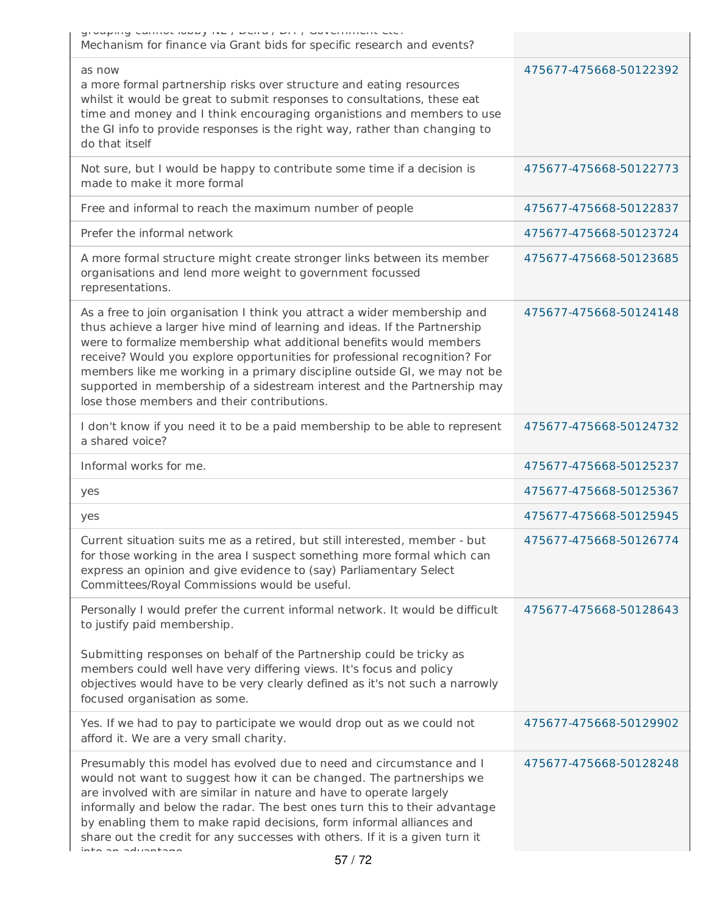| | |
|---|---|
| grouping cannot lobby NE / Defra / DfT / Government etc.<br>Mechanism for finance via Grant bids for specific research and events? | |
| as now<br>a more formal partnership risks over structure and eating resources<br>whilst it would be great to submit responses to consultations, these eat time and money and I think encouraging organistions and members to use the GI info to provide responses is the right way, rather than changing to do that itself | 475677-475668-50122392 |
| Not sure, but I would be happy to contribute some time if a decision is made to make it more formal | 475677-475668-50122773 |
| Free and informal to reach the maximum number of people | 475677-475668-50122837 |
| Prefer the informal network | 475677-475668-50123724 |
| A more formal structure might create stronger links between its member organisations and lend more weight to government focussed representations. | 475677-475668-50123685 |
| As a free to join organisation I think you attract a wider membership and thus achieve a larger hive mind of learning and ideas. If the Partnership were to formalize membership what additional benefits would members receive? Would you explore opportunities for professional recognition? For members like me working in a primary discipline outside GI, we may not be supported in membership of a sidestream interest and the Partnership may lose those members and their contributions. | 475677-475668-50124148 |
| I don't know if you need it to be a paid membership to be able to represent a shared voice? | 475677-475668-50124732 |
| Informal works for me. | 475677-475668-50125237 |
| yes | 475677-475668-50125367 |
| yes | 475677-475668-50125945 |
| Current situation suits me as a retired, but still interested, member - but for those working in the area I suspect something more formal which can express an opinion and give evidence to (say) Parliamentary Select Committees/Royal Commissions would be useful. | 475677-475668-50126774 |
| Personally I would prefer the current informal network. It would be difficult to justify paid membership.<br><br>Submitting responses on behalf of the Partnership could be tricky as members could well have very differing views. It's focus and policy objectives would have to be very clearly defined as it's not such a narrowly focused organisation as some. | 475677-475668-50128643 |
| Yes. If we had to pay to participate we would drop out as we could not afford it. We are a very small charity. | 475677-475668-50129902 |
| Presumably this model has evolved due to need and circumstance and I would not want to suggest how it can be changed. The partnerships we are involved with are similar in nature and have to operate largely informally and below the radar. The best ones turn this to their advantage by enabling them to make rapid decisions, form informal alliances and share out the credit for any successes with others. If it is a given turn it into an advantage | 475677-475668-50128248 |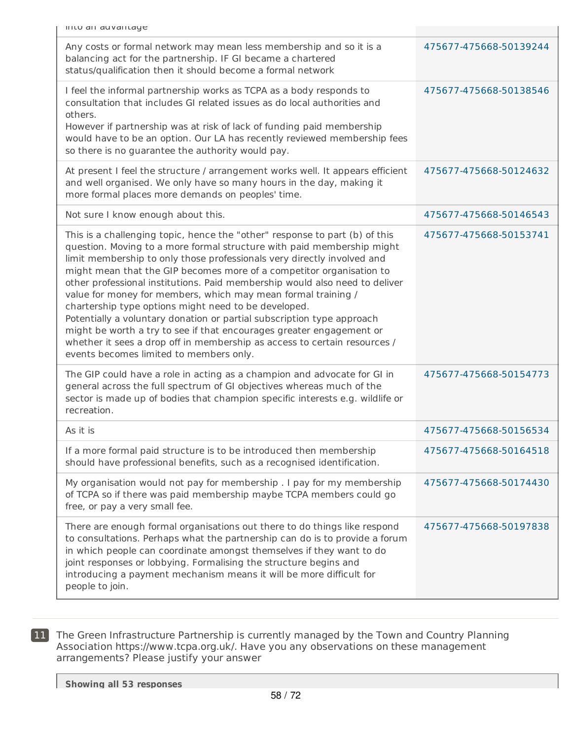| | |
|---|---|
| into an advantage | |
| Any costs or formal network may mean less membership and so it is a balancing act for the partnership. IF GI became a chartered status/qualification then it should become a formal network | 475677-475668-50139244 |
| I feel the informal partnership works as TCPA as a body responds to consultation that includes GI related issues as do local authorities and others.<br>However if partnership was at risk of lack of funding paid membership would have to be an option. Our LA has recently reviewed membership fees so there is no guarantee the authority would pay. | 475677-475668-50138546 |
| At present I feel the structure / arrangement works well. It appears efficient and well organised. We only have so many hours in the day, making it more formal places more demands on peoples' time. | 475677-475668-50124632 |
| Not sure I know enough about this. | 475677-475668-50146543 |
| This is a challenging topic, hence the "other" response to part (b) of this question. Moving to a more formal structure with paid membership might limit membership to only those professionals very directly involved and might mean that the GIP becomes more of a competitor organisation to other professional institutions. Paid membership would also need to deliver value for money for members, which may mean formal training / chartership type options might need to be developed.<br>Potentially a voluntary donation or partial subscription type approach might be worth a try to see if that encourages greater engagement or whether it sees a drop off in membership as access to certain resources / events becomes limited to members only. | 475677-475668-50153741 |
| The GIP could have a role in acting as a champion and advocate for GI in general across the full spectrum of GI objectives whereas much of the sector is made up of bodies that champion specific interests e.g. wildlife or recreation. | 475677-475668-50154773 |
| As it is | 475677-475668-50156534 |
| If a more formal paid structure is to be introduced then membership should have professional benefits, such as a recognised identification. | 475677-475668-50164518 |
| My organisation would not pay for membership . I pay for my membership of TCPA so if there was paid membership maybe TCPA members could go free, or pay a very small fee. | 475677-475668-50174430 |
| There are enough formal organisations out there to do things like respond to consultations. Perhaps what the partnership can do is to provide a forum in which people can coordinate amongst themselves if they want to do joint responses or lobbying. Formalising the structure begins and introducing a payment mechanism means it will be more difficult for people to join. | 475677-475668-50197838 |

**11** The Green Infrastructure Partnership is currently managed by the Town and Country Planning Association https://www.tcpa.org.uk/. Have you any observations on these management arrangements? Please justify your answer

**Showing all 53 responses**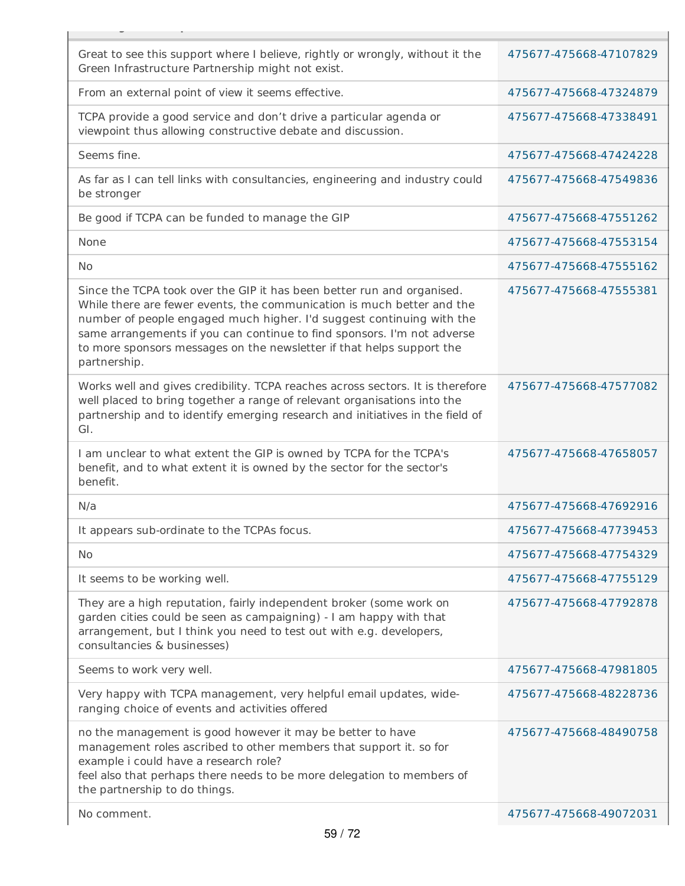| | |
|---|---|
| Great to see this support where I believe, rightly or wrongly, without it the Green Infrastructure Partnership might not exist. | 475677-475668-47107829 |
| From an external point of view it seems effective. | 475677-475668-47324879 |
| TCPA provide a good service and don't drive a particular agenda or viewpoint thus allowing constructive debate and discussion. | 475677-475668-47338491 |
| Seems fine. | 475677-475668-47424228 |
| As far as I can tell links with consultancies, engineering and industry could be stronger | 475677-475668-47549836 |
| Be good if TCPA can be funded to manage the GIP | 475677-475668-47551262 |
| None | 475677-475668-47553154 |
| No | 475677-475668-47555162 |
| Since the TCPA took over the GIP it has been better run and organised. While there are fewer events, the communication is much better and the number of people engaged much higher. I'd suggest continuing with the same arrangements if you can continue to find sponsors. I'm not adverse to more sponsors messages on the newsletter if that helps support the partnership. | 475677-475668-47555381 |
| Works well and gives credibility. TCPA reaches across sectors. It is therefore well placed to bring together a range of relevant organisations into the partnership and to identify emerging research and initiatives in the field of GI. | 475677-475668-47577082 |
| I am unclear to what extent the GIP is owned by TCPA for the TCPA's benefit, and to what extent it is owned by the sector for the sector's benefit. | 475677-475668-47658057 |
| N/a | 475677-475668-47692916 |
| It appears sub-ordinate to the TCPAs focus. | 475677-475668-47739453 |
| No | 475677-475668-47754329 |
| It seems to be working well. | 475677-475668-47755129 |
| They are a high reputation, fairly independent broker (some work on garden cities could be seen as campaigning) - I am happy with that arrangement, but I think you need to test out with e.g. developers, consultancies & businesses) | 475677-475668-47792878 |
| Seems to work very well. | 475677-475668-47981805 |
| Very happy with TCPA management, very helpful email updates, wide-ranging choice of events and activities offered | 475677-475668-48228736 |
| no the management is good however it may be better to have management roles ascribed to other members that support it. so for example i could have a research role?<br>feel also that perhaps there needs to be more delegation to members of the partnership to do things. | 475677-475668-48490758 |
| No comment. | 475677-475668-49072031 |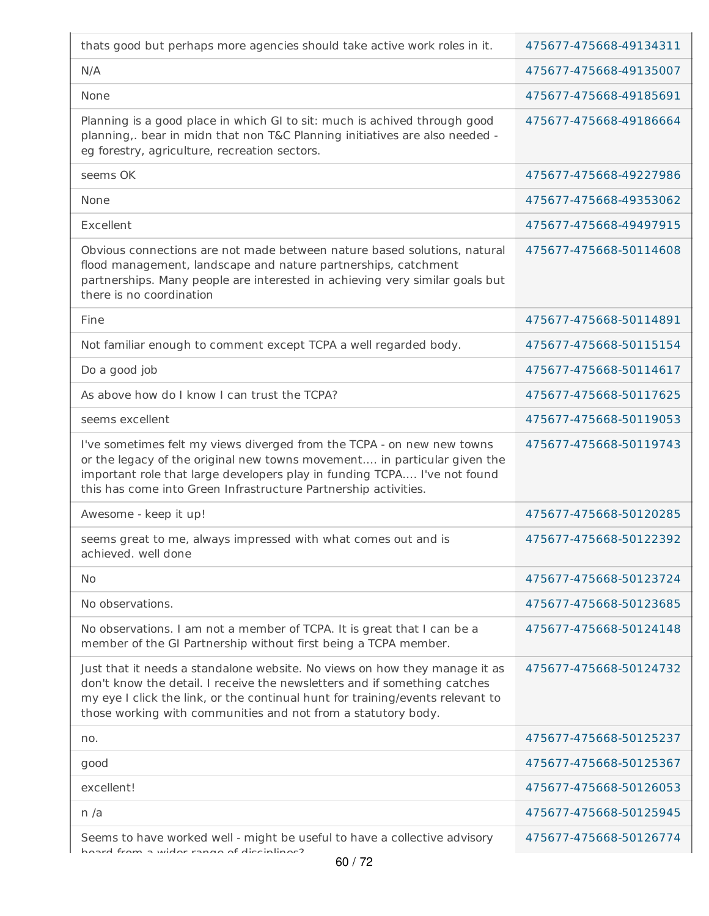| | |
|---|---|
| thats good but perhaps more agencies should take active work roles in it. | 475677-475668-49134311 |
| N/A | 475677-475668-49135007 |
| None | 475677-475668-49185691 |
| Planning is a good place in which GI to sit: much is achived through good planning,. bear in midn that non T&C Planning initiatives are also needed - eg forestry, agriculture, recreation sectors. | 475677-475668-49186664 |
| seems OK | 475677-475668-49227986 |
| None | 475677-475668-49353062 |
| Excellent | 475677-475668-49497915 |
| Obvious connections are not made between nature based solutions, natural flood management, landscape and nature partnerships, catchment partnerships. Many people are interested in achieving very similar goals but there is no coordination | 475677-475668-50114608 |
| Fine | 475677-475668-50114891 |
| Not familiar enough to comment except TCPA a well regarded body. | 475677-475668-50115154 |
| Do a good job | 475677-475668-50114617 |
| As above how do I know I can trust the TCPA? | 475677-475668-50117625 |
| seems excellent | 475677-475668-50119053 |
| I've sometimes felt my views diverged from the TCPA - on new new towns or the legacy of the original new towns movement.... in particular given the important role that large developers play in funding TCPA.... I've not found this has come into Green Infrastructure Partnership activities. | 475677-475668-50119743 |
| Awesome - keep it up! | 475677-475668-50120285 |
| seems great to me, always impressed with what comes out and is achieved. well done | 475677-475668-50122392 |
| No | 475677-475668-50123724 |
| No observations. | 475677-475668-50123685 |
| No observations. I am not a member of TCPA. It is great that I can be a member of the GI Partnership without first being a TCPA member. | 475677-475668-50124148 |
| Just that it needs a standalone website. No views on how they manage it as don't know the detail. I receive the newsletters and if something catches my eye I click the link, or the continual hunt for training/events relevant to those working with communities and not from a statutory body. | 475677-475668-50124732 |
| no. | 475677-475668-50125237 |
| good | 475677-475668-50125367 |
| excellent! | 475677-475668-50126053 |
| n /a | 475677-475668-50125945 |
| Seems to have worked well - might be useful to have a collective advisory board from a wider range of disciplines? | 475677-475668-50126774 |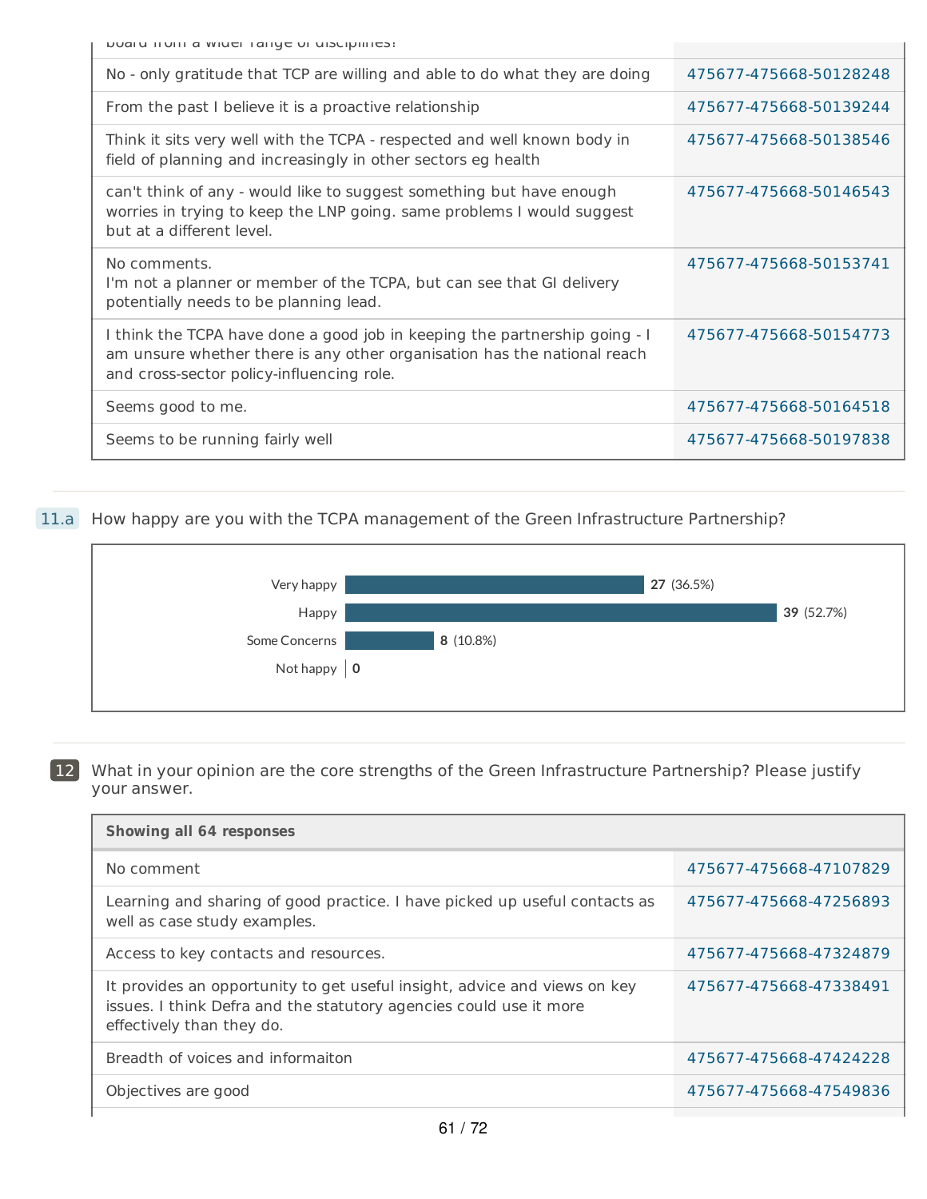| | |
|---|---|
| board from a wider range of disciplines? | |
| No - only gratitude that TCP are willing and able to do what they are doing | 475677-475668-50128248 |
| From the past I believe it is a proactive relationship | 475677-475668-50139244 |
| Think it sits very well with the TCPA - respected and well known body in field of planning and increasingly in other sectors eg health | 475677-475668-50138546 |
| can't think of any - would like to suggest something but have enough worries in trying to keep the LNP going. same problems I would suggest but at a different level. | 475677-475668-50146543 |
| No comments. I'm not a planner or member of the TCPA, but can see that GI delivery potentially needs to be planning lead. | 475677-475668-50153741 |
| I think the TCPA have done a good job in keeping the partnership going - I am unsure whether there is any other organisation has the national reach and cross-sector policy-influencing role. | 475677-475668-50154773 |
| Seems good to me. | 475677-475668-50164518 |
| Seems to be running fairly well | 475677-475668-50197838 |

## 11.a How happy are you with the TCPA management of the Green Infrastructure Partnership?

| Response | Count | Percentage |
|---|---|---|
| Very happy | 27 | 36.5% |
| Happy | 39 | 52.7% |
| Some Concerns | 8 | 10.8% |
| Not happy | 0 | |

## 12 What in your opinion are the core strengths of the Green Infrastructure Partnership? Please justify your answer.

| Showing all 64 responses | |
|---|---|
| No comment | 475677-475668-47107829 |
| Learning and sharing of good practice. I have picked up useful contacts as well as case study examples. | 475677-475668-47256893 |
| Access to key contacts and resources. | 475677-475668-47324879 |
| It provides an opportunity to get useful insight, advice and views on key issues. I think Defra and the statutory agencies could use it more effectively than they do. | 475677-475668-47338491 |
| Breadth of voices and informaiton | 475677-475668-47424228 |
| Objectives are good | 475677-475668-47549836 |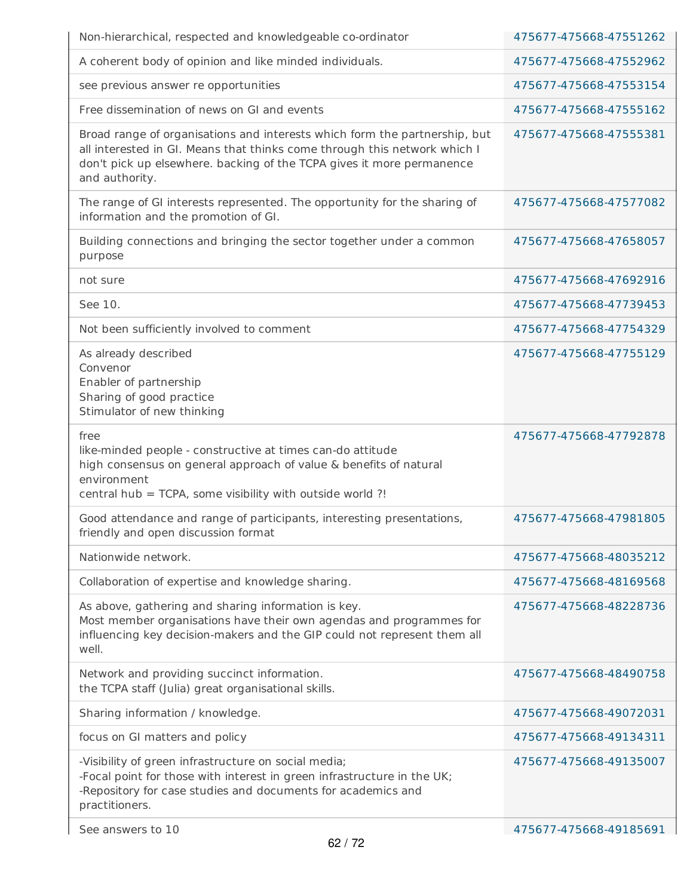| | |
|---|---|
| Non-hierarchical, respected and knowledgeable co-ordinator | 475677-475668-47551262 |
| A coherent body of opinion and like minded individuals. | 475677-475668-47552962 |
| see previous answer re opportunities | 475677-475668-47553154 |
| Free dissemination of news on GI and events | 475677-475668-47555162 |
| Broad range of organisations and interests which form the partnership, but all interested in GI. Means that thinks come through this network which I don't pick up elsewhere. backing of the TCPA gives it more permanence and authority. | 475677-475668-47555381 |
| The range of GI interests represented. The opportunity for the sharing of information and the promotion of GI. | 475677-475668-47577082 |
| Building connections and bringing the sector together under a common purpose | 475677-475668-47658057 |
| not sure | 475677-475668-47692916 |
| See 10. | 475677-475668-47739453 |
| Not been sufficiently involved to comment | 475677-475668-47754329 |
| As already described<br>Convenor<br>Enabler of partnership<br>Sharing of good practice<br>Stimulator of new thinking | 475677-475668-47755129 |
| free<br>like-minded people - constructive at times can-do attitude<br>high consensus on general approach of value & benefits of natural environment<br>central hub = TCPA, some visibility with outside world ?! | 475677-475668-47792878 |
| Good attendance and range of participants, interesting presentations, friendly and open discussion format | 475677-475668-47981805 |
| Nationwide network. | 475677-475668-48035212 |
| Collaboration of expertise and knowledge sharing. | 475677-475668-48169568 |
| As above, gathering and sharing information is key.<br>Most member organisations have their own agendas and programmes for influencing key decision-makers and the GIP could not represent them all well. | 475677-475668-48228736 |
| Network and providing succinct information.<br>the TCPA staff (Julia) great organisational skills. | 475677-475668-48490758 |
| Sharing information / knowledge. | 475677-475668-49072031 |
| focus on GI matters and policy | 475677-475668-49134311 |
| -Visibility of green infrastructure on social media;<br>-Focal point for those with interest in green infrastructure in the UK;<br>-Repository for case studies and documents for academics and practitioners. | 475677-475668-49135007 |
| See answers to 10 | 475677-475668-49185691 |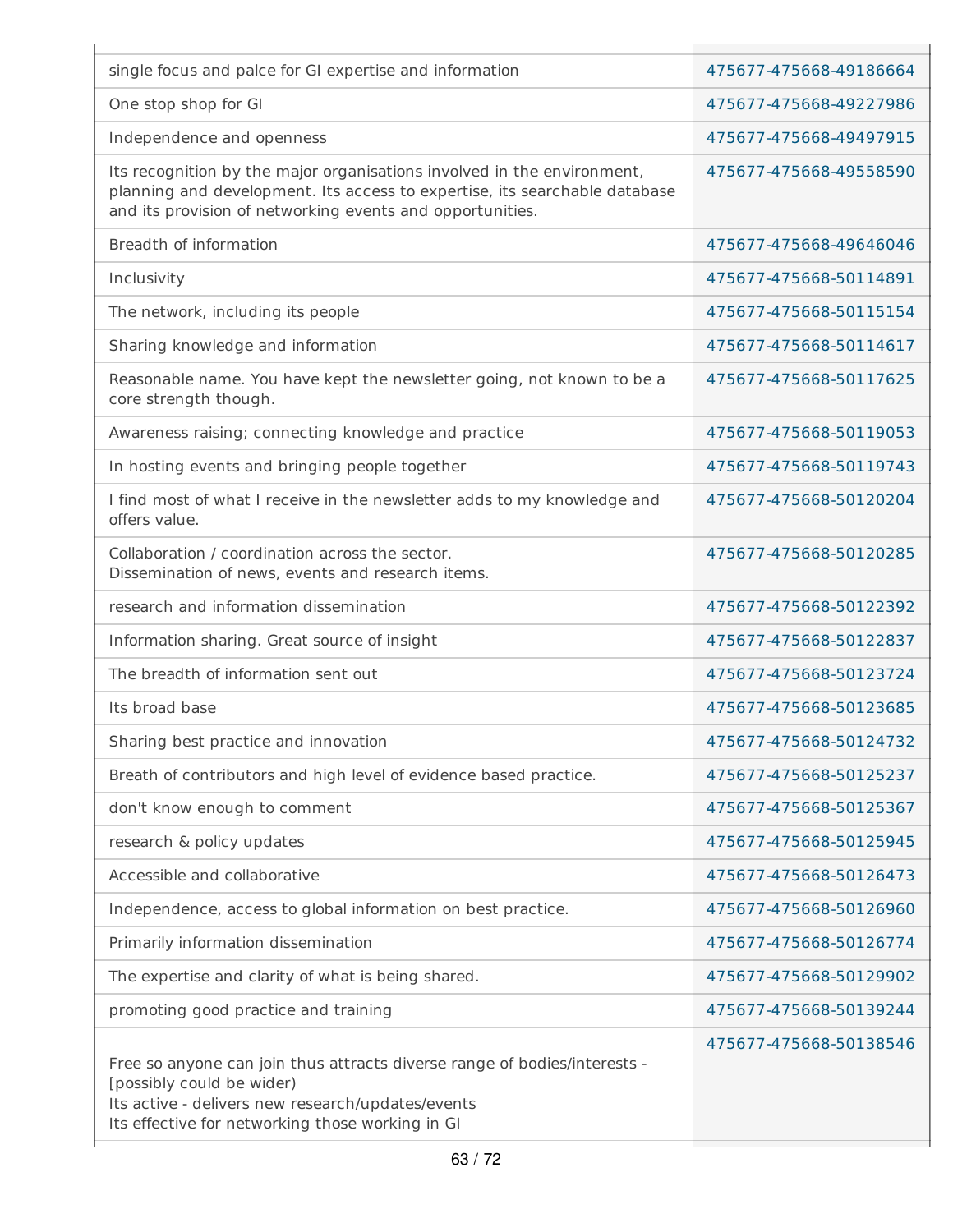| | |
|---|---|
| single focus and palce for GI expertise and information | 475677-475668-49186664 |
| One stop shop for GI | 475677-475668-49227986 |
| Independence and openness | 475677-475668-49497915 |
| Its recognition by the major organisations involved in the environment, planning and development. Its access to expertise, its searchable database and its provision of networking events and opportunities. | 475677-475668-49558590 |
| Breadth of information | 475677-475668-49646046 |
| Inclusivity | 475677-475668-50114891 |
| The network, including its people | 475677-475668-50115154 |
| Sharing knowledge and information | 475677-475668-50114617 |
| Reasonable name. You have kept the newsletter going, not known to be a core strength though. | 475677-475668-50117625 |
| Awareness raising; connecting knowledge and practice | 475677-475668-50119053 |
| In hosting events and bringing people together | 475677-475668-50119743 |
| I find most of what I receive in the newsletter adds to my knowledge and offers value. | 475677-475668-50120204 |
| Collaboration / coordination across the sector.<br>Dissemination of news, events and research items. | 475677-475668-50120285 |
| research and information dissemination | 475677-475668-50122392 |
| Information sharing. Great source of insight | 475677-475668-50122837 |
| The breadth of information sent out | 475677-475668-50123724 |
| Its broad base | 475677-475668-50123685 |
| Sharing best practice and innovation | 475677-475668-50124732 |
| Breath of contributors and high level of evidence based practice. | 475677-475668-50125237 |
| don't know enough to comment | 475677-475668-50125367 |
| research & policy updates | 475677-475668-50125945 |
| Accessible and collaborative | 475677-475668-50126473 |
| Independence, access to global information on best practice. | 475677-475668-50126960 |
| Primarily information dissemination | 475677-475668-50126774 |
| The expertise and clarity of what is being shared. | 475677-475668-50129902 |
| promoting good practice and training | 475677-475668-50139244 |
| Free so anyone can join thus attracts diverse range of bodies/interests - [possibly could be wider)<br>Its active - delivers new research/updates/events<br>Its effective for networking those working in GI | 475677-475668-50138546 |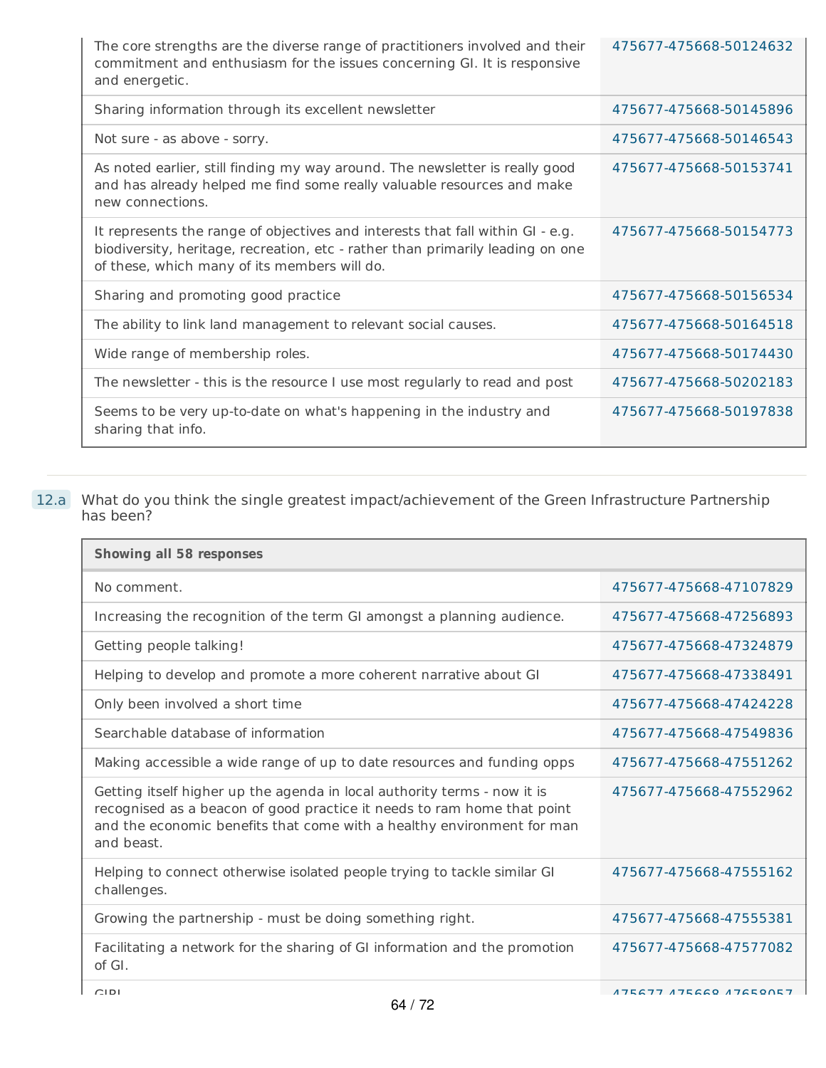| | |
|---|---|
| The core strengths are the diverse range of practitioners involved and their commitment and enthusiasm for the issues concerning GI. It is responsive and energetic. | 475677-475668-50124632 |
| Sharing information through its excellent newsletter | 475677-475668-50145896 |
| Not sure - as above - sorry. | 475677-475668-50146543 |
| As noted earlier, still finding my way around. The newsletter is really good and has already helped me find some really valuable resources and make new connections. | 475677-475668-50153741 |
| It represents the range of objectives and interests that fall within GI - e.g. biodiversity, heritage, recreation, etc - rather than primarily leading on one of these, which many of its members will do. | 475677-475668-50154773 |
| Sharing and promoting good practice | 475677-475668-50156534 |
| The ability to link land management to relevant social causes. | 475677-475668-50164518 |
| Wide range of membership roles. | 475677-475668-50174430 |
| The newsletter - this is the resource I use most regularly to read and post | 475677-475668-50202183 |
| Seems to be very up-to-date on what's happening in the industry and sharing that info. | 475677-475668-50197838 |

12.a What do you think the single greatest impact/achievement of the Green Infrastructure Partnership has been?

| **Showing all 58 responses** | |
|---|---|
| No comment. | 475677-475668-47107829 |
| Increasing the recognition of the term GI amongst a planning audience. | 475677-475668-47256893 |
| Getting people talking! | 475677-475668-47324879 |
| Helping to develop and promote a more coherent narrative about GI | 475677-475668-47338491 |
| Only been involved a short time | 475677-475668-47424228 |
| Searchable database of information | 475677-475668-47549836 |
| Making accessible a wide range of up to date resources and funding opps | 475677-475668-47551262 |
| Getting itself higher up the agenda in local authority terms - now it is recognised as a beacon of good practice it needs to ram home that point and the economic benefits that come with a healthy environment for man and beast. | 475677-475668-47552962 |
| Helping to connect otherwise isolated people trying to tackle similar GI challenges. | 475677-475668-47555162 |
| Growing the partnership - must be doing something right. | 475677-475668-47555381 |
| Facilitating a network for the sharing of GI information and the promotion of GI. | 475677-475668-47577082 |
| GIRI | 475677-475668-47658057 |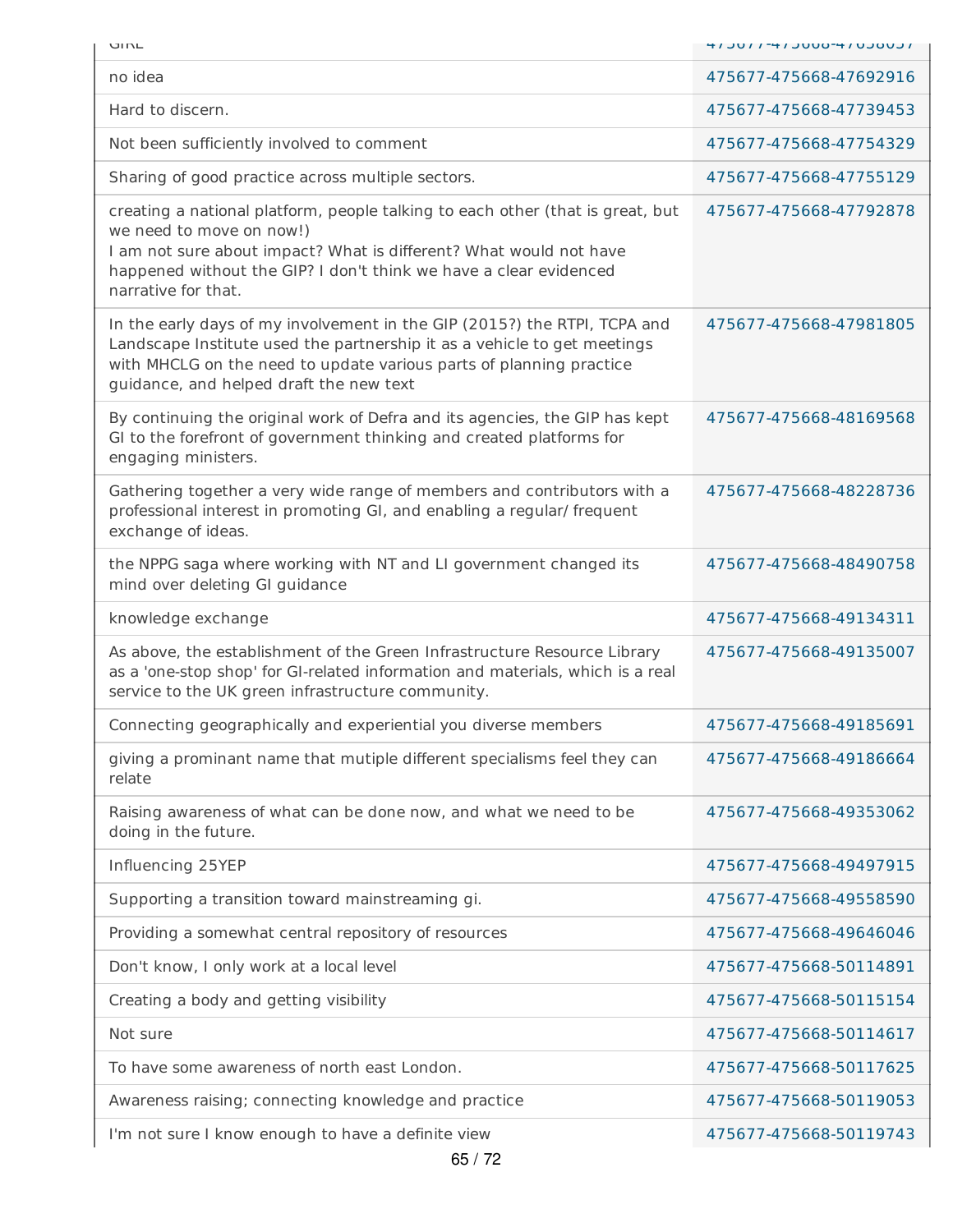| | |
|---|---|
| GIRL | 475677-475668-47658057 |
| no idea | 475677-475668-47692916 |
| Hard to discern. | 475677-475668-47739453 |
| Not been sufficiently involved to comment | 475677-475668-47754329 |
| Sharing of good practice across multiple sectors. | 475677-475668-47755129 |
| creating a national platform, people talking to each other (that is great, but we need to move on now!)<br>I am not sure about impact? What is different? What would not have happened without the GIP? I don't think we have a clear evidenced narrative for that. | 475677-475668-47792878 |
| In the early days of my involvement in the GIP (2015?) the RTPI, TCPA and Landscape Institute used the partnership it as a vehicle to get meetings with MHCLG on the need to update various parts of planning practice guidance, and helped draft the new text | 475677-475668-47981805 |
| By continuing the original work of Defra and its agencies, the GIP has kept GI to the forefront of government thinking and created platforms for engaging ministers. | 475677-475668-48169568 |
| Gathering together a very wide range of members and contributors with a professional interest in promoting GI, and enabling a regular/ frequent exchange of ideas. | 475677-475668-48228736 |
| the NPPG saga where working with NT and LI government changed its mind over deleting GI guidance | 475677-475668-48490758 |
| knowledge exchange | 475677-475668-49134311 |
| As above, the establishment of the Green Infrastructure Resource Library as a 'one-stop shop' for GI-related information and materials, which is a real service to the UK green infrastructure community. | 475677-475668-49135007 |
| Connecting geographically and experiential you diverse members | 475677-475668-49185691 |
| giving a prominant name that mutiple different specialisms feel they can relate | 475677-475668-49186664 |
| Raising awareness of what can be done now, and what we need to be doing in the future. | 475677-475668-49353062 |
| Influencing 25YEP | 475677-475668-49497915 |
| Supporting a transition toward mainstreaming gi. | 475677-475668-49558590 |
| Providing a somewhat central repository of resources | 475677-475668-49646046 |
| Don't know, I only work at a local level | 475677-475668-50114891 |
| Creating a body and getting visibility | 475677-475668-50115154 |
| Not sure | 475677-475668-50114617 |
| To have some awareness of north east London. | 475677-475668-50117625 |
| Awareness raising; connecting knowledge and practice | 475677-475668-50119053 |
| I'm not sure I know enough to have a definite view | 475677-475668-50119743 |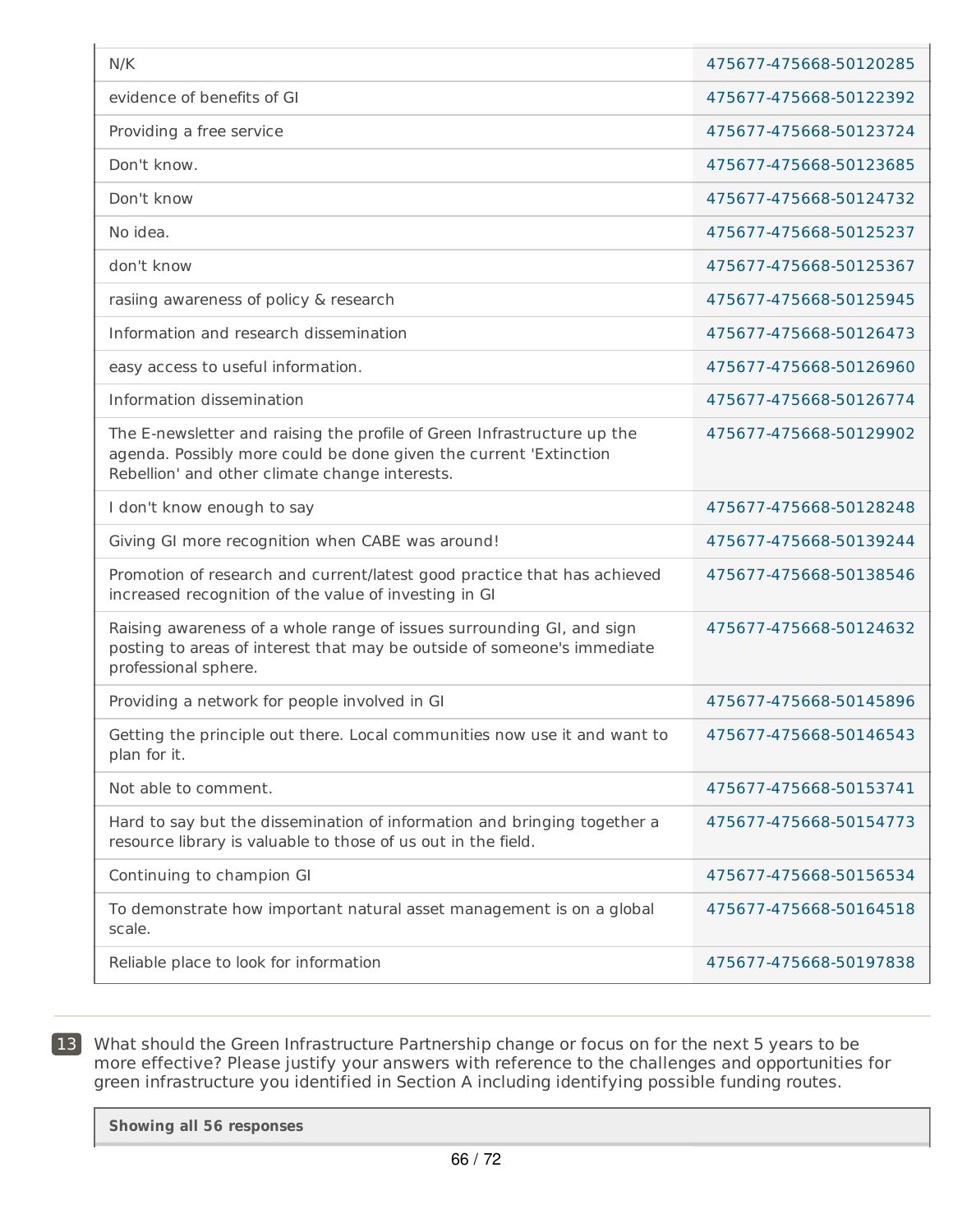| | |
|---|---|
| N/K | 475677-475668-50120285 |
| evidence of benefits of GI | 475677-475668-50122392 |
| Providing a free service | 475677-475668-50123724 |
| Don't know. | 475677-475668-50123685 |
| Don't know | 475677-475668-50124732 |
| No idea. | 475677-475668-50125237 |
| don't know | 475677-475668-50125367 |
| rasiing awareness of policy & research | 475677-475668-50125945 |
| Information and research dissemination | 475677-475668-50126473 |
| easy access to useful information. | 475677-475668-50126960 |
| Information dissemination | 475677-475668-50126774 |
| The E-newsletter and raising the profile of Green Infrastructure up the agenda. Possibly more could be done given the current 'Extinction Rebellion' and other climate change interests. | 475677-475668-50129902 |
| I don't know enough to say | 475677-475668-50128248 |
| Giving GI more recognition when CABE was around! | 475677-475668-50139244 |
| Promotion of research and current/latest good practice that has achieved increased recognition of the value of investing in GI | 475677-475668-50138546 |
| Raising awareness of a whole range of issues surrounding GI, and sign posting to areas of interest that may be outside of someone's immediate professional sphere. | 475677-475668-50124632 |
| Providing a network for people involved in GI | 475677-475668-50145896 |
| Getting the principle out there. Local communities now use it and want to plan for it. | 475677-475668-50146543 |
| Not able to comment. | 475677-475668-50153741 |
| Hard to say but the dissemination of information and bringing together a resource library is valuable to those of us out in the field. | 475677-475668-50154773 |
| Continuing to champion GI | 475677-475668-50156534 |
| To demonstrate how important natural asset management is on a global scale. | 475677-475668-50164518 |
| Reliable place to look for information | 475677-475668-50197838 |

**13** What should the Green Infrastructure Partnership change or focus on for the next 5 years to be more effective? Please justify your answers with reference to the challenges and opportunities for green infrastructure you identified in Section A including identifying possible funding routes.

**Showing all 56 responses**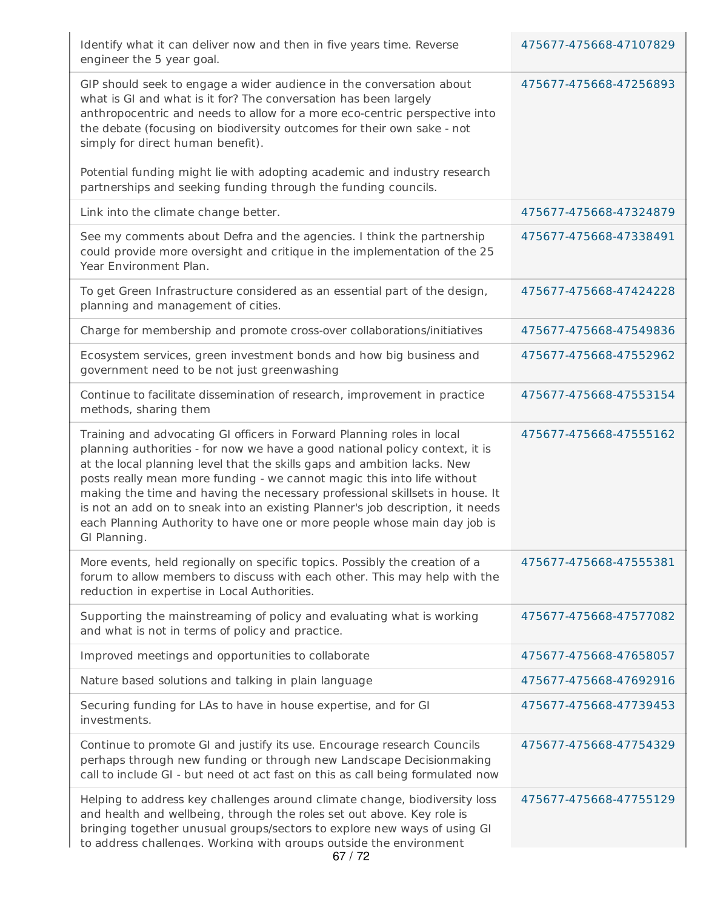| | |
|---|---|
| Identify what it can deliver now and then in five years time. Reverse engineer the 5 year goal. | 475677-475668-47107829 |
| GIP should seek to engage a wider audience in the conversation about what is GI and what is it for? The conversation has been largely anthropocentric and needs to allow for a more eco-centric perspective into the debate (focusing on biodiversity outcomes for their own sake - not simply for direct human benefit).<br><br>Potential funding might lie with adopting academic and industry research partnerships and seeking funding through the funding councils. | 475677-475668-47256893 |
| Link into the climate change better. | 475677-475668-47324879 |
| See my comments about Defra and the agencies. I think the partnership could provide more oversight and critique in the implementation of the 25 Year Environment Plan. | 475677-475668-47338491 |
| To get Green Infrastructure considered as an essential part of the design, planning and management of cities. | 475677-475668-47424228 |
| Charge for membership and promote cross-over collaborations/initiatives | 475677-475668-47549836 |
| Ecosystem services, green investment bonds and how big business and government need to be not just greenwashing | 475677-475668-47552962 |
| Continue to facilitate dissemination of research, improvement in practice methods, sharing them | 475677-475668-47553154 |
| Training and advocating GI officers in Forward Planning roles in local planning authorities - for now we have a good national policy context, it is at the local planning level that the skills gaps and ambition lacks. New posts really mean more funding - we cannot magic this into life without making the time and having the necessary professional skillsets in house. It is not an add on to sneak into an existing Planner's job description, it needs each Planning Authority to have one or more people whose main day job is GI Planning. | 475677-475668-47555162 |
| More events, held regionally on specific topics. Possibly the creation of a forum to allow members to discuss with each other. This may help with the reduction in expertise in Local Authorities. | 475677-475668-47555381 |
| Supporting the mainstreaming of policy and evaluating what is working and what is not in terms of policy and practice. | 475677-475668-47577082 |
| Improved meetings and opportunities to collaborate | 475677-475668-47658057 |
| Nature based solutions and talking in plain language | 475677-475668-47692916 |
| Securing funding for LAs to have in house expertise, and for GI investments. | 475677-475668-47739453 |
| Continue to promote GI and justify its use. Encourage research Councils perhaps through new funding or through new Landscape Decisionmaking call to include GI - but need ot act fast on this as call being formulated now | 475677-475668-47754329 |
| Helping to address key challenges around climate change, biodiversity loss and health and wellbeing, through the roles set out above. Key role is bringing together unusual groups/sectors to explore new ways of using GI to address challenges. Working with groups outside the environment | 475677-475668-47755129 |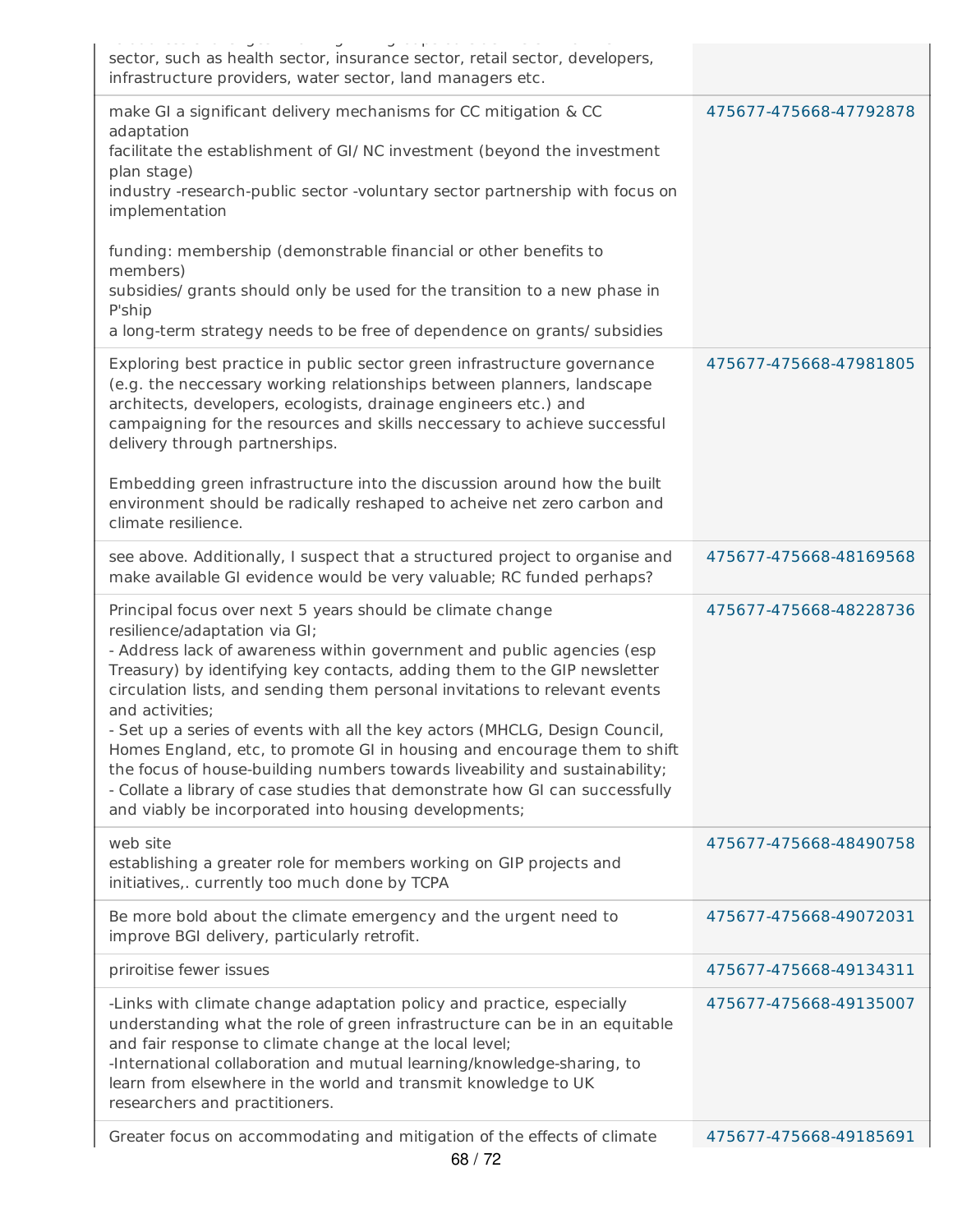| | |
|---|---|
| sector, such as health sector, insurance sector, retail sector, developers, infrastructure providers, water sector, land managers etc. | |
| make GI a significant delivery mechanisms for CC mitigation & CC adaptation<br>facilitate the establishment of GI/ NC investment (beyond the investment plan stage)<br>industry -research-public sector -voluntary sector partnership with focus on implementation<br><br>funding: membership (demonstrable financial or other benefits to members)<br>subsidies/ grants should only be used for the transition to a new phase in P'ship<br>a long-term strategy needs to be free of dependence on grants/ subsidies | 475677-475668-47792878 |
| Exploring best practice in public sector green infrastructure governance (e.g. the neccessary working relationships between planners, landscape architects, developers, ecologists, drainage engineers etc.) and campaigning for the resources and skills neccessary to achieve successful delivery through partnerships.<br><br>Embedding green infrastructure into the discussion around how the built environment should be radically reshaped to acheive net zero carbon and climate resilience. | 475677-475668-47981805 |
| see above. Additionally, I suspect that a structured project to organise and make available GI evidence would be very valuable; RC funded perhaps? | 475677-475668-48169568 |
| Principal focus over next 5 years should be climate change resilience/adaptation via GI;<br>- Address lack of awareness within government and public agencies (esp Treasury) by identifying key contacts, adding them to the GIP newsletter circulation lists, and sending them personal invitations to relevant events and activities;<br>- Set up a series of events with all the key actors (MHCLG, Design Council, Homes England, etc, to promote GI in housing and encourage them to shift the focus of house-building numbers towards liveability and sustainability;<br>- Collate a library of case studies that demonstrate how GI can successfully and viably be incorporated into housing developments; | 475677-475668-48228736 |
| web site<br>establishing a greater role for members working on GIP projects and initiatives,. currently too much done by TCPA | 475677-475668-48490758 |
| Be more bold about the climate emergency and the urgent need to improve BGI delivery, particularly retrofit. | 475677-475668-49072031 |
| priroitise fewer issues | 475677-475668-49134311 |
| -Links with climate change adaptation policy and practice, especially understanding what the role of green infrastructure can be in an equitable and fair response to climate change at the local level;<br>-International collaboration and mutual learning/knowledge-sharing, to learn from elsewhere in the world and transmit knowledge to UK researchers and practitioners. | 475677-475668-49135007 |
| Greater focus on accommodating and mitigation of the effects of climate | 475677-475668-49185691 |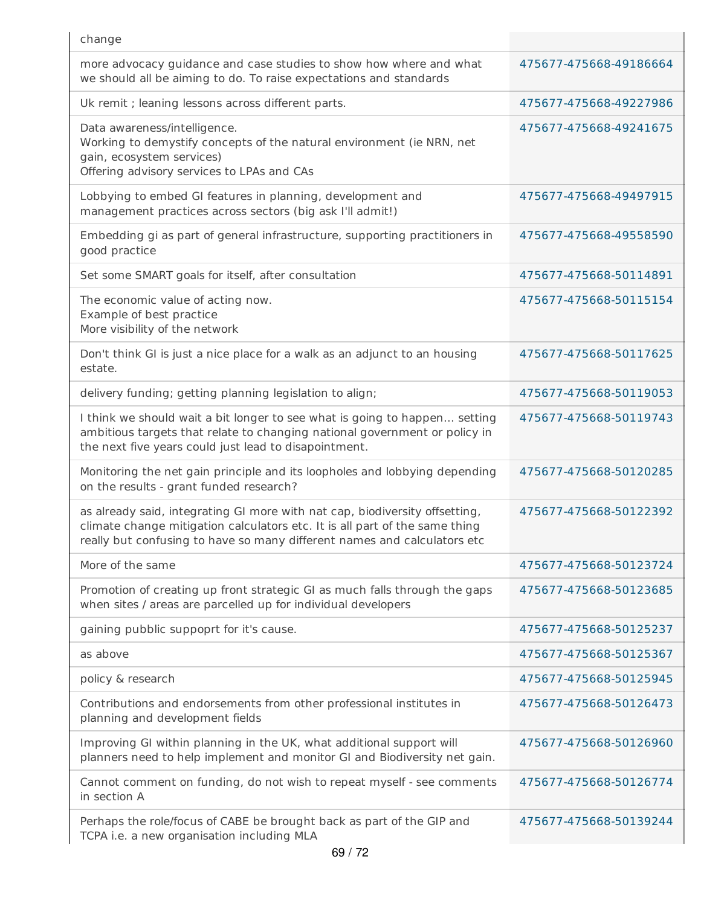| | |
|---|---|
| change | |
| more advocacy guidance and case studies to show how where and what we should all be aiming to do. To raise expectations and standards | 475677-475668-49186664 |
| Uk remit ; leaning lessons across different parts. | 475677-475668-49227986 |
| Data awareness/intelligence.<br>Working to demystify concepts of the natural environment (ie NRN, net gain, ecosystem services)<br>Offering advisory services to LPAs and CAs | 475677-475668-49241675 |
| Lobbying to embed GI features in planning, development and management practices across sectors (big ask I'll admit!) | 475677-475668-49497915 |
| Embedding gi as part of general infrastructure, supporting practitioners in good practice | 475677-475668-49558590 |
| Set some SMART goals for itself, after consultation | 475677-475668-50114891 |
| The economic value of acting now.<br>Example of best practice<br>More visibility of the network | 475677-475668-50115154 |
| Don't think GI is just a nice place for a walk as an adjunct to an housing estate. | 475677-475668-50117625 |
| delivery funding; getting planning legislation to align; | 475677-475668-50119053 |
| I think we should wait a bit longer to see what is going to happen... setting ambitious targets that relate to changing national government or policy in the next five years could just lead to disapointment. | 475677-475668-50119743 |
| Monitoring the net gain principle and its loopholes and lobbying depending on the results - grant funded research? | 475677-475668-50120285 |
| as already said, integrating GI more with nat cap, biodiversity offsetting, climate change mitigation calculators etc. It is all part of the same thing really but confusing to have so many different names and calculators etc | 475677-475668-50122392 |
| More of the same | 475677-475668-50123724 |
| Promotion of creating up front strategic GI as much falls through the gaps when sites / areas are parcelled up for individual developers | 475677-475668-50123685 |
| gaining pubblic suppoprt for it's cause. | 475677-475668-50125237 |
| as above | 475677-475668-50125367 |
| policy & research | 475677-475668-50125945 |
| Contributions and endorsements from other professional institutes in planning and development fields | 475677-475668-50126473 |
| Improving GI within planning in the UK, what additional support will planners need to help implement and monitor GI and Biodiversity net gain. | 475677-475668-50126960 |
| Cannot comment on funding, do not wish to repeat myself - see comments in section A | 475677-475668-50126774 |
| Perhaps the role/focus of CABE be brought back as part of the GIP and TCPA i.e. a new organisation including MLA | 475677-475668-50139244 |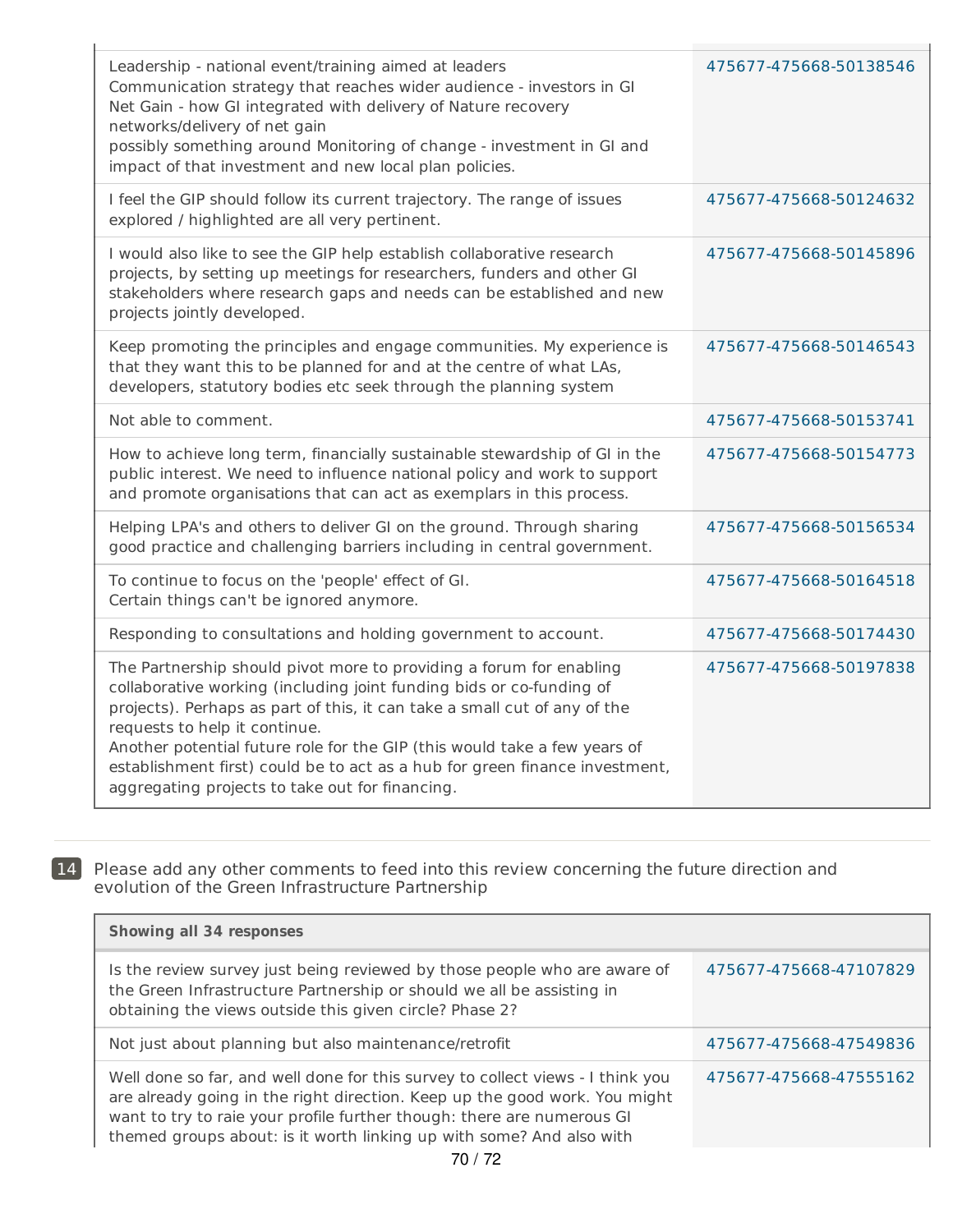| | |
|---|---|
| Leadership - national event/training aimed at leaders<br>Communication strategy that reaches wider audience - investors in GI<br>Net Gain - how GI integrated with delivery of Nature recovery networks/delivery of net gain<br>possibly something around Monitoring of change - investment in GI and impact of that investment and new local plan policies. | 475677-475668-50138546 |
| I feel the GIP should follow its current trajectory. The range of issues explored / highlighted are all very pertinent. | 475677-475668-50124632 |
| I would also like to see the GIP help establish collaborative research projects, by setting up meetings for researchers, funders and other GI stakeholders where research gaps and needs can be established and new projects jointly developed. | 475677-475668-50145896 |
| Keep promoting the principles and engage communities. My experience is that they want this to be planned for and at the centre of what LAs, developers, statutory bodies etc seek through the planning system | 475677-475668-50146543 |
| Not able to comment. | 475677-475668-50153741 |
| How to achieve long term, financially sustainable stewardship of GI in the public interest. We need to influence national policy and work to support and promote organisations that can act as exemplars in this process. | 475677-475668-50154773 |
| Helping LPA's and others to deliver GI on the ground. Through sharing good practice and challenging barriers including in central government. | 475677-475668-50156534 |
| To continue to focus on the 'people' effect of GI.<br>Certain things can't be ignored anymore. | 475677-475668-50164518 |
| Responding to consultations and holding government to account. | 475677-475668-50174430 |
| The Partnership should pivot more to providing a forum for enabling collaborative working (including joint funding bids or co-funding of projects). Perhaps as part of this, it can take a small cut of any of the requests to help it continue.<br>Another potential future role for the GIP (this would take a few years of establishment first) could be to act as a hub for green finance investment, aggregating projects to take out for financing. | 475677-475668-50197838 |

**14** Please add any other comments to feed into this review concerning the future direction and evolution of the Green Infrastructure Partnership

| Showing all 34 responses | |
|---|---|
| Is the review survey just being reviewed by those people who are aware of the Green Infrastructure Partnership or should we all be assisting in obtaining the views outside this given circle? Phase 2? | 475677-475668-47107829 |
| Not just about planning but also maintenance/retrofit | 475677-475668-47549836 |
| Well done so far, and well done for this survey to collect views - I think you are already going in the right direction. Keep up the good work. You might want to try to raie your profile further though: there are numerous GI themed groups about: is it worth linking up with some? And also with | 475677-475668-47555162 |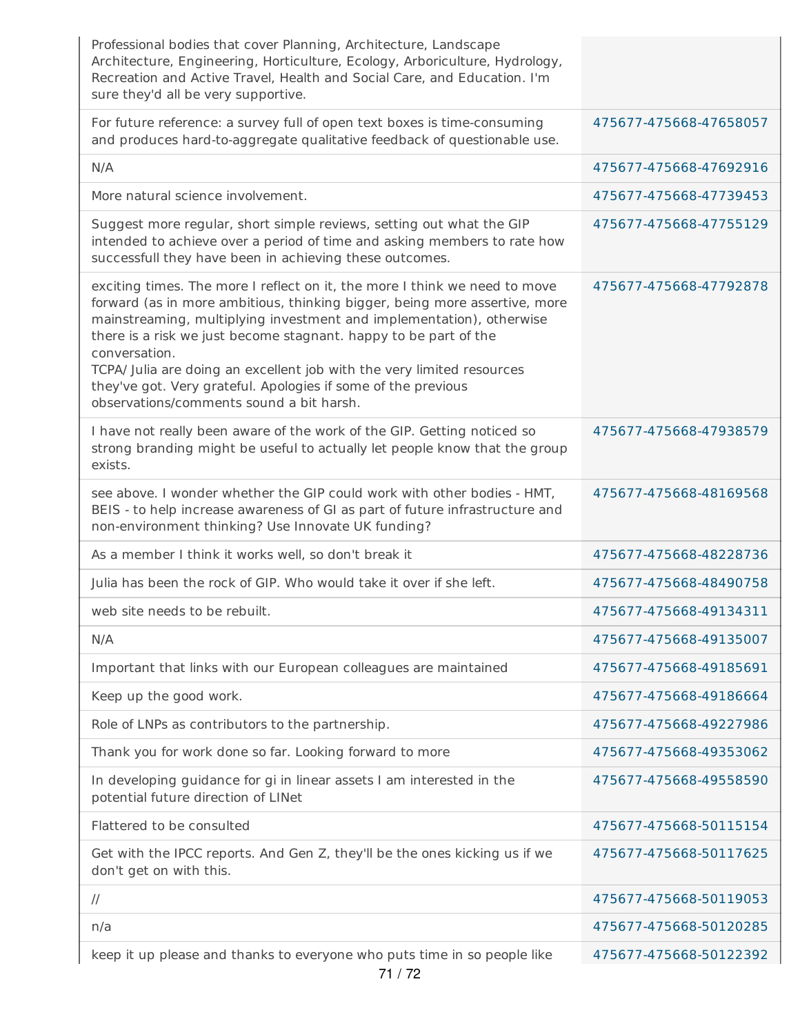| | |
|---|---|
| Professional bodies that cover Planning, Architecture, Landscape Architecture, Engineering, Horticulture, Ecology, Arboriculture, Hydrology, Recreation and Active Travel, Health and Social Care, and Education. I'm sure they'd all be very supportive. | |
| For future reference: a survey full of open text boxes is time-consuming and produces hard-to-aggregate qualitative feedback of questionable use. | 475677-475668-47658057 |
| N/A | 475677-475668-47692916 |
| More natural science involvement. | 475677-475668-47739453 |
| Suggest more regular, short simple reviews, setting out what the GIP intended to achieve over a period of time and asking members to rate how successfull they have been in achieving these outcomes. | 475677-475668-47755129 |
| exciting times. The more I reflect on it, the more I think we need to move forward (as in more ambitious, thinking bigger, being more assertive, more mainstreaming, multiplying investment and implementation), otherwise there is a risk we just become stagnant. happy to be part of the conversation.<br>TCPA/ Julia are doing an excellent job with the very limited resources they've got. Very grateful. Apologies if some of the previous observations/comments sound a bit harsh. | 475677-475668-47792878 |
| I have not really been aware of the work of the GIP. Getting noticed so strong branding might be useful to actually let people know that the group exists. | 475677-475668-47938579 |
| see above. I wonder whether the GIP could work with other bodies - HMT, BEIS - to help increase awareness of GI as part of future infrastructure and non-environment thinking? Use Innovate UK funding? | 475677-475668-48169568 |
| As a member I think it works well, so don't break it | 475677-475668-48228736 |
| Julia has been the rock of GIP. Who would take it over if she left. | 475677-475668-48490758 |
| web site needs to be rebuilt. | 475677-475668-49134311 |
| N/A | 475677-475668-49135007 |
| Important that links with our European colleagues are maintained | 475677-475668-49185691 |
| Keep up the good work. | 475677-475668-49186664 |
| Role of LNPs as contributors to the partnership. | 475677-475668-49227986 |
| Thank you for work done so far. Looking forward to more | 475677-475668-49353062 |
| In developing guidance for gi in linear assets I am interested in the potential future direction of LINet | 475677-475668-49558590 |
| Flattered to be consulted | 475677-475668-50115154 |
| Get with the IPCC reports. And Gen Z, they'll be the ones kicking us if we don't get on with this. | 475677-475668-50117625 |
| // | 475677-475668-50119053 |
| n/a | 475677-475668-50120285 |
| keep it up please and thanks to everyone who puts time in so people like | 475677-475668-50122392 |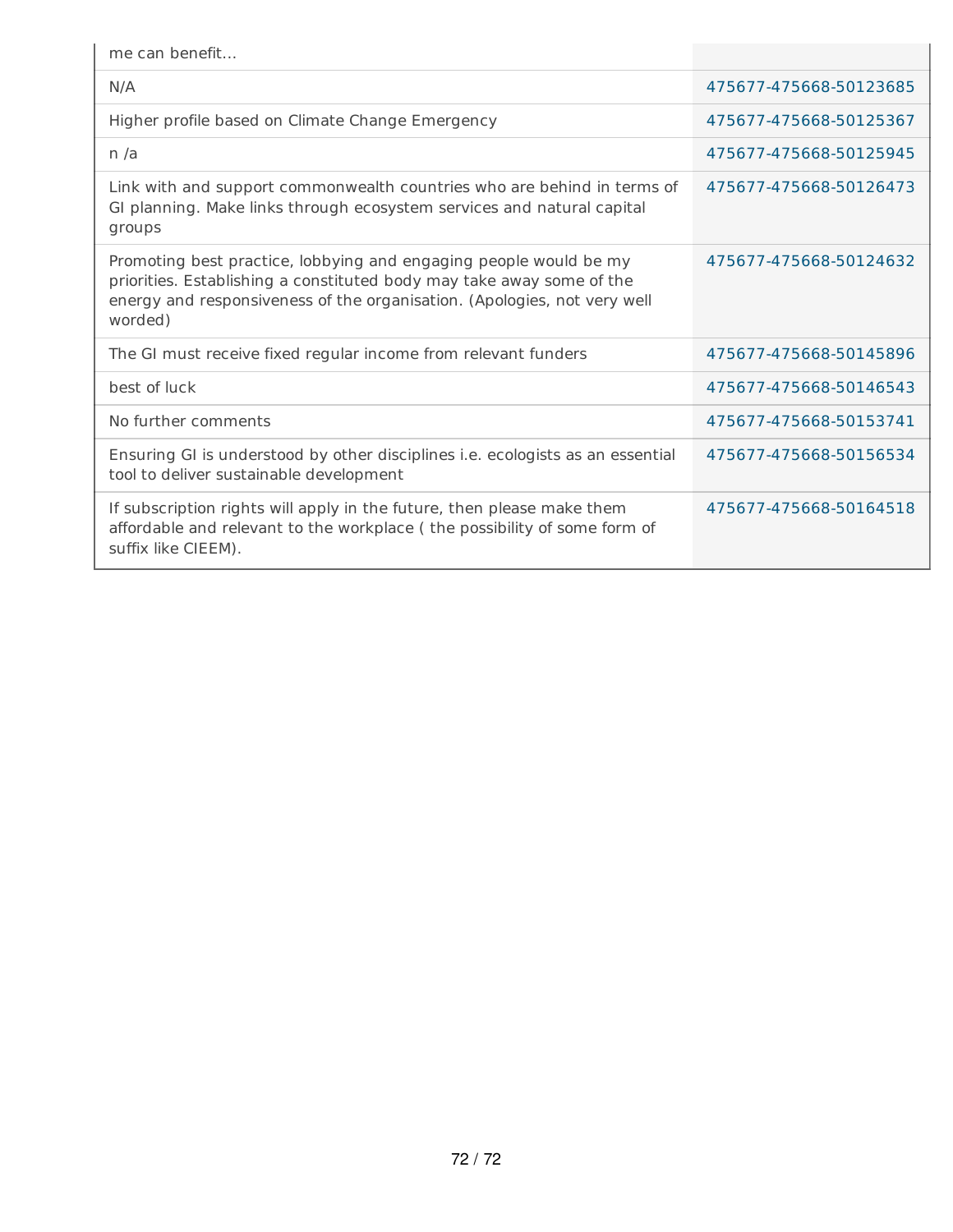| | |
|---|---|
| me can benefit... | |
| N/A | 475677-475668-50123685 |
| Higher profile based on Climate Change Emergency | 475677-475668-50125367 |
| n /a | 475677-475668-50125945 |
| Link with and support commonwealth countries who are behind in terms of GI planning. Make links through ecosystem services and natural capital groups | 475677-475668-50126473 |
| Promoting best practice, lobbying and engaging people would be my priorities. Establishing a constituted body may take away some of the energy and responsiveness of the organisation. (Apologies, not very well worded) | 475677-475668-50124632 |
| The GI must receive fixed regular income from relevant funders | 475677-475668-50145896 |
| best of luck | 475677-475668-50146543 |
| No further comments | 475677-475668-50153741 |
| Ensuring GI is understood by other disciplines i.e. ecologists as an essential tool to deliver sustainable development | 475677-475668-50156534 |
| If subscription rights will apply in the future, then please make them affordable and relevant to the workplace ( the possibility of some form of suffix like CIEEM). | 475677-475668-50164518 |